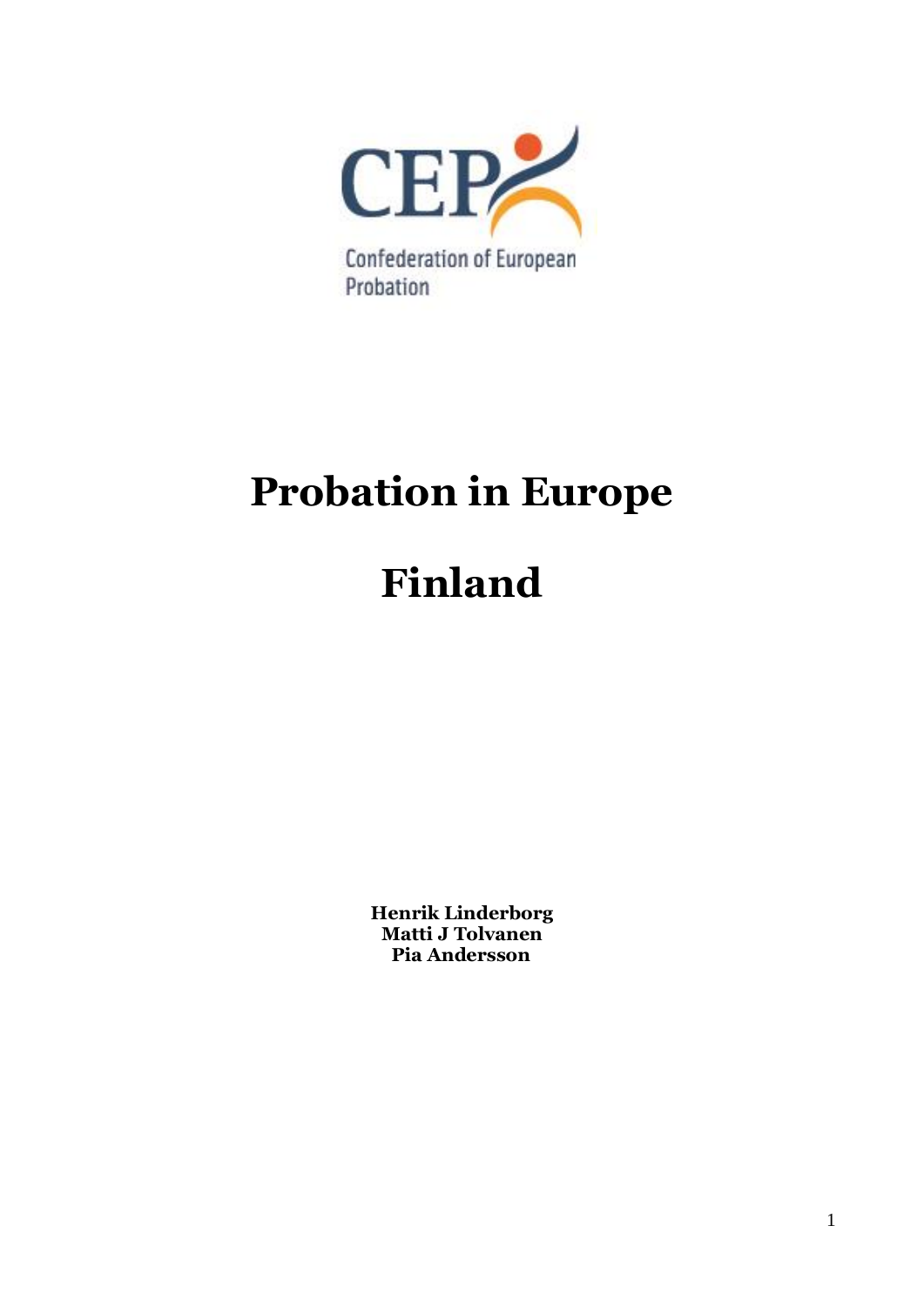CEP

Confederation of European Probation

# Probation in Europe

# Finland

**Henrik Linderborg**
**Matti J Tolvanen**
**Pia Andersson**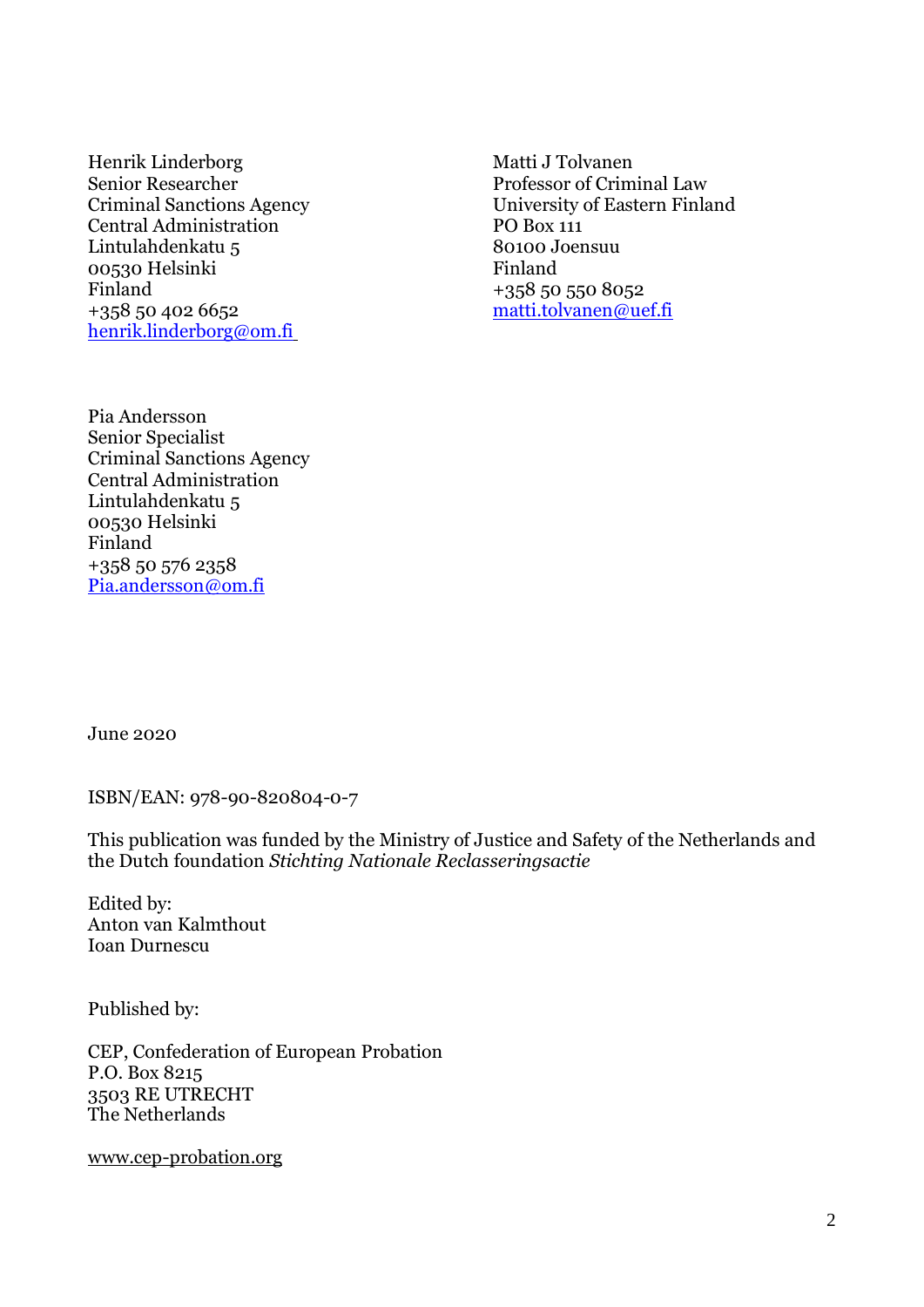Henrik Linderborg
Senior Researcher
Criminal Sanctions Agency
Central Administration
Lintulahdenkatu 5
00530 Helsinki
Finland
+358 50 402 6652
henrik.linderborg@om.fi

Matti J Tolvanen
Professor of Criminal Law
University of Eastern Finland
PO Box 111
80100 Joensuu
Finland
+358 50 550 8052
matti.tolvanen@uef.fi

Pia Andersson
Senior Specialist
Criminal Sanctions Agency
Central Administration
Lintulahdenkatu 5
00530 Helsinki
Finland
+358 50 576 2358
Pia.andersson@om.fi

June 2020

ISBN/EAN: 978-90-820804-0-7

This publication was funded by the Ministry of Justice and Safety of the Netherlands and the Dutch foundation *Stichting Nationale Reclasseringsactie*

Edited by:
Anton van Kalmthout
Ioan Durnescu

Published by:

CEP, Confederation of European Probation
P.O. Box 8215
3503 RE UTRECHT
The Netherlands

www.cep-probation.org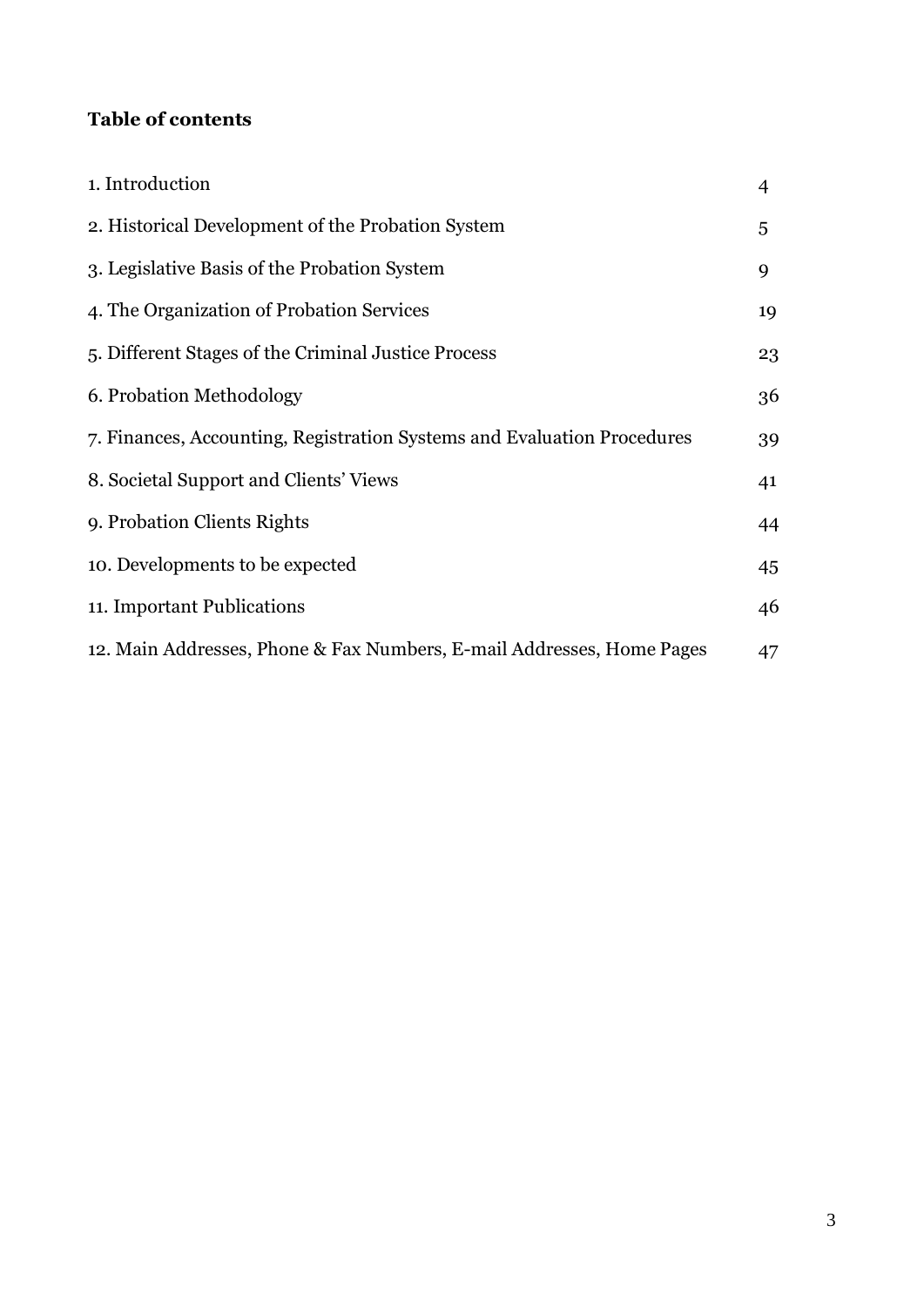**Table of contents**

| | |
|---|---|
| 1. Introduction | 4 |
| 2. Historical Development of the Probation System | 5 |
| 3. Legislative Basis of the Probation System | 9 |
| 4. The Organization of Probation Services | 19 |
| 5. Different Stages of the Criminal Justice Process | 23 |
| 6. Probation Methodology | 36 |
| 7. Finances, Accounting, Registration Systems and Evaluation Procedures | 39 |
| 8. Societal Support and Clients' Views | 41 |
| 9. Probation Clients Rights | 44 |
| 10. Developments to be expected | 45 |
| 11. Important Publications | 46 |
| 12. Main Addresses, Phone & Fax Numbers, E-mail Addresses, Home Pages | 47 |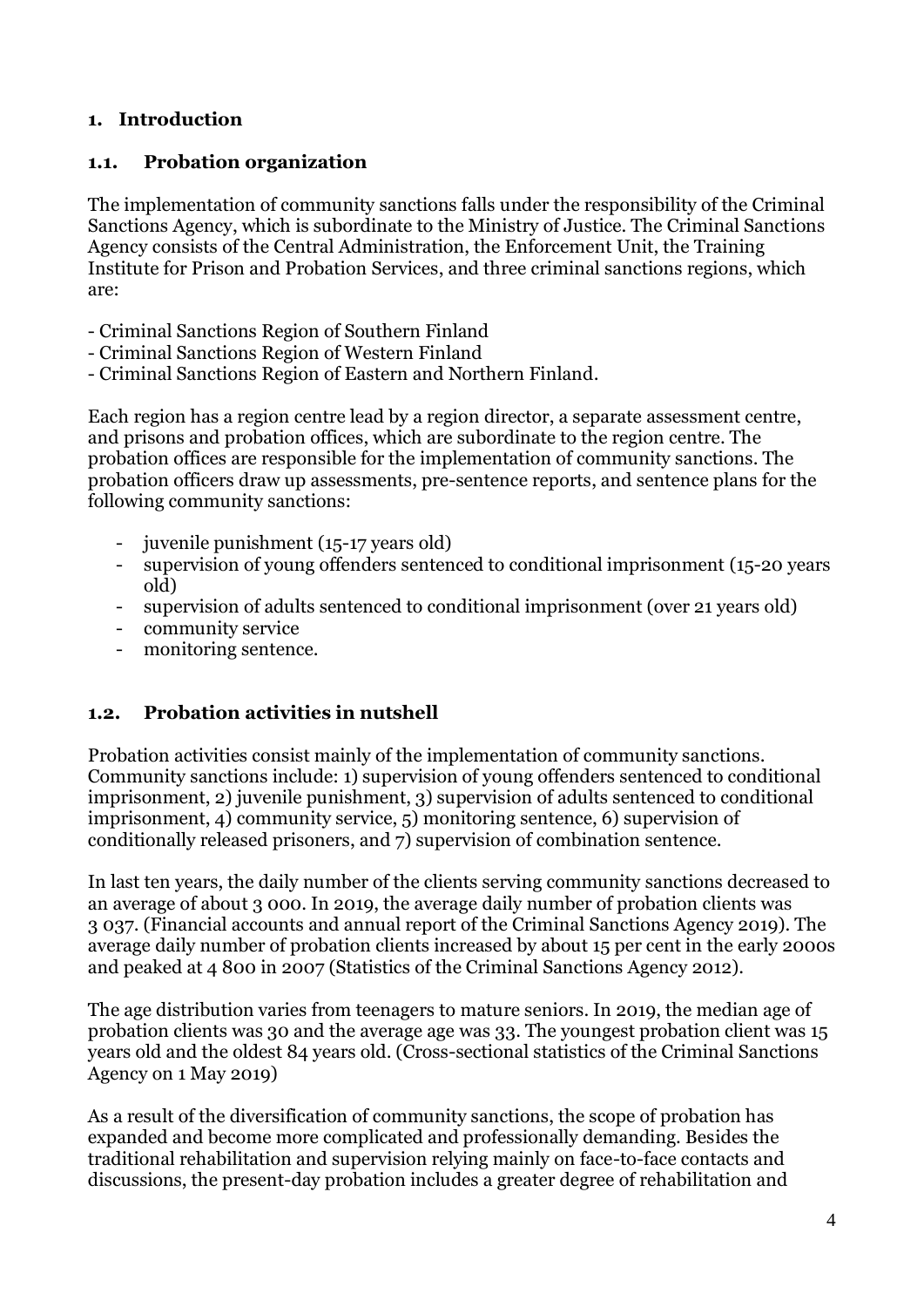# 1. Introduction

## 1.1. Probation organization

The implementation of community sanctions falls under the responsibility of the Criminal Sanctions Agency, which is subordinate to the Ministry of Justice. The Criminal Sanctions Agency consists of the Central Administration, the Enforcement Unit, the Training Institute for Prison and Probation Services, and three criminal sanctions regions, which are:

- Criminal Sanctions Region of Southern Finland
- Criminal Sanctions Region of Western Finland
- Criminal Sanctions Region of Eastern and Northern Finland.

Each region has a region centre lead by a region director, a separate assessment centre, and prisons and probation offices, which are subordinate to the region centre. The probation offices are responsible for the implementation of community sanctions. The probation officers draw up assessments, pre-sentence reports, and sentence plans for the following community sanctions:

- juvenile punishment (15-17 years old)
- supervision of young offenders sentenced to conditional imprisonment (15-20 years old)
- supervision of adults sentenced to conditional imprisonment (over 21 years old)
- community service
- monitoring sentence.

## 1.2. Probation activities in nutshell

Probation activities consist mainly of the implementation of community sanctions. Community sanctions include: 1) supervision of young offenders sentenced to conditional imprisonment, 2) juvenile punishment, 3) supervision of adults sentenced to conditional imprisonment, 4) community service, 5) monitoring sentence, 6) supervision of conditionally released prisoners, and 7) supervision of combination sentence.

In last ten years, the daily number of the clients serving community sanctions decreased to an average of about 3 000. In 2019, the average daily number of probation clients was 3 037. (Financial accounts and annual report of the Criminal Sanctions Agency 2019). The average daily number of probation clients increased by about 15 per cent in the early 2000s and peaked at 4 800 in 2007 (Statistics of the Criminal Sanctions Agency 2012).

The age distribution varies from teenagers to mature seniors. In 2019, the median age of probation clients was 30 and the average age was 33. The youngest probation client was 15 years old and the oldest 84 years old. (Cross-sectional statistics of the Criminal Sanctions Agency on 1 May 2019)

As a result of the diversification of community sanctions, the scope of probation has expanded and become more complicated and professionally demanding. Besides the traditional rehabilitation and supervision relying mainly on face-to-face contacts and discussions, the present-day probation includes a greater degree of rehabilitation and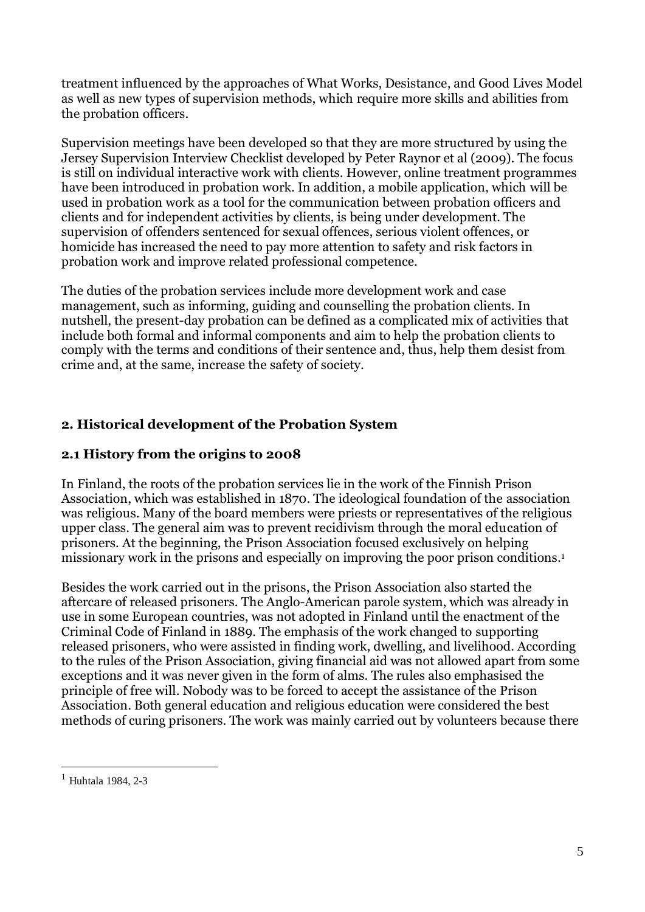treatment influenced by the approaches of What Works, Desistance, and Good Lives Model as well as new types of supervision methods, which require more skills and abilities from the probation officers.

Supervision meetings have been developed so that they are more structured by using the Jersey Supervision Interview Checklist developed by Peter Raynor et al (2009). The focus is still on individual interactive work with clients. However, online treatment programmes have been introduced in probation work. In addition, a mobile application, which will be used in probation work as a tool for the communication between probation officers and clients and for independent activities by clients, is being under development. The supervision of offenders sentenced for sexual offences, serious violent offences, or homicide has increased the need to pay more attention to safety and risk factors in probation work and improve related professional competence.

The duties of the probation services include more development work and case management, such as informing, guiding and counselling the probation clients. In nutshell, the present-day probation can be defined as a complicated mix of activities that include both formal and informal components and aim to help the probation clients to comply with the terms and conditions of their sentence and, thus, help them desist from crime and, at the same, increase the safety of society.

## 2. Historical development of the Probation System

### 2.1 History from the origins to 2008

In Finland, the roots of the probation services lie in the work of the Finnish Prison Association, which was established in 1870. The ideological foundation of the association was religious. Many of the board members were priests or representatives of the religious upper class. The general aim was to prevent recidivism through the moral education of prisoners. At the beginning, the Prison Association focused exclusively on helping missionary work in the prisons and especially on improving the poor prison conditions.[1]

Besides the work carried out in the prisons, the Prison Association also started the aftercare of released prisoners. The Anglo-American parole system, which was already in use in some European countries, was not adopted in Finland until the enactment of the Criminal Code of Finland in 1889. The emphasis of the work changed to supporting released prisoners, who were assisted in finding work, dwelling, and livelihood. According to the rules of the Prison Association, giving financial aid was not allowed apart from some exceptions and it was never given in the form of alms. The rules also emphasised the principle of free will. Nobody was to be forced to accept the assistance of the Prison Association. Both general education and religious education were considered the best methods of curing prisoners. The work was mainly carried out by volunteers because there

[1] Huhtala 1984, 2-3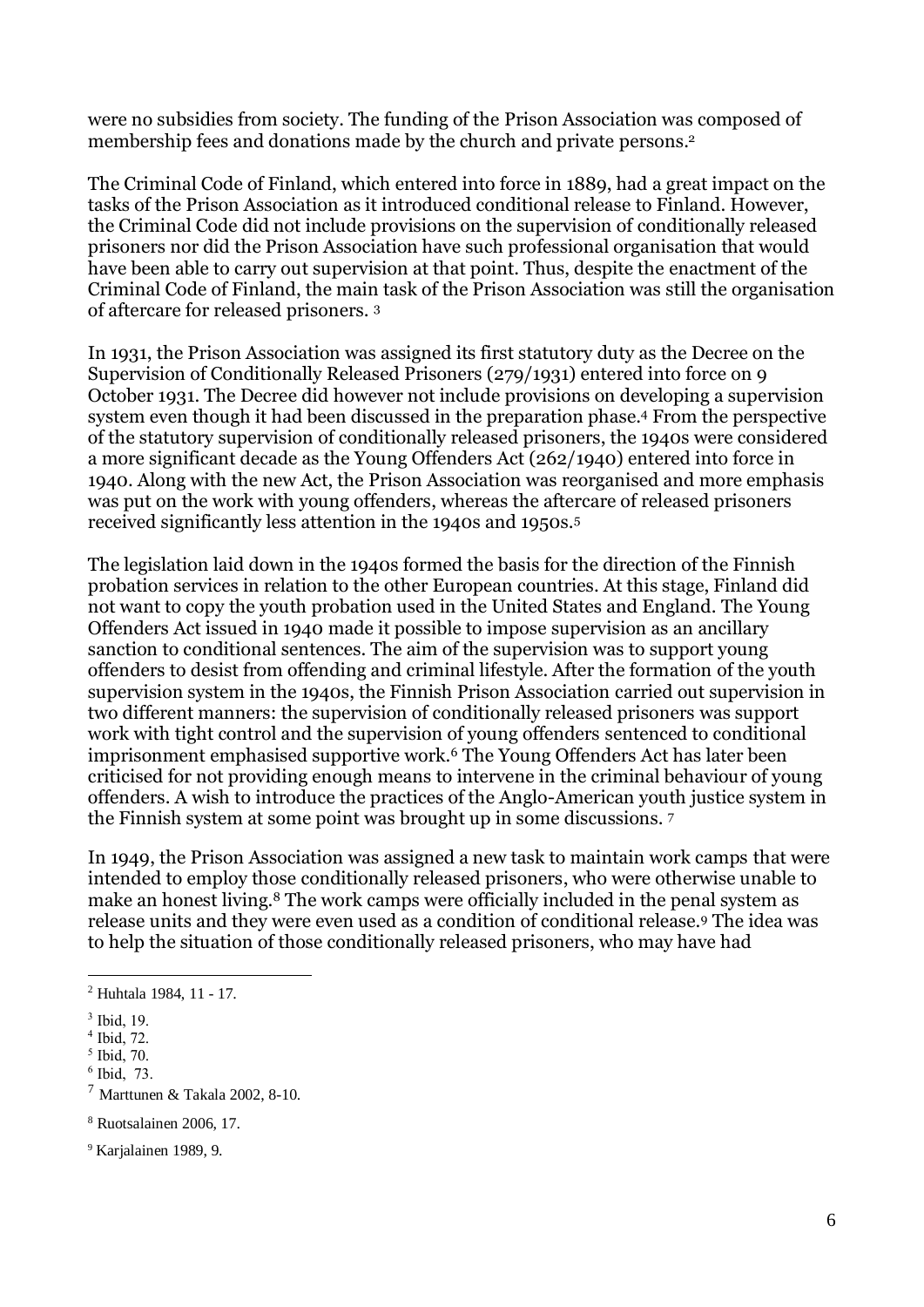were no subsidies from society. The funding of the Prison Association was composed of membership fees and donations made by the church and private persons.[2]

The Criminal Code of Finland, which entered into force in 1889, had a great impact on the tasks of the Prison Association as it introduced conditional release to Finland. However, the Criminal Code did not include provisions on the supervision of conditionally released prisoners nor did the Prison Association have such professional organisation that would have been able to carry out supervision at that point. Thus, despite the enactment of the Criminal Code of Finland, the main task of the Prison Association was still the organisation of aftercare for released prisoners. [3]

In 1931, the Prison Association was assigned its first statutory duty as the Decree on the Supervision of Conditionally Released Prisoners (279/1931) entered into force on 9 October 1931. The Decree did however not include provisions on developing a supervision system even though it had been discussed in the preparation phase.[4] From the perspective of the statutory supervision of conditionally released prisoners, the 1940s were considered a more significant decade as the Young Offenders Act (262/1940) entered into force in 1940. Along with the new Act, the Prison Association was reorganised and more emphasis was put on the work with young offenders, whereas the aftercare of released prisoners received significantly less attention in the 1940s and 1950s.[5]

The legislation laid down in the 1940s formed the basis for the direction of the Finnish probation services in relation to the other European countries. At this stage, Finland did not want to copy the youth probation used in the United States and England. The Young Offenders Act issued in 1940 made it possible to impose supervision as an ancillary sanction to conditional sentences. The aim of the supervision was to support young offenders to desist from offending and criminal lifestyle. After the formation of the youth supervision system in the 1940s, the Finnish Prison Association carried out supervision in two different manners: the supervision of conditionally released prisoners was support work with tight control and the supervision of young offenders sentenced to conditional imprisonment emphasised supportive work.[6] The Young Offenders Act has later been criticised for not providing enough means to intervene in the criminal behaviour of young offenders. A wish to introduce the practices of the Anglo-American youth justice system in the Finnish system at some point was brought up in some discussions. [7]

In 1949, the Prison Association was assigned a new task to maintain work camps that were intended to employ those conditionally released prisoners, who were otherwise unable to make an honest living.[8] The work camps were officially included in the penal system as release units and they were even used as a condition of conditional release.[9] The idea was to help the situation of those conditionally released prisoners, who may have had

---

[2] Huhtala 1984, 11 - 17.

[3] Ibid, 19.

[4] Ibid, 72.

[5] Ibid, 70.

[6] Ibid, 73.

[7] Marttunen & Takala 2002, 8-10.

[8] Ruotsalainen 2006, 17.

[9] Karjalainen 1989, 9.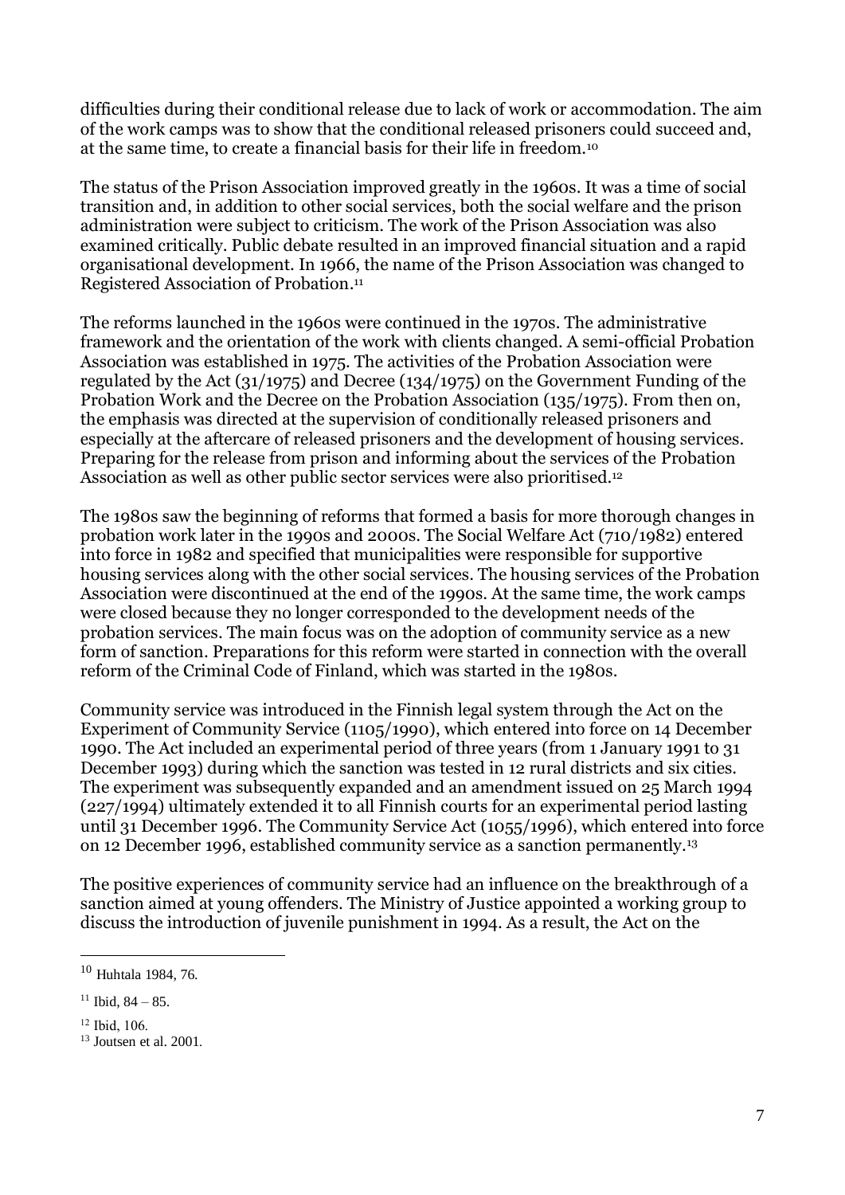difficulties during their conditional release due to lack of work or accommodation. The aim of the work camps was to show that the conditional released prisoners could succeed and, at the same time, to create a financial basis for their life in freedom.[10]

The status of the Prison Association improved greatly in the 1960s. It was a time of social transition and, in addition to other social services, both the social welfare and the prison administration were subject to criticism. The work of the Prison Association was also examined critically. Public debate resulted in an improved financial situation and a rapid organisational development. In 1966, the name of the Prison Association was changed to Registered Association of Probation.[11]

The reforms launched in the 1960s were continued in the 1970s. The administrative framework and the orientation of the work with clients changed. A semi-official Probation Association was established in 1975. The activities of the Probation Association were regulated by the Act (31/1975) and Decree (134/1975) on the Government Funding of the Probation Work and the Decree on the Probation Association (135/1975). From then on, the emphasis was directed at the supervision of conditionally released prisoners and especially at the aftercare of released prisoners and the development of housing services. Preparing for the release from prison and informing about the services of the Probation Association as well as other public sector services were also prioritised.[12]

The 1980s saw the beginning of reforms that formed a basis for more thorough changes in probation work later in the 1990s and 2000s. The Social Welfare Act (710/1982) entered into force in 1982 and specified that municipalities were responsible for supportive housing services along with the other social services. The housing services of the Probation Association were discontinued at the end of the 1990s. At the same time, the work camps were closed because they no longer corresponded to the development needs of the probation services. The main focus was on the adoption of community service as a new form of sanction. Preparations for this reform were started in connection with the overall reform of the Criminal Code of Finland, which was started in the 1980s.

Community service was introduced in the Finnish legal system through the Act on the Experiment of Community Service (1105/1990), which entered into force on 14 December 1990. The Act included an experimental period of three years (from 1 January 1991 to 31 December 1993) during which the sanction was tested in 12 rural districts and six cities. The experiment was subsequently expanded and an amendment issued on 25 March 1994 (227/1994) ultimately extended it to all Finnish courts for an experimental period lasting until 31 December 1996. The Community Service Act (1055/1996), which entered into force on 12 December 1996, established community service as a sanction permanently.[13]

The positive experiences of community service had an influence on the breakthrough of a sanction aimed at young offenders. The Ministry of Justice appointed a working group to discuss the introduction of juvenile punishment in 1994. As a result, the Act on the

---

[10] Huhtala 1984, 76.

[11] Ibid, 84 – 85.

[12] Ibid, 106.

[13] Joutsen et al. 2001.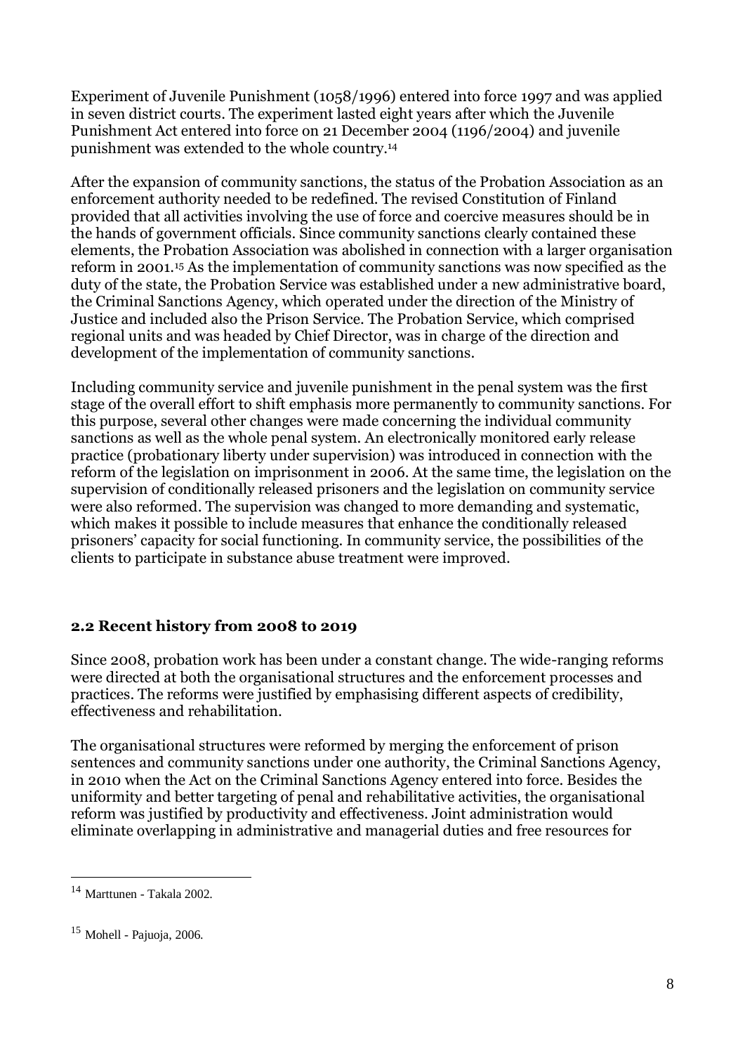Experiment of Juvenile Punishment (1058/1996) entered into force 1997 and was applied in seven district courts. The experiment lasted eight years after which the Juvenile Punishment Act entered into force on 21 December 2004 (1196/2004) and juvenile punishment was extended to the whole country.[14]

After the expansion of community sanctions, the status of the Probation Association as an enforcement authority needed to be redefined. The revised Constitution of Finland provided that all activities involving the use of force and coercive measures should be in the hands of government officials. Since community sanctions clearly contained these elements, the Probation Association was abolished in connection with a larger organisation reform in 2001.[15] As the implementation of community sanctions was now specified as the duty of the state, the Probation Service was established under a new administrative board, the Criminal Sanctions Agency, which operated under the direction of the Ministry of Justice and included also the Prison Service. The Probation Service, which comprised regional units and was headed by Chief Director, was in charge of the direction and development of the implementation of community sanctions.

Including community service and juvenile punishment in the penal system was the first stage of the overall effort to shift emphasis more permanently to community sanctions. For this purpose, several other changes were made concerning the individual community sanctions as well as the whole penal system. An electronically monitored early release practice (probationary liberty under supervision) was introduced in connection with the reform of the legislation on imprisonment in 2006. At the same time, the legislation on the supervision of conditionally released prisoners and the legislation on community service were also reformed. The supervision was changed to more demanding and systematic, which makes it possible to include measures that enhance the conditionally released prisoners' capacity for social functioning. In community service, the possibilities of the clients to participate in substance abuse treatment were improved.

## 2.2 Recent history from 2008 to 2019

Since 2008, probation work has been under a constant change. The wide-ranging reforms were directed at both the organisational structures and the enforcement processes and practices. The reforms were justified by emphasising different aspects of credibility, effectiveness and rehabilitation.

The organisational structures were reformed by merging the enforcement of prison sentences and community sanctions under one authority, the Criminal Sanctions Agency, in 2010 when the Act on the Criminal Sanctions Agency entered into force. Besides the uniformity and better targeting of penal and rehabilitative activities, the organisational reform was justified by productivity and effectiveness. Joint administration would eliminate overlapping in administrative and managerial duties and free resources for

[14] Marttunen - Takala 2002.

[15] Mohell - Pajuoja, 2006.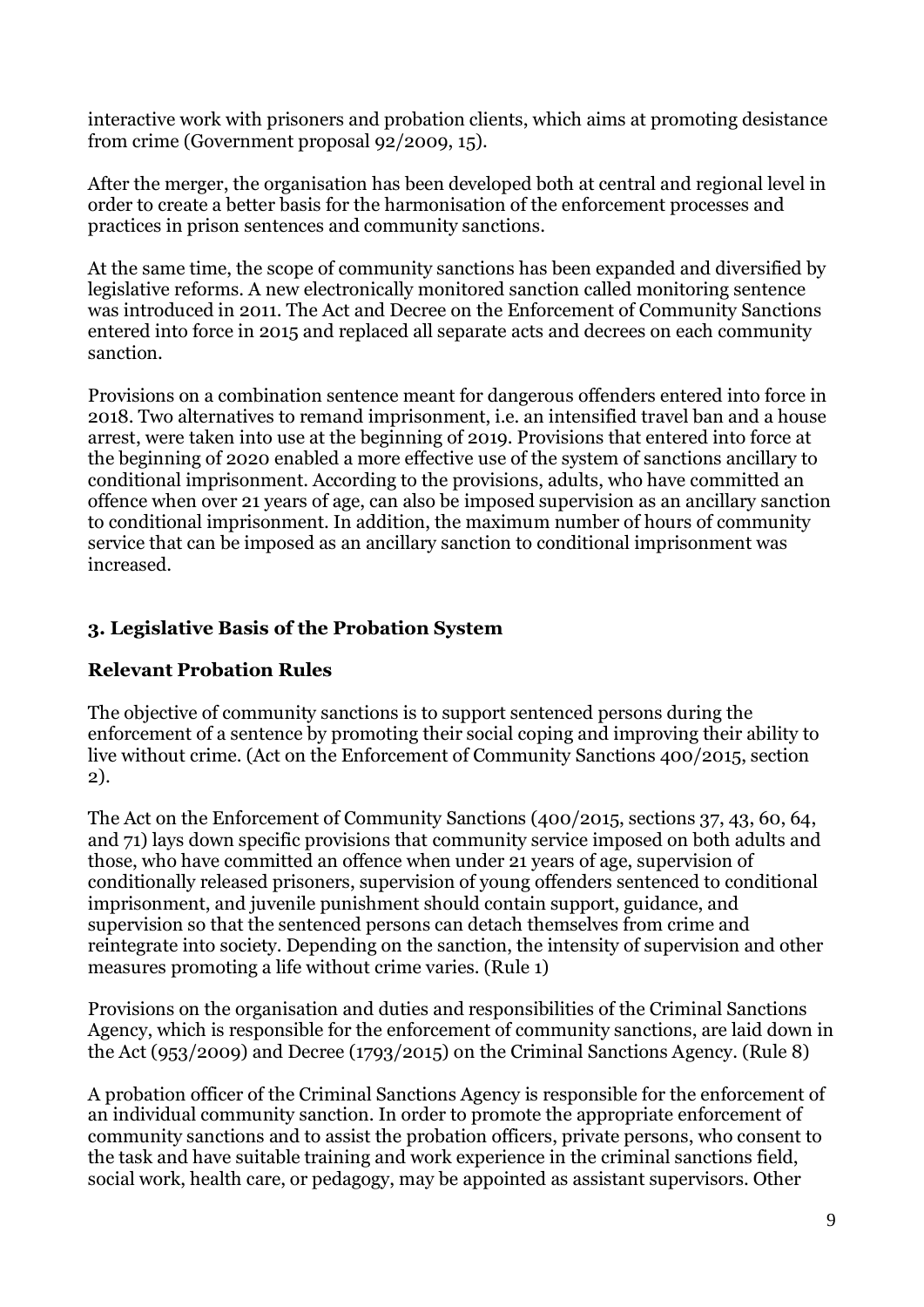interactive work with prisoners and probation clients, which aims at promoting desistance from crime (Government proposal 92/2009, 15).

After the merger, the organisation has been developed both at central and regional level in order to create a better basis for the harmonisation of the enforcement processes and practices in prison sentences and community sanctions.

At the same time, the scope of community sanctions has been expanded and diversified by legislative reforms. A new electronically monitored sanction called monitoring sentence was introduced in 2011. The Act and Decree on the Enforcement of Community Sanctions entered into force in 2015 and replaced all separate acts and decrees on each community sanction.

Provisions on a combination sentence meant for dangerous offenders entered into force in 2018. Two alternatives to remand imprisonment, i.e. an intensified travel ban and a house arrest, were taken into use at the beginning of 2019. Provisions that entered into force at the beginning of 2020 enabled a more effective use of the system of sanctions ancillary to conditional imprisonment. According to the provisions, adults, who have committed an offence when over 21 years of age, can also be imposed supervision as an ancillary sanction to conditional imprisonment. In addition, the maximum number of hours of community service that can be imposed as an ancillary sanction to conditional imprisonment was increased.

## 3. Legislative Basis of the Probation System

### Relevant Probation Rules

The objective of community sanctions is to support sentenced persons during the enforcement of a sentence by promoting their social coping and improving their ability to live without crime. (Act on the Enforcement of Community Sanctions 400/2015, section 2).

The Act on the Enforcement of Community Sanctions (400/2015, sections 37, 43, 60, 64, and 71) lays down specific provisions that community service imposed on both adults and those, who have committed an offence when under 21 years of age, supervision of conditionally released prisoners, supervision of young offenders sentenced to conditional imprisonment, and juvenile punishment should contain support, guidance, and supervision so that the sentenced persons can detach themselves from crime and reintegrate into society. Depending on the sanction, the intensity of supervision and other measures promoting a life without crime varies. (Rule 1)

Provisions on the organisation and duties and responsibilities of the Criminal Sanctions Agency, which is responsible for the enforcement of community sanctions, are laid down in the Act (953/2009) and Decree (1793/2015) on the Criminal Sanctions Agency. (Rule 8)

A probation officer of the Criminal Sanctions Agency is responsible for the enforcement of an individual community sanction. In order to promote the appropriate enforcement of community sanctions and to assist the probation officers, private persons, who consent to the task and have suitable training and work experience in the criminal sanctions field, social work, health care, or pedagogy, may be appointed as assistant supervisors. Other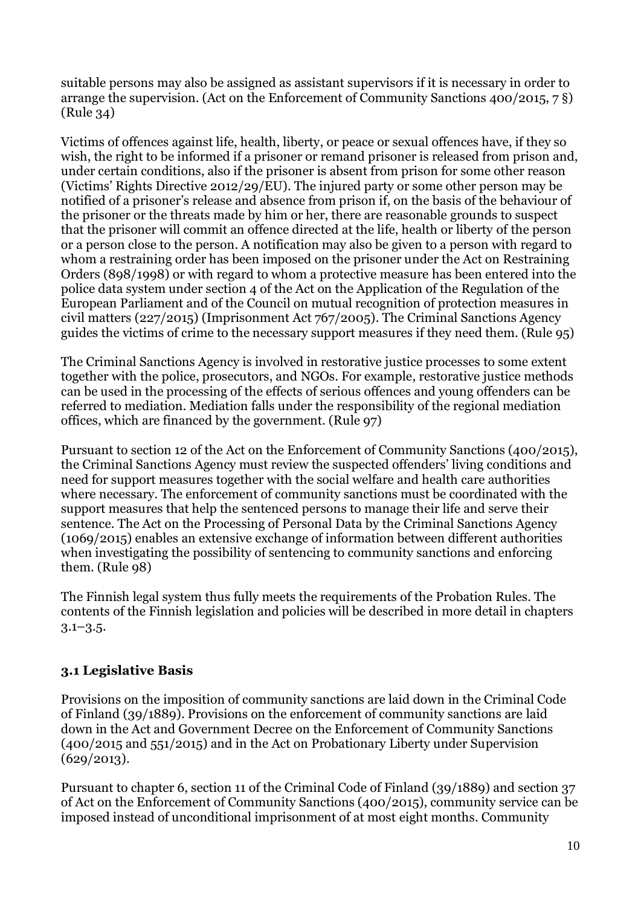suitable persons may also be assigned as assistant supervisors if it is necessary in order to arrange the supervision. (Act on the Enforcement of Community Sanctions 400/2015, 7 §) (Rule 34)

Victims of offences against life, health, liberty, or peace or sexual offences have, if they so wish, the right to be informed if a prisoner or remand prisoner is released from prison and, under certain conditions, also if the prisoner is absent from prison for some other reason (Victims' Rights Directive 2012/29/EU). The injured party or some other person may be notified of a prisoner's release and absence from prison if, on the basis of the behaviour of the prisoner or the threats made by him or her, there are reasonable grounds to suspect that the prisoner will commit an offence directed at the life, health or liberty of the person or a person close to the person. A notification may also be given to a person with regard to whom a restraining order has been imposed on the prisoner under the Act on Restraining Orders (898/1998) or with regard to whom a protective measure has been entered into the police data system under section 4 of the Act on the Application of the Regulation of the European Parliament and of the Council on mutual recognition of protection measures in civil matters (227/2015) (Imprisonment Act 767/2005). The Criminal Sanctions Agency guides the victims of crime to the necessary support measures if they need them. (Rule 95)

The Criminal Sanctions Agency is involved in restorative justice processes to some extent together with the police, prosecutors, and NGOs. For example, restorative justice methods can be used in the processing of the effects of serious offences and young offenders can be referred to mediation. Mediation falls under the responsibility of the regional mediation offices, which are financed by the government. (Rule 97)

Pursuant to section 12 of the Act on the Enforcement of Community Sanctions (400/2015), the Criminal Sanctions Agency must review the suspected offenders' living conditions and need for support measures together with the social welfare and health care authorities where necessary. The enforcement of community sanctions must be coordinated with the support measures that help the sentenced persons to manage their life and serve their sentence. The Act on the Processing of Personal Data by the Criminal Sanctions Agency (1069/2015) enables an extensive exchange of information between different authorities when investigating the possibility of sentencing to community sanctions and enforcing them. (Rule 98)

The Finnish legal system thus fully meets the requirements of the Probation Rules. The contents of the Finnish legislation and policies will be described in more detail in chapters 3.1–3.5.

### 3.1 Legislative Basis

Provisions on the imposition of community sanctions are laid down in the Criminal Code of Finland (39/1889). Provisions on the enforcement of community sanctions are laid down in the Act and Government Decree on the Enforcement of Community Sanctions (400/2015 and 551/2015) and in the Act on Probationary Liberty under Supervision (629/2013).

Pursuant to chapter 6, section 11 of the Criminal Code of Finland (39/1889) and section 37 of Act on the Enforcement of Community Sanctions (400/2015), community service can be imposed instead of unconditional imprisonment of at most eight months. Community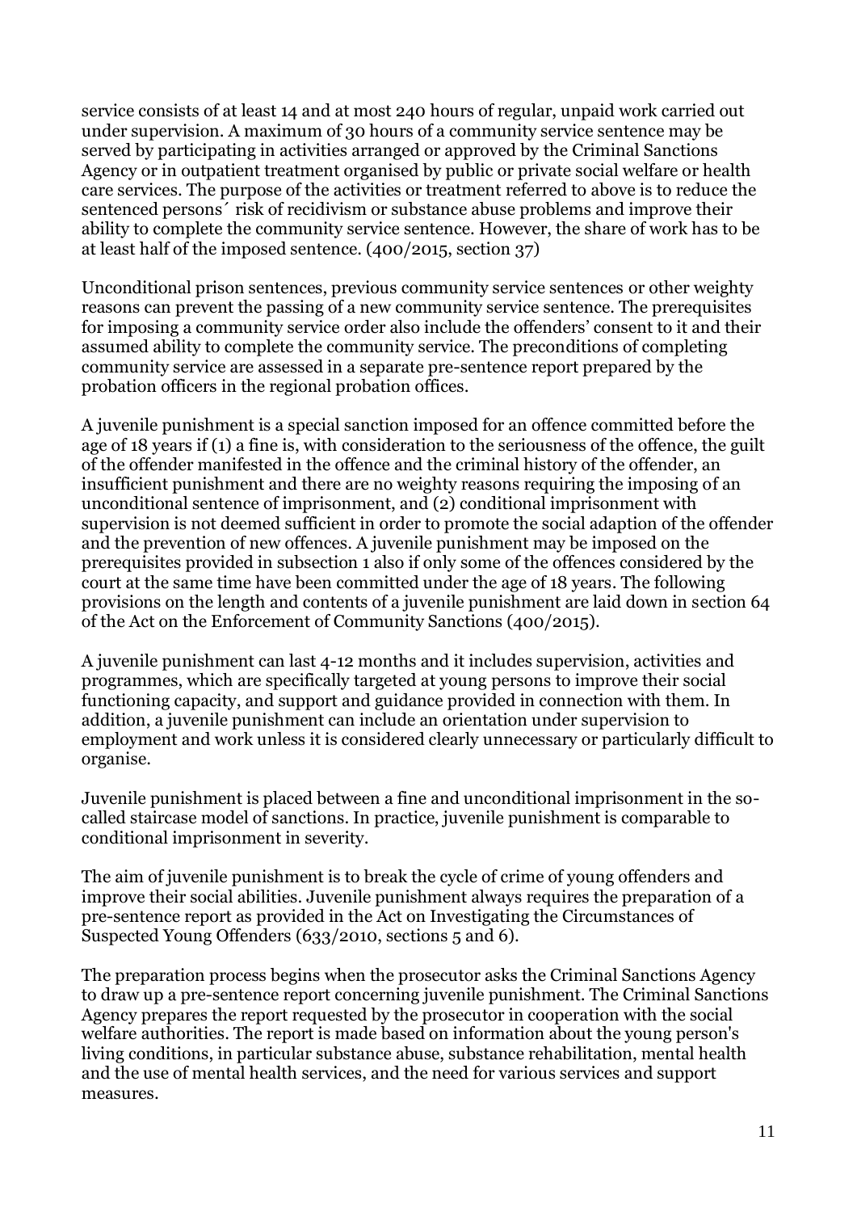service consists of at least 14 and at most 240 hours of regular, unpaid work carried out under supervision. A maximum of 30 hours of a community service sentence may be served by participating in activities arranged or approved by the Criminal Sanctions Agency or in outpatient treatment organised by public or private social welfare or health care services. The purpose of the activities or treatment referred to above is to reduce the sentenced persons´ risk of recidivism or substance abuse problems and improve their ability to complete the community service sentence. However, the share of work has to be at least half of the imposed sentence. (400/2015, section 37)

Unconditional prison sentences, previous community service sentences or other weighty reasons can prevent the passing of a new community service sentence. The prerequisites for imposing a community service order also include the offenders' consent to it and their assumed ability to complete the community service. The preconditions of completing community service are assessed in a separate pre-sentence report prepared by the probation officers in the regional probation offices.

A juvenile punishment is a special sanction imposed for an offence committed before the age of 18 years if (1) a fine is, with consideration to the seriousness of the offence, the guilt of the offender manifested in the offence and the criminal history of the offender, an insufficient punishment and there are no weighty reasons requiring the imposing of an unconditional sentence of imprisonment, and (2) conditional imprisonment with supervision is not deemed sufficient in order to promote the social adaption of the offender and the prevention of new offences. A juvenile punishment may be imposed on the prerequisites provided in subsection 1 also if only some of the offences considered by the court at the same time have been committed under the age of 18 years. The following provisions on the length and contents of a juvenile punishment are laid down in section 64 of the Act on the Enforcement of Community Sanctions (400/2015).

A juvenile punishment can last 4-12 months and it includes supervision, activities and programmes, which are specifically targeted at young persons to improve their social functioning capacity, and support and guidance provided in connection with them. In addition, a juvenile punishment can include an orientation under supervision to employment and work unless it is considered clearly unnecessary or particularly difficult to organise.

Juvenile punishment is placed between a fine and unconditional imprisonment in the so-called staircase model of sanctions. In practice, juvenile punishment is comparable to conditional imprisonment in severity.

The aim of juvenile punishment is to break the cycle of crime of young offenders and improve their social abilities. Juvenile punishment always requires the preparation of a pre-sentence report as provided in the Act on Investigating the Circumstances of Suspected Young Offenders (633/2010, sections 5 and 6).

The preparation process begins when the prosecutor asks the Criminal Sanctions Agency to draw up a pre-sentence report concerning juvenile punishment. The Criminal Sanctions Agency prepares the report requested by the prosecutor in cooperation with the social welfare authorities. The report is made based on information about the young person's living conditions, in particular substance abuse, substance rehabilitation, mental health and the use of mental health services, and the need for various services and support measures.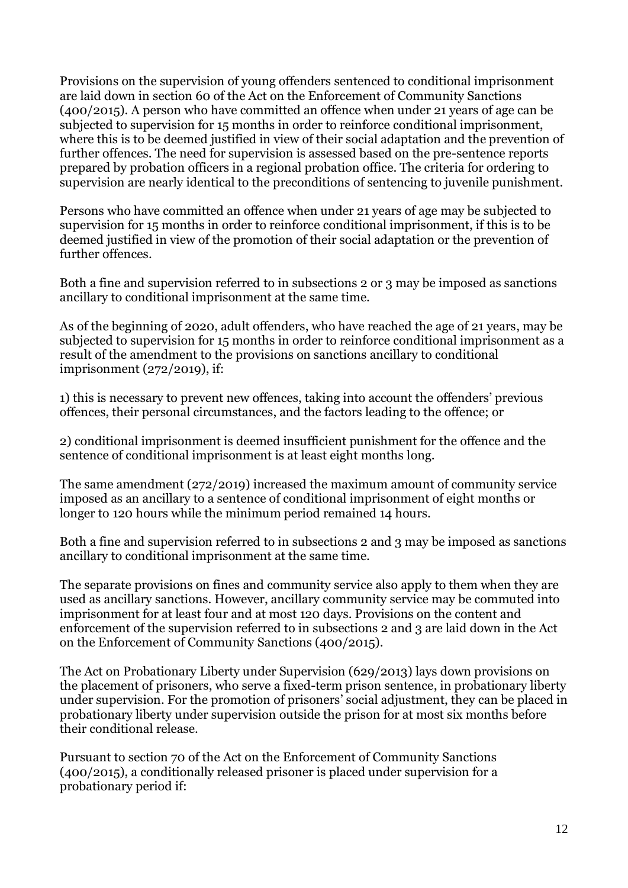Provisions on the supervision of young offenders sentenced to conditional imprisonment are laid down in section 60 of the Act on the Enforcement of Community Sanctions (400/2015). A person who have committed an offence when under 21 years of age can be subjected to supervision for 15 months in order to reinforce conditional imprisonment, where this is to be deemed justified in view of their social adaptation and the prevention of further offences. The need for supervision is assessed based on the pre-sentence reports prepared by probation officers in a regional probation office. The criteria for ordering to supervision are nearly identical to the preconditions of sentencing to juvenile punishment.

Persons who have committed an offence when under 21 years of age may be subjected to supervision for 15 months in order to reinforce conditional imprisonment, if this is to be deemed justified in view of the promotion of their social adaptation or the prevention of further offences.

Both a fine and supervision referred to in subsections 2 or 3 may be imposed as sanctions ancillary to conditional imprisonment at the same time.

As of the beginning of 2020, adult offenders, who have reached the age of 21 years, may be subjected to supervision for 15 months in order to reinforce conditional imprisonment as a result of the amendment to the provisions on sanctions ancillary to conditional imprisonment (272/2019), if:

1) this is necessary to prevent new offences, taking into account the offenders' previous offences, their personal circumstances, and the factors leading to the offence; or

2) conditional imprisonment is deemed insufficient punishment for the offence and the sentence of conditional imprisonment is at least eight months long.

The same amendment (272/2019) increased the maximum amount of community service imposed as an ancillary to a sentence of conditional imprisonment of eight months or longer to 120 hours while the minimum period remained 14 hours.

Both a fine and supervision referred to in subsections 2 and 3 may be imposed as sanctions ancillary to conditional imprisonment at the same time.

The separate provisions on fines and community service also apply to them when they are used as ancillary sanctions. However, ancillary community service may be commuted into imprisonment for at least four and at most 120 days. Provisions on the content and enforcement of the supervision referred to in subsections 2 and 3 are laid down in the Act on the Enforcement of Community Sanctions (400/2015).

The Act on Probationary Liberty under Supervision (629/2013) lays down provisions on the placement of prisoners, who serve a fixed-term prison sentence, in probationary liberty under supervision. For the promotion of prisoners' social adjustment, they can be placed in probationary liberty under supervision outside the prison for at most six months before their conditional release.

Pursuant to section 70 of the Act on the Enforcement of Community Sanctions (400/2015), a conditionally released prisoner is placed under supervision for a probationary period if: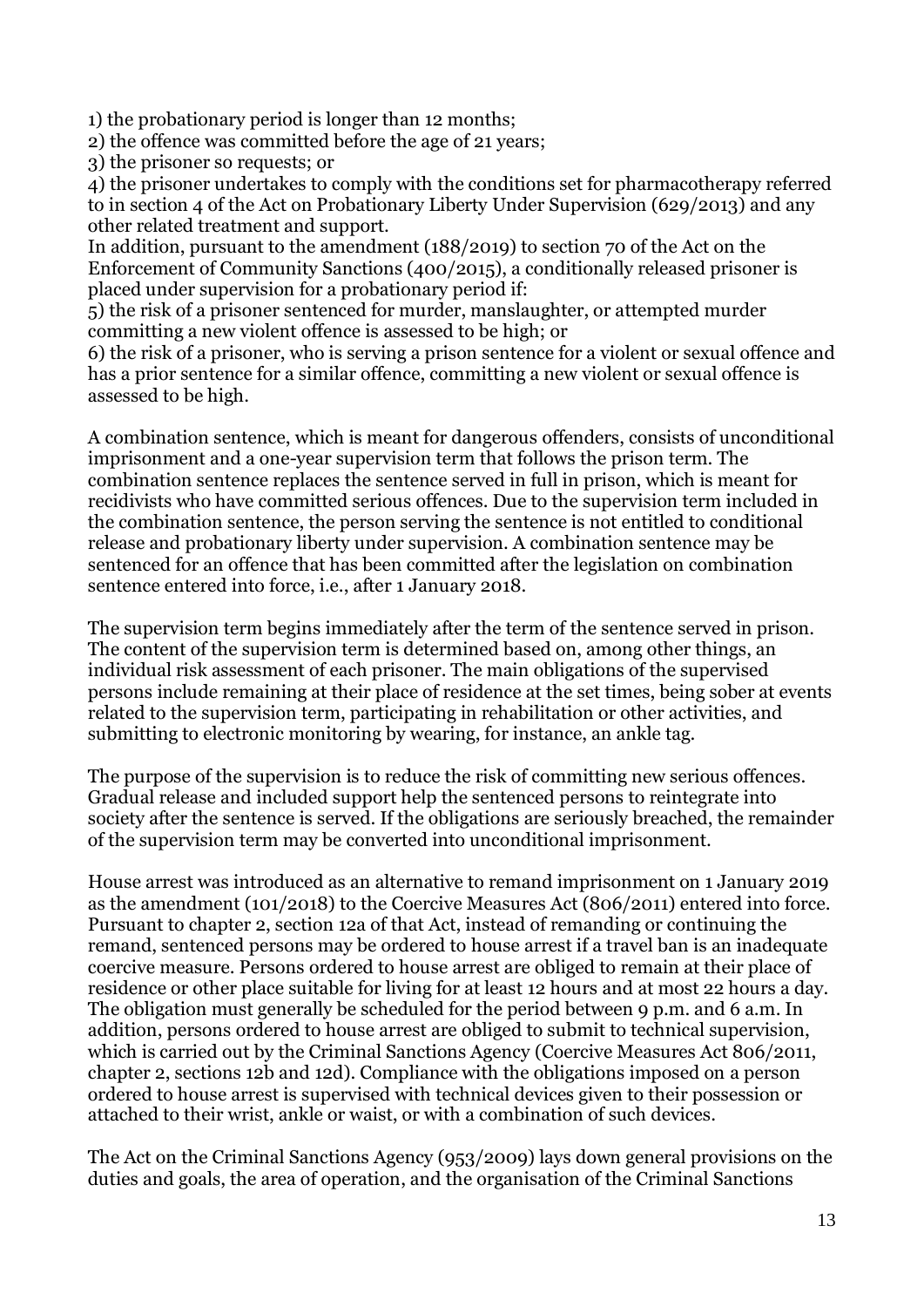1) the probationary period is longer than 12 months;
2) the offence was committed before the age of 21 years;
3) the prisoner so requests; or
4) the prisoner undertakes to comply with the conditions set for pharmacotherapy referred to in section 4 of the Act on Probationary Liberty Under Supervision (629/2013) and any other related treatment and support.
In addition, pursuant to the amendment (188/2019) to section 70 of the Act on the Enforcement of Community Sanctions (400/2015), a conditionally released prisoner is placed under supervision for a probationary period if:
5) the risk of a prisoner sentenced for murder, manslaughter, or attempted murder committing a new violent offence is assessed to be high; or
6) the risk of a prisoner, who is serving a prison sentence for a violent or sexual offence and has a prior sentence for a similar offence, committing a new violent or sexual offence is assessed to be high.

A combination sentence, which is meant for dangerous offenders, consists of unconditional imprisonment and a one-year supervision term that follows the prison term. The combination sentence replaces the sentence served in full in prison, which is meant for recidivists who have committed serious offences. Due to the supervision term included in the combination sentence, the person serving the sentence is not entitled to conditional release and probationary liberty under supervision. A combination sentence may be sentenced for an offence that has been committed after the legislation on combination sentence entered into force, i.e., after 1 January 2018.

The supervision term begins immediately after the term of the sentence served in prison. The content of the supervision term is determined based on, among other things, an individual risk assessment of each prisoner. The main obligations of the supervised persons include remaining at their place of residence at the set times, being sober at events related to the supervision term, participating in rehabilitation or other activities, and submitting to electronic monitoring by wearing, for instance, an ankle tag.

The purpose of the supervision is to reduce the risk of committing new serious offences. Gradual release and included support help the sentenced persons to reintegrate into society after the sentence is served. If the obligations are seriously breached, the remainder of the supervision term may be converted into unconditional imprisonment.

House arrest was introduced as an alternative to remand imprisonment on 1 January 2019 as the amendment (101/2018) to the Coercive Measures Act (806/2011) entered into force. Pursuant to chapter 2, section 12a of that Act, instead of remanding or continuing the remand, sentenced persons may be ordered to house arrest if a travel ban is an inadequate coercive measure. Persons ordered to house arrest are obliged to remain at their place of residence or other place suitable for living for at least 12 hours and at most 22 hours a day. The obligation must generally be scheduled for the period between 9 p.m. and 6 a.m. In addition, persons ordered to house arrest are obliged to submit to technical supervision, which is carried out by the Criminal Sanctions Agency (Coercive Measures Act 806/2011, chapter 2, sections 12b and 12d). Compliance with the obligations imposed on a person ordered to house arrest is supervised with technical devices given to their possession or attached to their wrist, ankle or waist, or with a combination of such devices.

The Act on the Criminal Sanctions Agency (953/2009) lays down general provisions on the duties and goals, the area of operation, and the organisation of the Criminal Sanctions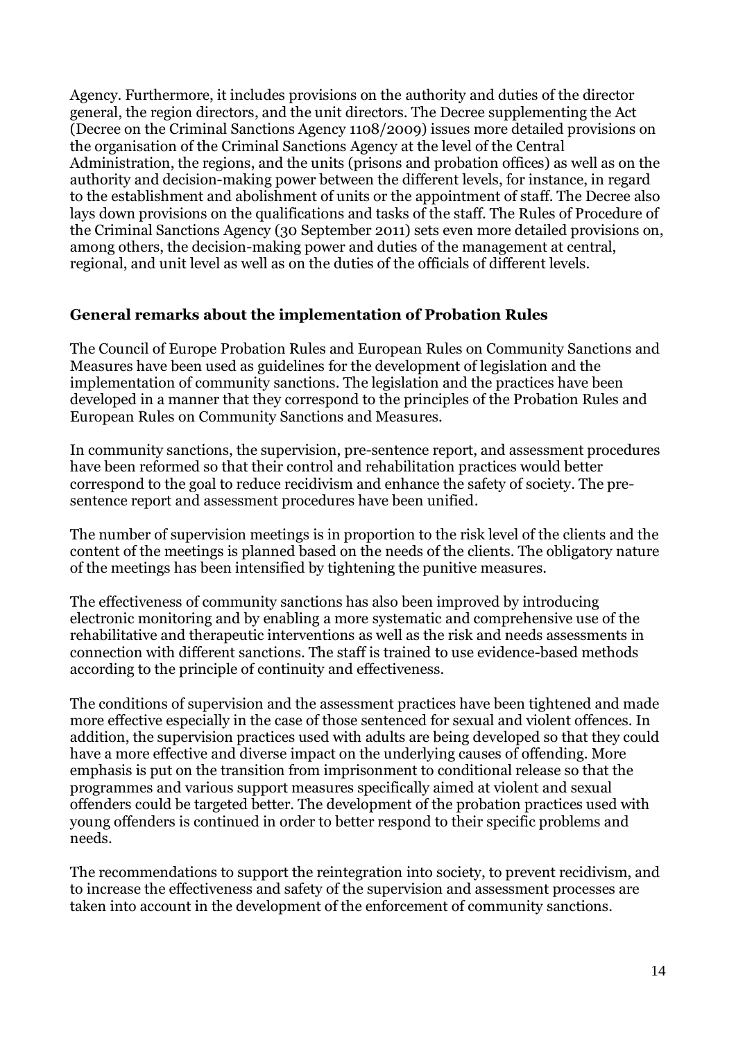Agency. Furthermore, it includes provisions on the authority and duties of the director general, the region directors, and the unit directors. The Decree supplementing the Act (Decree on the Criminal Sanctions Agency 1108/2009) issues more detailed provisions on the organisation of the Criminal Sanctions Agency at the level of the Central Administration, the regions, and the units (prisons and probation offices) as well as on the authority and decision-making power between the different levels, for instance, in regard to the establishment and abolishment of units or the appointment of staff. The Decree also lays down provisions on the qualifications and tasks of the staff. The Rules of Procedure of the Criminal Sanctions Agency (30 September 2011) sets even more detailed provisions on, among others, the decision-making power and duties of the management at central, regional, and unit level as well as on the duties of the officials of different levels.

### General remarks about the implementation of Probation Rules

The Council of Europe Probation Rules and European Rules on Community Sanctions and Measures have been used as guidelines for the development of legislation and the implementation of community sanctions. The legislation and the practices have been developed in a manner that they correspond to the principles of the Probation Rules and European Rules on Community Sanctions and Measures.

In community sanctions, the supervision, pre-sentence report, and assessment procedures have been reformed so that their control and rehabilitation practices would better correspond to the goal to reduce recidivism and enhance the safety of society. The pre-sentence report and assessment procedures have been unified.

The number of supervision meetings is in proportion to the risk level of the clients and the content of the meetings is planned based on the needs of the clients. The obligatory nature of the meetings has been intensified by tightening the punitive measures.

The effectiveness of community sanctions has also been improved by introducing electronic monitoring and by enabling a more systematic and comprehensive use of the rehabilitative and therapeutic interventions as well as the risk and needs assessments in connection with different sanctions. The staff is trained to use evidence-based methods according to the principle of continuity and effectiveness.

The conditions of supervision and the assessment practices have been tightened and made more effective especially in the case of those sentenced for sexual and violent offences. In addition, the supervision practices used with adults are being developed so that they could have a more effective and diverse impact on the underlying causes of offending. More emphasis is put on the transition from imprisonment to conditional release so that the programmes and various support measures specifically aimed at violent and sexual offenders could be targeted better. The development of the probation practices used with young offenders is continued in order to better respond to their specific problems and needs.

The recommendations to support the reintegration into society, to prevent recidivism, and to increase the effectiveness and safety of the supervision and assessment processes are taken into account in the development of the enforcement of community sanctions.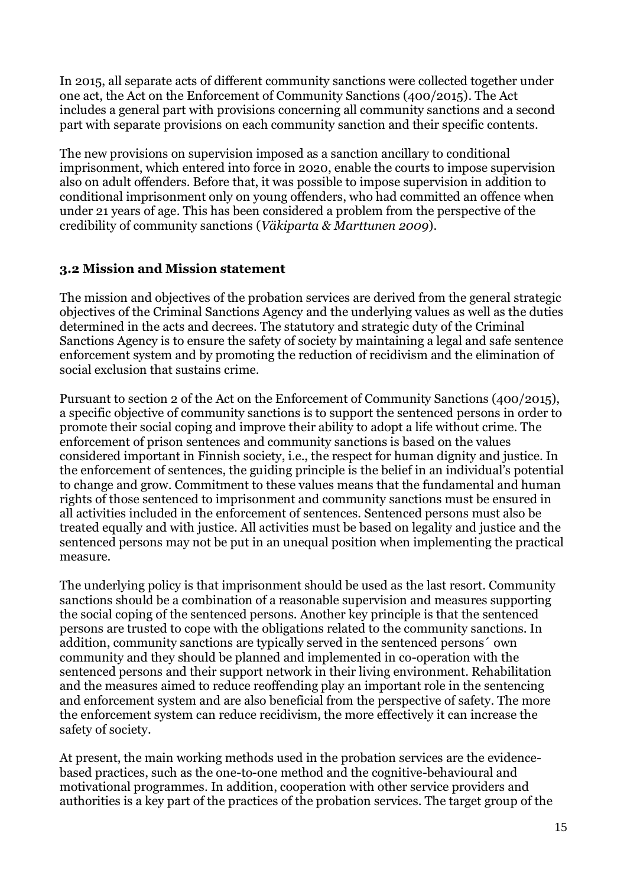In 2015, all separate acts of different community sanctions were collected together under one act, the Act on the Enforcement of Community Sanctions (400/2015). The Act includes a general part with provisions concerning all community sanctions and a second part with separate provisions on each community sanction and their specific contents.

The new provisions on supervision imposed as a sanction ancillary to conditional imprisonment, which entered into force in 2020, enable the courts to impose supervision also on adult offenders. Before that, it was possible to impose supervision in addition to conditional imprisonment only on young offenders, who had committed an offence when under 21 years of age. This has been considered a problem from the perspective of the credibility of community sanctions (*Väkiparta & Marttunen 2009*).

### 3.2 Mission and Mission statement

The mission and objectives of the probation services are derived from the general strategic objectives of the Criminal Sanctions Agency and the underlying values as well as the duties determined in the acts and decrees. The statutory and strategic duty of the Criminal Sanctions Agency is to ensure the safety of society by maintaining a legal and safe sentence enforcement system and by promoting the reduction of recidivism and the elimination of social exclusion that sustains crime.

Pursuant to section 2 of the Act on the Enforcement of Community Sanctions (400/2015), a specific objective of community sanctions is to support the sentenced persons in order to promote their social coping and improve their ability to adopt a life without crime. The enforcement of prison sentences and community sanctions is based on the values considered important in Finnish society, i.e., the respect for human dignity and justice. In the enforcement of sentences, the guiding principle is the belief in an individual's potential to change and grow. Commitment to these values means that the fundamental and human rights of those sentenced to imprisonment and community sanctions must be ensured in all activities included in the enforcement of sentences. Sentenced persons must also be treated equally and with justice. All activities must be based on legality and justice and the sentenced persons may not be put in an unequal position when implementing the practical measure.

The underlying policy is that imprisonment should be used as the last resort. Community sanctions should be a combination of a reasonable supervision and measures supporting the social coping of the sentenced persons. Another key principle is that the sentenced persons are trusted to cope with the obligations related to the community sanctions. In addition, community sanctions are typically served in the sentenced persons´ own community and they should be planned and implemented in co-operation with the sentenced persons and their support network in their living environment. Rehabilitation and the measures aimed to reduce reoffending play an important role in the sentencing and enforcement system and are also beneficial from the perspective of safety. The more the enforcement system can reduce recidivism, the more effectively it can increase the safety of society.

At present, the main working methods used in the probation services are the evidence-based practices, such as the one-to-one method and the cognitive-behavioural and motivational programmes. In addition, cooperation with other service providers and authorities is a key part of the practices of the probation services. The target group of the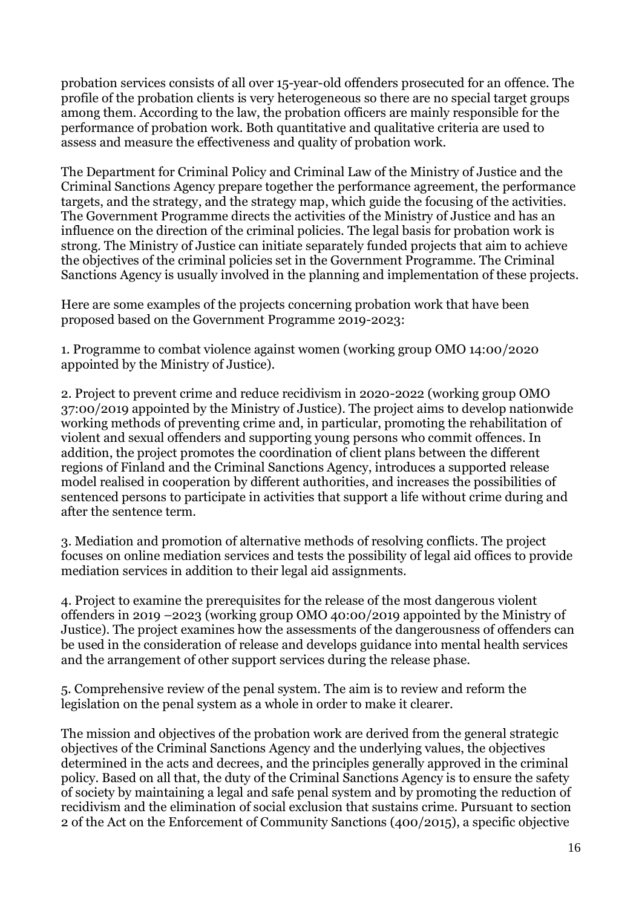probation services consists of all over 15-year-old offenders prosecuted for an offence. The profile of the probation clients is very heterogeneous so there are no special target groups among them. According to the law, the probation officers are mainly responsible for the performance of probation work. Both quantitative and qualitative criteria are used to assess and measure the effectiveness and quality of probation work.

The Department for Criminal Policy and Criminal Law of the Ministry of Justice and the Criminal Sanctions Agency prepare together the performance agreement, the performance targets, and the strategy, and the strategy map, which guide the focusing of the activities. The Government Programme directs the activities of the Ministry of Justice and has an influence on the direction of the criminal policies. The legal basis for probation work is strong. The Ministry of Justice can initiate separately funded projects that aim to achieve the objectives of the criminal policies set in the Government Programme. The Criminal Sanctions Agency is usually involved in the planning and implementation of these projects.

Here are some examples of the projects concerning probation work that have been proposed based on the Government Programme 2019-2023:

1. Programme to combat violence against women (working group OMO 14:00/2020 appointed by the Ministry of Justice).

2. Project to prevent crime and reduce recidivism in 2020-2022 (working group OMO 37:00/2019 appointed by the Ministry of Justice). The project aims to develop nationwide working methods of preventing crime and, in particular, promoting the rehabilitation of violent and sexual offenders and supporting young persons who commit offences. In addition, the project promotes the coordination of client plans between the different regions of Finland and the Criminal Sanctions Agency, introduces a supported release model realised in cooperation by different authorities, and increases the possibilities of sentenced persons to participate in activities that support a life without crime during and after the sentence term.

3. Mediation and promotion of alternative methods of resolving conflicts. The project focuses on online mediation services and tests the possibility of legal aid offices to provide mediation services in addition to their legal aid assignments.

4. Project to examine the prerequisites for the release of the most dangerous violent offenders in 2019 –2023 (working group OMO 40:00/2019 appointed by the Ministry of Justice). The project examines how the assessments of the dangerousness of offenders can be used in the consideration of release and develops guidance into mental health services and the arrangement of other support services during the release phase.

5. Comprehensive review of the penal system. The aim is to review and reform the legislation on the penal system as a whole in order to make it clearer.

The mission and objectives of the probation work are derived from the general strategic objectives of the Criminal Sanctions Agency and the underlying values, the objectives determined in the acts and decrees, and the principles generally approved in the criminal policy. Based on all that, the duty of the Criminal Sanctions Agency is to ensure the safety of society by maintaining a legal and safe penal system and by promoting the reduction of recidivism and the elimination of social exclusion that sustains crime. Pursuant to section 2 of the Act on the Enforcement of Community Sanctions (400/2015), a specific objective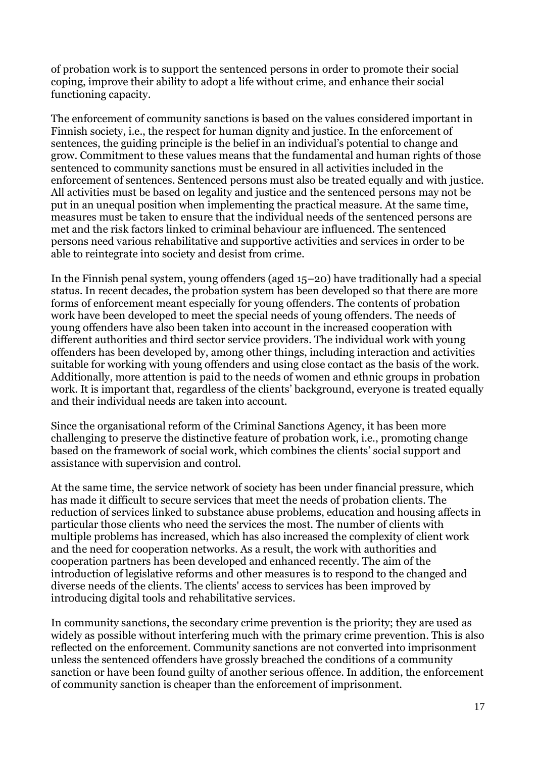of probation work is to support the sentenced persons in order to promote their social coping, improve their ability to adopt a life without crime, and enhance their social functioning capacity.

The enforcement of community sanctions is based on the values considered important in Finnish society, i.e., the respect for human dignity and justice. In the enforcement of sentences, the guiding principle is the belief in an individual's potential to change and grow. Commitment to these values means that the fundamental and human rights of those sentenced to community sanctions must be ensured in all activities included in the enforcement of sentences. Sentenced persons must also be treated equally and with justice. All activities must be based on legality and justice and the sentenced persons may not be put in an unequal position when implementing the practical measure. At the same time, measures must be taken to ensure that the individual needs of the sentenced persons are met and the risk factors linked to criminal behaviour are influenced. The sentenced persons need various rehabilitative and supportive activities and services in order to be able to reintegrate into society and desist from crime.

In the Finnish penal system, young offenders (aged 15–20) have traditionally had a special status. In recent decades, the probation system has been developed so that there are more forms of enforcement meant especially for young offenders. The contents of probation work have been developed to meet the special needs of young offenders. The needs of young offenders have also been taken into account in the increased cooperation with different authorities and third sector service providers. The individual work with young offenders has been developed by, among other things, including interaction and activities suitable for working with young offenders and using close contact as the basis of the work. Additionally, more attention is paid to the needs of women and ethnic groups in probation work. It is important that, regardless of the clients' background, everyone is treated equally and their individual needs are taken into account.

Since the organisational reform of the Criminal Sanctions Agency, it has been more challenging to preserve the distinctive feature of probation work, i.e., promoting change based on the framework of social work, which combines the clients' social support and assistance with supervision and control.

At the same time, the service network of society has been under financial pressure, which has made it difficult to secure services that meet the needs of probation clients. The reduction of services linked to substance abuse problems, education and housing affects in particular those clients who need the services the most. The number of clients with multiple problems has increased, which has also increased the complexity of client work and the need for cooperation networks. As a result, the work with authorities and cooperation partners has been developed and enhanced recently. The aim of the introduction of legislative reforms and other measures is to respond to the changed and diverse needs of the clients. The clients' access to services has been improved by introducing digital tools and rehabilitative services.

In community sanctions, the secondary crime prevention is the priority; they are used as widely as possible without interfering much with the primary crime prevention. This is also reflected on the enforcement. Community sanctions are not converted into imprisonment unless the sentenced offenders have grossly breached the conditions of a community sanction or have been found guilty of another serious offence. In addition, the enforcement of community sanction is cheaper than the enforcement of imprisonment.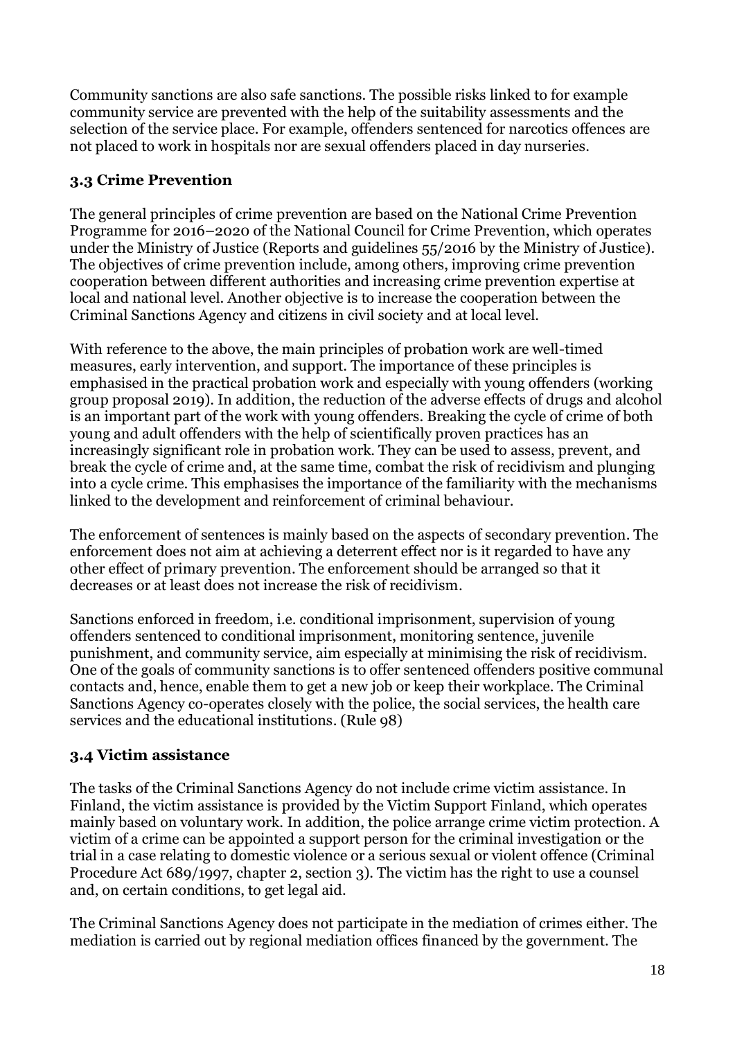Community sanctions are also safe sanctions. The possible risks linked to for example community service are prevented with the help of the suitability assessments and the selection of the service place. For example, offenders sentenced for narcotics offences are not placed to work in hospitals nor are sexual offenders placed in day nurseries.

### 3.3 Crime Prevention

The general principles of crime prevention are based on the National Crime Prevention Programme for 2016–2020 of the National Council for Crime Prevention, which operates under the Ministry of Justice (Reports and guidelines 55/2016 by the Ministry of Justice). The objectives of crime prevention include, among others, improving crime prevention cooperation between different authorities and increasing crime prevention expertise at local and national level. Another objective is to increase the cooperation between the Criminal Sanctions Agency and citizens in civil society and at local level.

With reference to the above, the main principles of probation work are well-timed measures, early intervention, and support. The importance of these principles is emphasised in the practical probation work and especially with young offenders (working group proposal 2019). In addition, the reduction of the adverse effects of drugs and alcohol is an important part of the work with young offenders. Breaking the cycle of crime of both young and adult offenders with the help of scientifically proven practices has an increasingly significant role in probation work. They can be used to assess, prevent, and break the cycle of crime and, at the same time, combat the risk of recidivism and plunging into a cycle crime. This emphasises the importance of the familiarity with the mechanisms linked to the development and reinforcement of criminal behaviour.

The enforcement of sentences is mainly based on the aspects of secondary prevention. The enforcement does not aim at achieving a deterrent effect nor is it regarded to have any other effect of primary prevention. The enforcement should be arranged so that it decreases or at least does not increase the risk of recidivism.

Sanctions enforced in freedom, i.e. conditional imprisonment, supervision of young offenders sentenced to conditional imprisonment, monitoring sentence, juvenile punishment, and community service, aim especially at minimising the risk of recidivism. One of the goals of community sanctions is to offer sentenced offenders positive communal contacts and, hence, enable them to get a new job or keep their workplace. The Criminal Sanctions Agency co-operates closely with the police, the social services, the health care services and the educational institutions. (Rule 98)

### 3.4 Victim assistance

The tasks of the Criminal Sanctions Agency do not include crime victim assistance. In Finland, the victim assistance is provided by the Victim Support Finland, which operates mainly based on voluntary work. In addition, the police arrange crime victim protection. A victim of a crime can be appointed a support person for the criminal investigation or the trial in a case relating to domestic violence or a serious sexual or violent offence (Criminal Procedure Act 689/1997, chapter 2, section 3). The victim has the right to use a counsel and, on certain conditions, to get legal aid.

The Criminal Sanctions Agency does not participate in the mediation of crimes either. The mediation is carried out by regional mediation offices financed by the government. The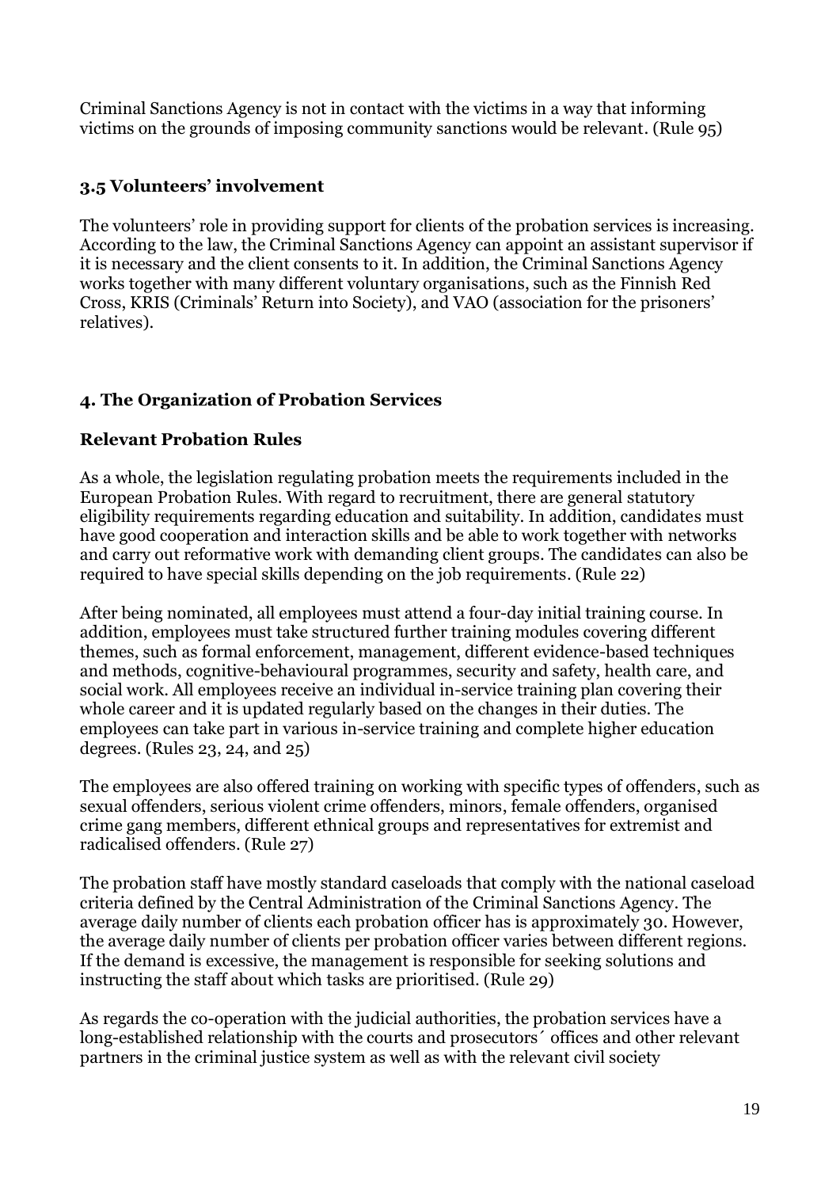Criminal Sanctions Agency is not in contact with the victims in a way that informing victims on the grounds of imposing community sanctions would be relevant. (Rule 95)

### 3.5 Volunteers' involvement

The volunteers' role in providing support for clients of the probation services is increasing. According to the law, the Criminal Sanctions Agency can appoint an assistant supervisor if it is necessary and the client consents to it. In addition, the Criminal Sanctions Agency works together with many different voluntary organisations, such as the Finnish Red Cross, KRIS (Criminals' Return into Society), and VAO (association for the prisoners' relatives).

## 4. The Organization of Probation Services

### Relevant Probation Rules

As a whole, the legislation regulating probation meets the requirements included in the European Probation Rules. With regard to recruitment, there are general statutory eligibility requirements regarding education and suitability. In addition, candidates must have good cooperation and interaction skills and be able to work together with networks and carry out reformative work with demanding client groups. The candidates can also be required to have special skills depending on the job requirements. (Rule 22)

After being nominated, all employees must attend a four-day initial training course. In addition, employees must take structured further training modules covering different themes, such as formal enforcement, management, different evidence-based techniques and methods, cognitive-behavioural programmes, security and safety, health care, and social work. All employees receive an individual in-service training plan covering their whole career and it is updated regularly based on the changes in their duties. The employees can take part in various in-service training and complete higher education degrees. (Rules 23, 24, and 25)

The employees are also offered training on working with specific types of offenders, such as sexual offenders, serious violent crime offenders, minors, female offenders, organised crime gang members, different ethnical groups and representatives for extremist and radicalised offenders. (Rule 27)

The probation staff have mostly standard caseloads that comply with the national caseload criteria defined by the Central Administration of the Criminal Sanctions Agency. The average daily number of clients each probation officer has is approximately 30. However, the average daily number of clients per probation officer varies between different regions. If the demand is excessive, the management is responsible for seeking solutions and instructing the staff about which tasks are prioritised. (Rule 29)

As regards the co-operation with the judicial authorities, the probation services have a long-established relationship with the courts and prosecutors´ offices and other relevant partners in the criminal justice system as well as with the relevant civil society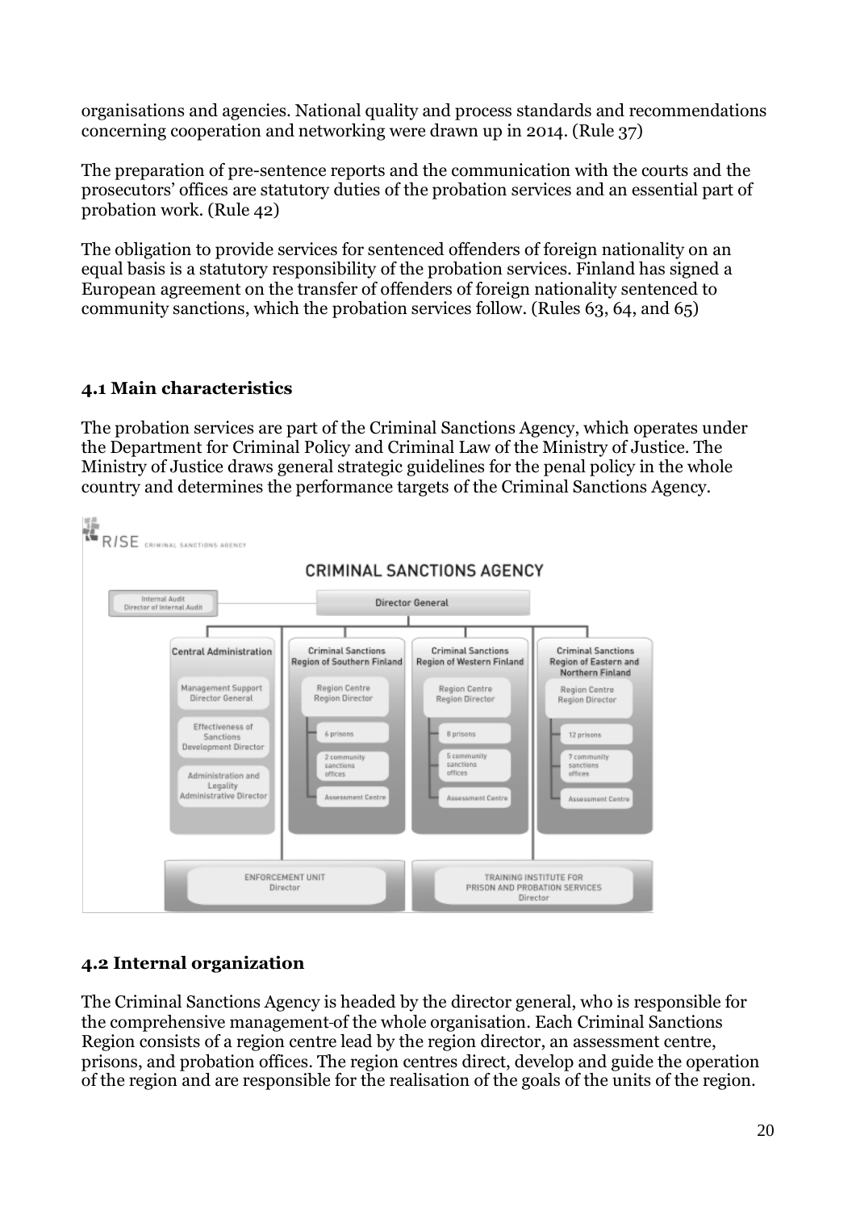organisations and agencies. National quality and process standards and recommendations concerning cooperation and networking were drawn up in 2014. (Rule 37)

The preparation of pre-sentence reports and the communication with the courts and the prosecutors' offices are statutory duties of the probation services and an essential part of probation work. (Rule 42)

The obligation to provide services for sentenced offenders of foreign nationality on an equal basis is a statutory responsibility of the probation services. Finland has signed a European agreement on the transfer of offenders of foreign nationality sentenced to community sanctions, which the probation services follow. (Rules 63, 64, and 65)

### 4.1 Main characteristics

The probation services are part of the Criminal Sanctions Agency, which operates under the Department for Criminal Policy and Criminal Law of the Ministry of Justice. The Ministry of Justice draws general strategic guidelines for the penal policy in the whole country and determines the performance targets of the Criminal Sanctions Agency.

RISE CRIMINAL SANCTIONS AGENCY

**CRIMINAL SANCTIONS AGENCY**

- Director General
  - Internal Audit – Director of Internal Audit
  - Central Administration
    - Management Support – Director General
    - Effectiveness of Sanctions – Development Director
    - Administration and Legality – Administrative Director
  - Criminal Sanctions Region of Southern Finland
    - Region Centre – Region Director
    - 6 prisons
    - 2 community sanctions offices
    - Assessment Centre
  - Criminal Sanctions Region of Western Finland
    - Region Centre – Region Director
    - 8 prisons
    - 5 community sanctions offices
    - Assessment Centre
  - Criminal Sanctions Region of Eastern and Northern Finland
    - Region Centre – Region Director
    - 12 prisons
    - 7 community sanctions offices
    - Assessment Centre
  - ENFORCEMENT UNIT – Director
  - TRAINING INSTITUTE FOR PRISON AND PROBATION SERVICES – Director

### 4.2 Internal organization

The Criminal Sanctions Agency is headed by the director general, who is responsible for the comprehensive management of the whole organisation. Each Criminal Sanctions Region consists of a region centre lead by the region director, an assessment centre, prisons, and probation offices. The region centres direct, develop and guide the operation of the region and are responsible for the realisation of the goals of the units of the region.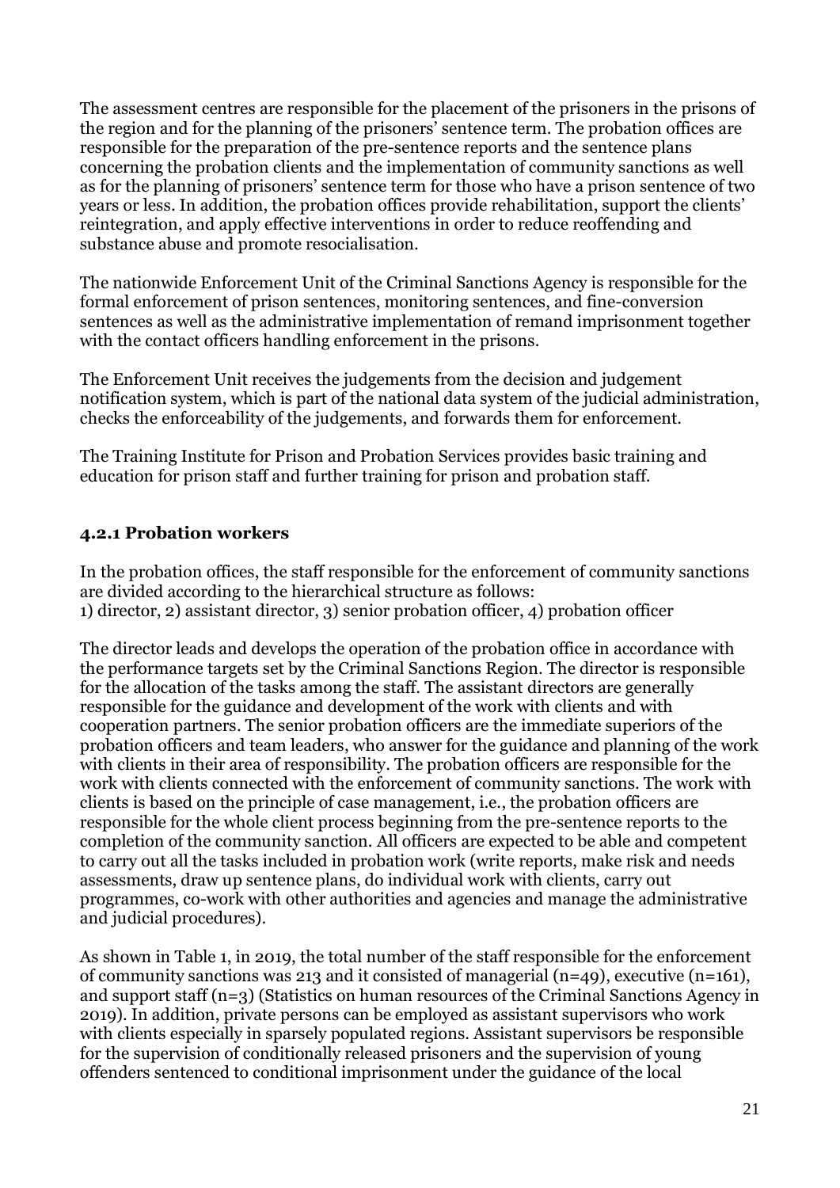The assessment centres are responsible for the placement of the prisoners in the prisons of the region and for the planning of the prisoners' sentence term. The probation offices are responsible for the preparation of the pre-sentence reports and the sentence plans concerning the probation clients and the implementation of community sanctions as well as for the planning of prisoners' sentence term for those who have a prison sentence of two years or less. In addition, the probation offices provide rehabilitation, support the clients' reintegration, and apply effective interventions in order to reduce reoffending and substance abuse and promote resocialisation.

The nationwide Enforcement Unit of the Criminal Sanctions Agency is responsible for the formal enforcement of prison sentences, monitoring sentences, and fine-conversion sentences as well as the administrative implementation of remand imprisonment together with the contact officers handling enforcement in the prisons.

The Enforcement Unit receives the judgements from the decision and judgement notification system, which is part of the national data system of the judicial administration, checks the enforceability of the judgements, and forwards them for enforcement.

The Training Institute for Prison and Probation Services provides basic training and education for prison staff and further training for prison and probation staff.

### 4.2.1 Probation workers

In the probation offices, the staff responsible for the enforcement of community sanctions are divided according to the hierarchical structure as follows:
1) director, 2) assistant director, 3) senior probation officer, 4) probation officer

The director leads and develops the operation of the probation office in accordance with the performance targets set by the Criminal Sanctions Region. The director is responsible for the allocation of the tasks among the staff. The assistant directors are generally responsible for the guidance and development of the work with clients and with cooperation partners. The senior probation officers are the immediate superiors of the probation officers and team leaders, who answer for the guidance and planning of the work with clients in their area of responsibility. The probation officers are responsible for the work with clients connected with the enforcement of community sanctions. The work with clients is based on the principle of case management, i.e., the probation officers are responsible for the whole client process beginning from the pre-sentence reports to the completion of the community sanction. All officers are expected to be able and competent to carry out all the tasks included in probation work (write reports, make risk and needs assessments, draw up sentence plans, do individual work with clients, carry out programmes, co-work with other authorities and agencies and manage the administrative and judicial procedures).

As shown in Table 1, in 2019, the total number of the staff responsible for the enforcement of community sanctions was 213 and it consisted of managerial (n=49), executive (n=161), and support staff (n=3) (Statistics on human resources of the Criminal Sanctions Agency in 2019). In addition, private persons can be employed as assistant supervisors who work with clients especially in sparsely populated regions. Assistant supervisors be responsible for the supervision of conditionally released prisoners and the supervision of young offenders sentenced to conditional imprisonment under the guidance of the local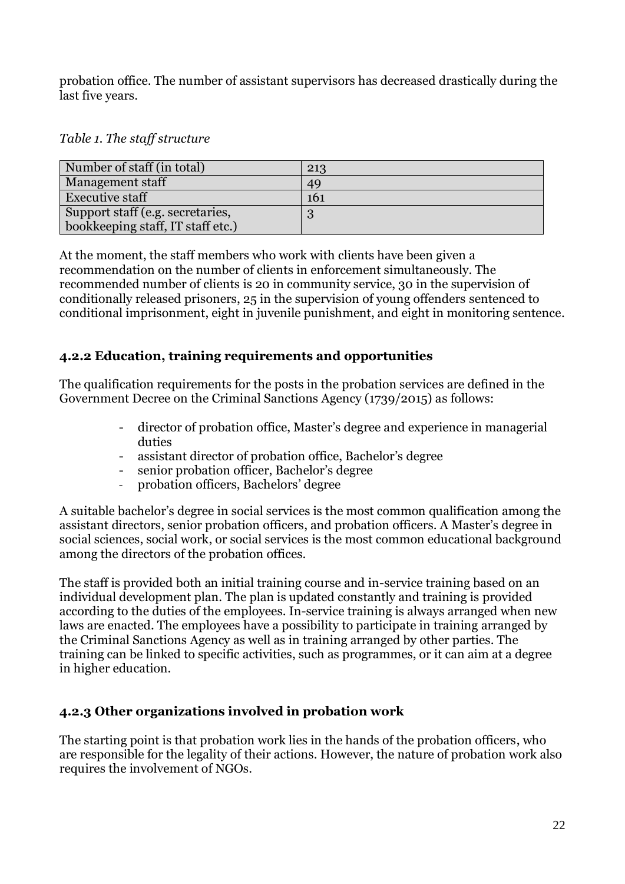probation office. The number of assistant supervisors has decreased drastically during the last five years.

*Table 1. The staff structure*

| Number of staff (in total) | 213 |
|---|---|
| Management staff | 49 |
| Executive staff | 161 |
| Support staff (e.g. secretaries, bookkeeping staff, IT staff etc.) | 3 |

At the moment, the staff members who work with clients have been given a recommendation on the number of clients in enforcement simultaneously. The recommended number of clients is 20 in community service, 30 in the supervision of conditionally released prisoners, 25 in the supervision of young offenders sentenced to conditional imprisonment, eight in juvenile punishment, and eight in monitoring sentence.

### 4.2.2 Education, training requirements and opportunities

The qualification requirements for the posts in the probation services are defined in the Government Decree on the Criminal Sanctions Agency (1739/2015) as follows:

- director of probation office, Master's degree and experience in managerial duties
- assistant director of probation office, Bachelor's degree
- senior probation officer, Bachelor's degree
- probation officers, Bachelors' degree

A suitable bachelor's degree in social services is the most common qualification among the assistant directors, senior probation officers, and probation officers. A Master's degree in social sciences, social work, or social services is the most common educational background among the directors of the probation offices.

The staff is provided both an initial training course and in-service training based on an individual development plan. The plan is updated constantly and training is provided according to the duties of the employees. In-service training is always arranged when new laws are enacted. The employees have a possibility to participate in training arranged by the Criminal Sanctions Agency as well as in training arranged by other parties. The training can be linked to specific activities, such as programmes, or it can aim at a degree in higher education.

### 4.2.3 Other organizations involved in probation work

The starting point is that probation work lies in the hands of the probation officers, who are responsible for the legality of their actions. However, the nature of probation work also requires the involvement of NGOs.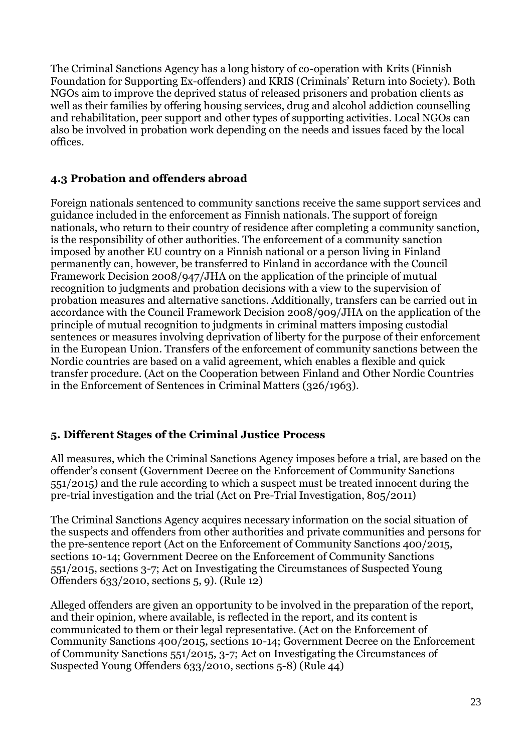The Criminal Sanctions Agency has a long history of co-operation with Krits (Finnish Foundation for Supporting Ex-offenders) and KRIS (Criminals' Return into Society). Both NGOs aim to improve the deprived status of released prisoners and probation clients as well as their families by offering housing services, drug and alcohol addiction counselling and rehabilitation, peer support and other types of supporting activities. Local NGOs can also be involved in probation work depending on the needs and issues faced by the local offices.

### 4.3 Probation and offenders abroad

Foreign nationals sentenced to community sanctions receive the same support services and guidance included in the enforcement as Finnish nationals. The support of foreign nationals, who return to their country of residence after completing a community sanction, is the responsibility of other authorities. The enforcement of a community sanction imposed by another EU country on a Finnish national or a person living in Finland permanently can, however, be transferred to Finland in accordance with the Council Framework Decision 2008/947/JHA on the application of the principle of mutual recognition to judgments and probation decisions with a view to the supervision of probation measures and alternative sanctions. Additionally, transfers can be carried out in accordance with the Council Framework Decision 2008/909/JHA on the application of the principle of mutual recognition to judgments in criminal matters imposing custodial sentences or measures involving deprivation of liberty for the purpose of their enforcement in the European Union. Transfers of the enforcement of community sanctions between the Nordic countries are based on a valid agreement, which enables a flexible and quick transfer procedure. (Act on the Cooperation between Finland and Other Nordic Countries in the Enforcement of Sentences in Criminal Matters (326/1963).

## 5. Different Stages of the Criminal Justice Process

All measures, which the Criminal Sanctions Agency imposes before a trial, are based on the offender's consent (Government Decree on the Enforcement of Community Sanctions 551/2015) and the rule according to which a suspect must be treated innocent during the pre-trial investigation and the trial (Act on Pre-Trial Investigation, 805/2011)

The Criminal Sanctions Agency acquires necessary information on the social situation of the suspects and offenders from other authorities and private communities and persons for the pre-sentence report (Act on the Enforcement of Community Sanctions 400/2015, sections 10-14; Government Decree on the Enforcement of Community Sanctions 551/2015, sections 3-7; Act on Investigating the Circumstances of Suspected Young Offenders 633/2010, sections 5, 9). (Rule 12)

Alleged offenders are given an opportunity to be involved in the preparation of the report, and their opinion, where available, is reflected in the report, and its content is communicated to them or their legal representative. (Act on the Enforcement of Community Sanctions 400/2015, sections 10-14; Government Decree on the Enforcement of Community Sanctions 551/2015, 3-7; Act on Investigating the Circumstances of Suspected Young Offenders 633/2010, sections 5-8) (Rule 44)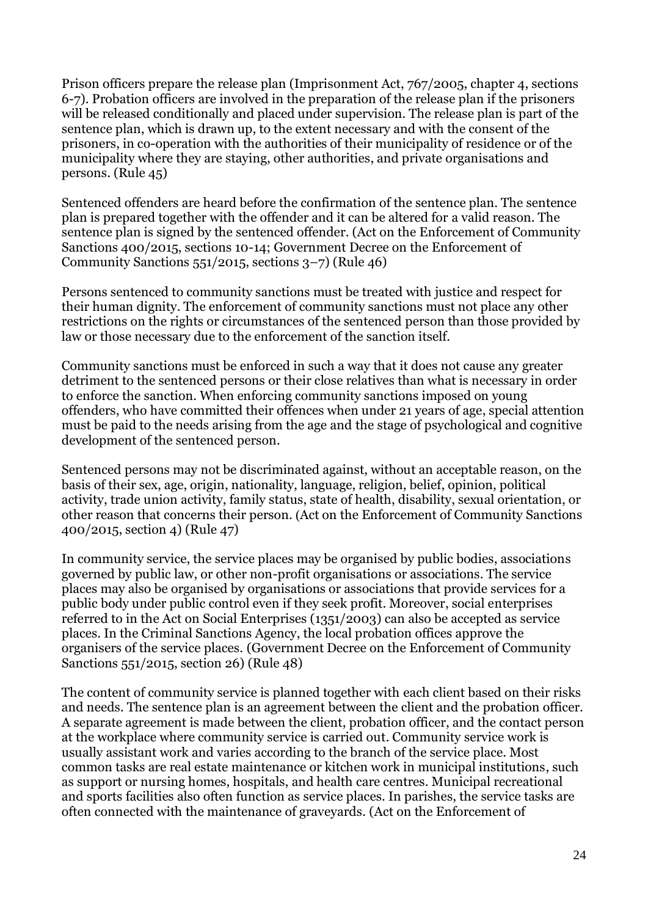Prison officers prepare the release plan (Imprisonment Act, 767/2005, chapter 4, sections 6-7). Probation officers are involved in the preparation of the release plan if the prisoners will be released conditionally and placed under supervision. The release plan is part of the sentence plan, which is drawn up, to the extent necessary and with the consent of the prisoners, in co-operation with the authorities of their municipality of residence or of the municipality where they are staying, other authorities, and private organisations and persons. (Rule 45)

Sentenced offenders are heard before the confirmation of the sentence plan. The sentence plan is prepared together with the offender and it can be altered for a valid reason. The sentence plan is signed by the sentenced offender. (Act on the Enforcement of Community Sanctions 400/2015, sections 10-14; Government Decree on the Enforcement of Community Sanctions 551/2015, sections 3–7) (Rule 46)

Persons sentenced to community sanctions must be treated with justice and respect for their human dignity. The enforcement of community sanctions must not place any other restrictions on the rights or circumstances of the sentenced person than those provided by law or those necessary due to the enforcement of the sanction itself.

Community sanctions must be enforced in such a way that it does not cause any greater detriment to the sentenced persons or their close relatives than what is necessary in order to enforce the sanction. When enforcing community sanctions imposed on young offenders, who have committed their offences when under 21 years of age, special attention must be paid to the needs arising from the age and the stage of psychological and cognitive development of the sentenced person.

Sentenced persons may not be discriminated against, without an acceptable reason, on the basis of their sex, age, origin, nationality, language, religion, belief, opinion, political activity, trade union activity, family status, state of health, disability, sexual orientation, or other reason that concerns their person. (Act on the Enforcement of Community Sanctions 400/2015, section 4) (Rule 47)

In community service, the service places may be organised by public bodies, associations governed by public law, or other non-profit organisations or associations. The service places may also be organised by organisations or associations that provide services for a public body under public control even if they seek profit. Moreover, social enterprises referred to in the Act on Social Enterprises (1351/2003) can also be accepted as service places. In the Criminal Sanctions Agency, the local probation offices approve the organisers of the service places. (Government Decree on the Enforcement of Community Sanctions 551/2015, section 26) (Rule 48)

The content of community service is planned together with each client based on their risks and needs. The sentence plan is an agreement between the client and the probation officer. A separate agreement is made between the client, probation officer, and the contact person at the workplace where community service is carried out. Community service work is usually assistant work and varies according to the branch of the service place. Most common tasks are real estate maintenance or kitchen work in municipal institutions, such as support or nursing homes, hospitals, and health care centres. Municipal recreational and sports facilities also often function as service places. In parishes, the service tasks are often connected with the maintenance of graveyards. (Act on the Enforcement of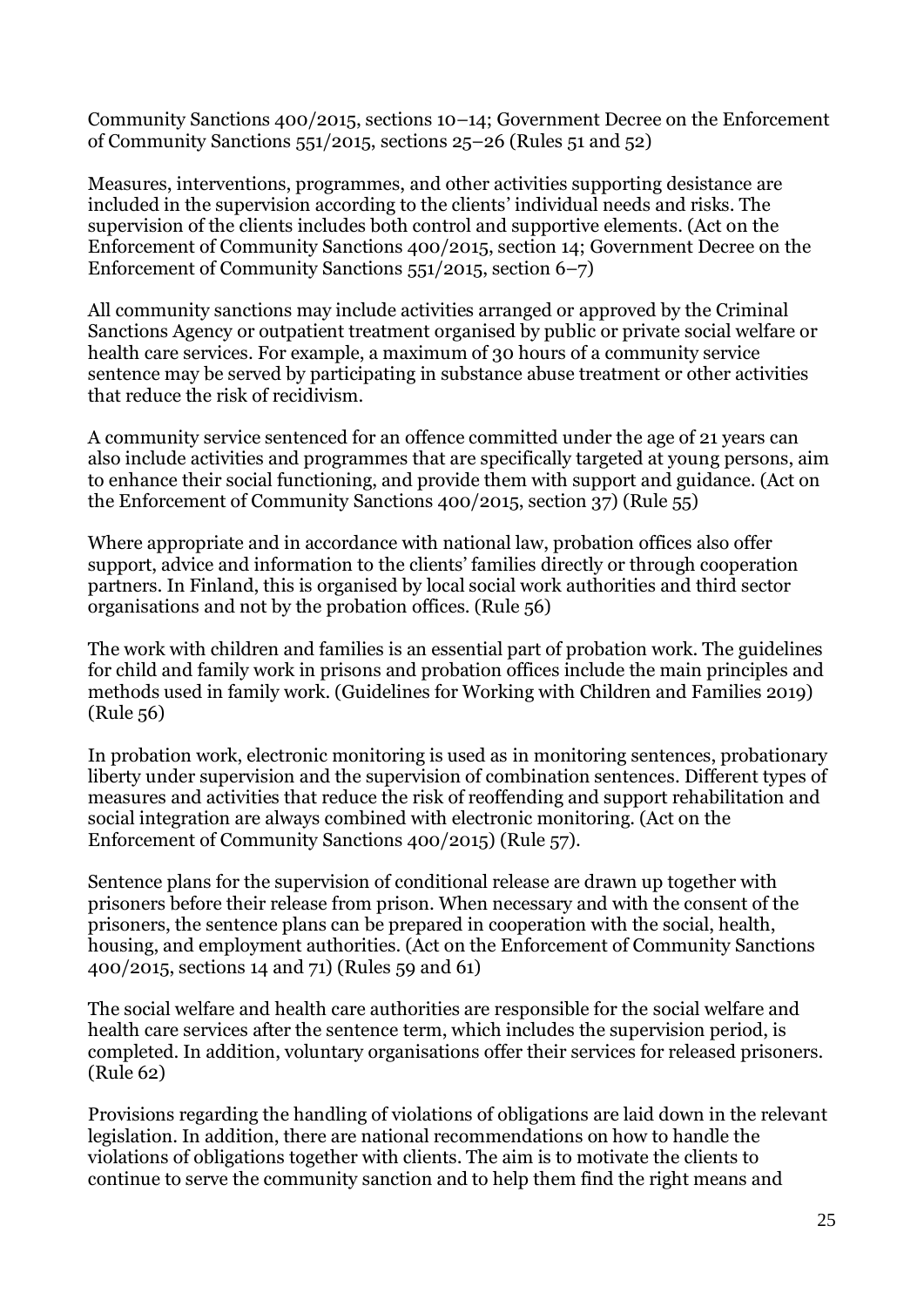Community Sanctions 400/2015, sections 10–14; Government Decree on the Enforcement of Community Sanctions 551/2015, sections 25–26 (Rules 51 and 52)

Measures, interventions, programmes, and other activities supporting desistance are included in the supervision according to the clients' individual needs and risks. The supervision of the clients includes both control and supportive elements. (Act on the Enforcement of Community Sanctions 400/2015, section 14; Government Decree on the Enforcement of Community Sanctions 551/2015, section 6–7)

All community sanctions may include activities arranged or approved by the Criminal Sanctions Agency or outpatient treatment organised by public or private social welfare or health care services. For example, a maximum of 30 hours of a community service sentence may be served by participating in substance abuse treatment or other activities that reduce the risk of recidivism.

A community service sentenced for an offence committed under the age of 21 years can also include activities and programmes that are specifically targeted at young persons, aim to enhance their social functioning, and provide them with support and guidance. (Act on the Enforcement of Community Sanctions 400/2015, section 37) (Rule 55)

Where appropriate and in accordance with national law, probation offices also offer support, advice and information to the clients' families directly or through cooperation partners. In Finland, this is organised by local social work authorities and third sector organisations and not by the probation offices. (Rule 56)

The work with children and families is an essential part of probation work. The guidelines for child and family work in prisons and probation offices include the main principles and methods used in family work. (Guidelines for Working with Children and Families 2019) (Rule 56)

In probation work, electronic monitoring is used as in monitoring sentences, probationary liberty under supervision and the supervision of combination sentences. Different types of measures and activities that reduce the risk of reoffending and support rehabilitation and social integration are always combined with electronic monitoring. (Act on the Enforcement of Community Sanctions 400/2015) (Rule 57).

Sentence plans for the supervision of conditional release are drawn up together with prisoners before their release from prison. When necessary and with the consent of the prisoners, the sentence plans can be prepared in cooperation with the social, health, housing, and employment authorities. (Act on the Enforcement of Community Sanctions 400/2015, sections 14 and 71) (Rules 59 and 61)

The social welfare and health care authorities are responsible for the social welfare and health care services after the sentence term, which includes the supervision period, is completed. In addition, voluntary organisations offer their services for released prisoners. (Rule 62)

Provisions regarding the handling of violations of obligations are laid down in the relevant legislation. In addition, there are national recommendations on how to handle the violations of obligations together with clients. The aim is to motivate the clients to continue to serve the community sanction and to help them find the right means and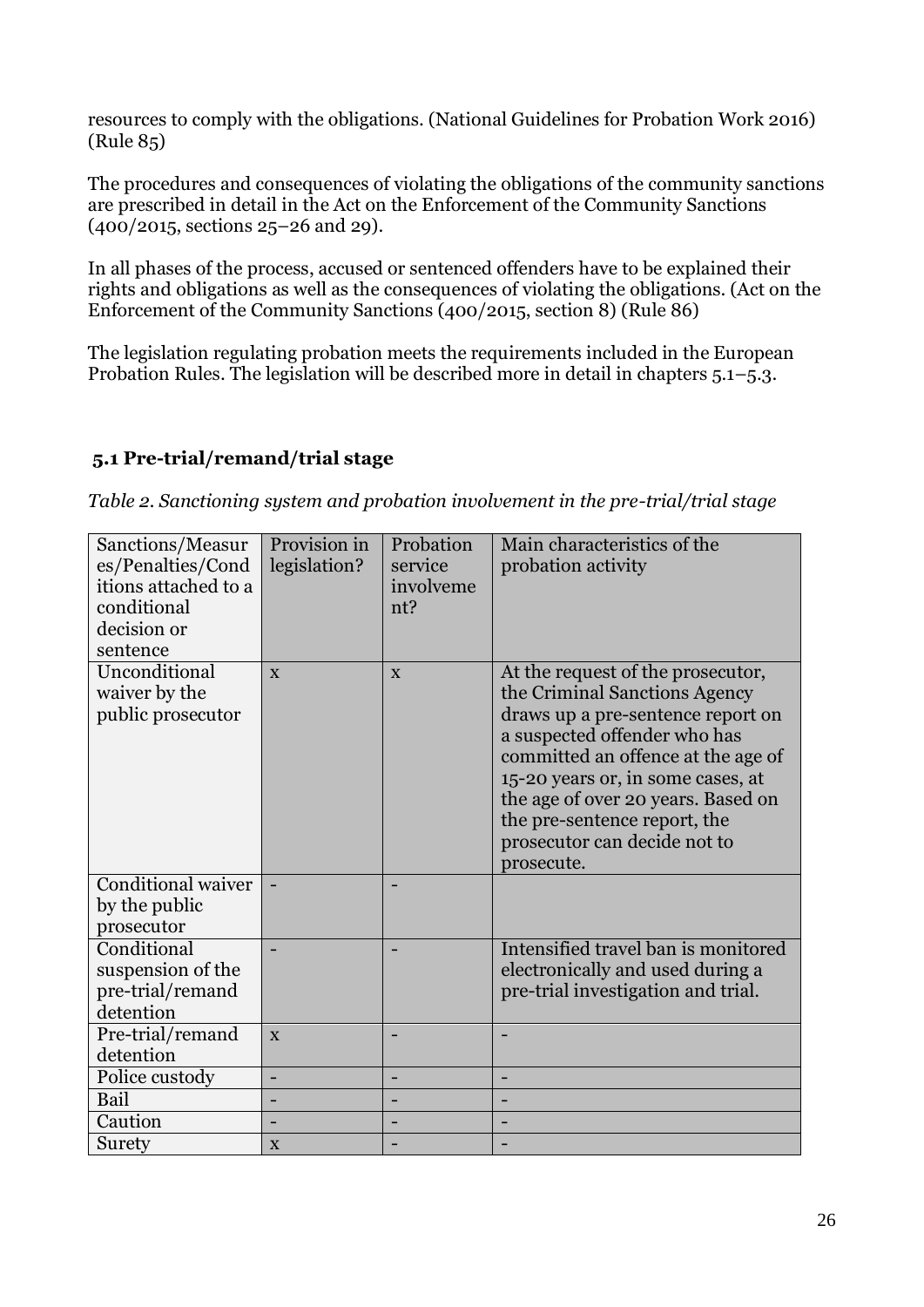resources to comply with the obligations. (National Guidelines for Probation Work 2016) (Rule 85)

The procedures and consequences of violating the obligations of the community sanctions are prescribed in detail in the Act on the Enforcement of the Community Sanctions (400/2015, sections 25–26 and 29).

In all phases of the process, accused or sentenced offenders have to be explained their rights and obligations as well as the consequences of violating the obligations. (Act on the Enforcement of the Community Sanctions (400/2015, section 8) (Rule 86)

The legislation regulating probation meets the requirements included in the European Probation Rules. The legislation will be described more in detail in chapters 5.1–5.3.

## 5.1 Pre-trial/remand/trial stage

*Table 2. Sanctioning system and probation involvement in the pre-trial/trial stage*

| Sanctions/Measures/Penalties/Conditions attached to a conditional decision or sentence | Provision in legislation? | Probation service involvement? | Main characteristics of the probation activity |
|---|---|---|---|
| Unconditional waiver by the public prosecutor | x | x | At the request of the prosecutor, the Criminal Sanctions Agency draws up a pre-sentence report on a suspected offender who has committed an offence at the age of 15-20 years or, in some cases, at the age of over 20 years. Based on the pre-sentence report, the prosecutor can decide not to prosecute. |
| Conditional waiver by the public prosecutor | - | - | |
| Conditional suspension of the pre-trial/remand detention | - | - | Intensified travel ban is monitored electronically and used during a pre-trial investigation and trial. |
| Pre-trial/remand detention | x | - | - |
| Police custody | - | - | - |
| Bail | - | - | - |
| Caution | - | - | - |
| Surety | x | - | - |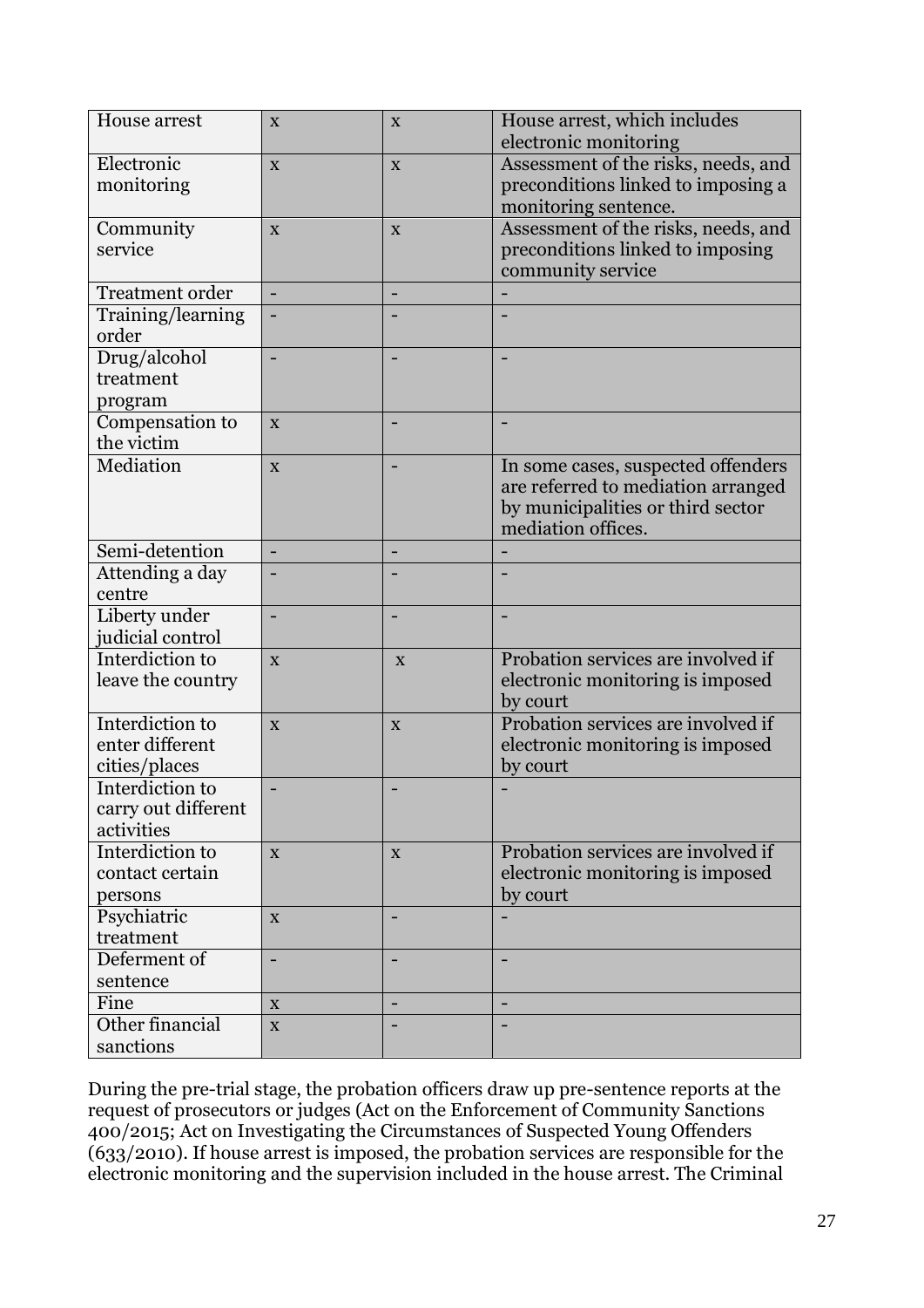| | | | |
|---|---|---|---|
| House arrest | x | x | House arrest, which includes electronic monitoring |
| Electronic monitoring | x | x | Assessment of the risks, needs, and preconditions linked to imposing a monitoring sentence. |
| Community service | x | x | Assessment of the risks, needs, and preconditions linked to imposing community service |
| Treatment order | - | - | - |
| Training/learning order | - | - | - |
| Drug/alcohol treatment program | - | - | - |
| Compensation to the victim | x | - | - |
| Mediation | x | - | In some cases, suspected offenders are referred to mediation arranged by municipalities or third sector mediation offices. |
| Semi-detention | - | - | - |
| Attending a day centre | - | - | - |
| Liberty under judicial control | - | - | - |
| Interdiction to leave the country | x | x | Probation services are involved if electronic monitoring is imposed by court |
| Interdiction to enter different cities/places | x | x | Probation services are involved if electronic monitoring is imposed by court |
| Interdiction to carry out different activities | - | - | - |
| Interdiction to contact certain persons | x | x | Probation services are involved if electronic monitoring is imposed by court |
| Psychiatric treatment | x | - | - |
| Deferment of sentence | - | - | - |
| Fine | x | - | - |
| Other financial sanctions | x | - | - |

During the pre-trial stage, the probation officers draw up pre-sentence reports at the request of prosecutors or judges (Act on the Enforcement of Community Sanctions 400/2015; Act on Investigating the Circumstances of Suspected Young Offenders (633/2010). If house arrest is imposed, the probation services are responsible for the electronic monitoring and the supervision included in the house arrest. The Criminal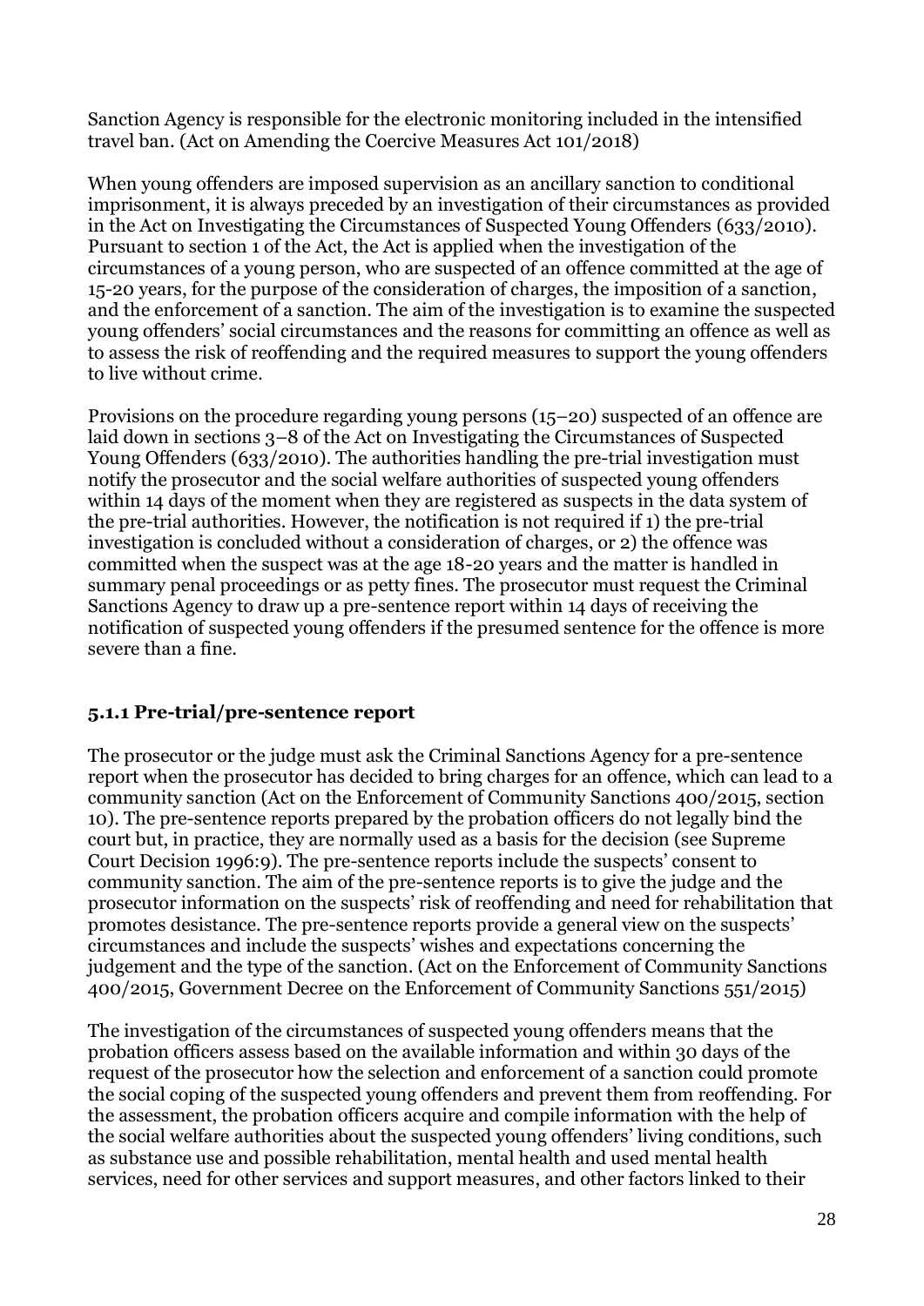Sanction Agency is responsible for the electronic monitoring included in the intensified travel ban. (Act on Amending the Coercive Measures Act 101/2018)

When young offenders are imposed supervision as an ancillary sanction to conditional imprisonment, it is always preceded by an investigation of their circumstances as provided in the Act on Investigating the Circumstances of Suspected Young Offenders (633/2010). Pursuant to section 1 of the Act, the Act is applied when the investigation of the circumstances of a young person, who are suspected of an offence committed at the age of 15-20 years, for the purpose of the consideration of charges, the imposition of a sanction, and the enforcement of a sanction. The aim of the investigation is to examine the suspected young offenders' social circumstances and the reasons for committing an offence as well as to assess the risk of reoffending and the required measures to support the young offenders to live without crime.

Provisions on the procedure regarding young persons (15–20) suspected of an offence are laid down in sections 3–8 of the Act on Investigating the Circumstances of Suspected Young Offenders (633/2010). The authorities handling the pre-trial investigation must notify the prosecutor and the social welfare authorities of suspected young offenders within 14 days of the moment when they are registered as suspects in the data system of the pre-trial authorities. However, the notification is not required if 1) the pre-trial investigation is concluded without a consideration of charges, or 2) the offence was committed when the suspect was at the age 18-20 years and the matter is handled in summary penal proceedings or as petty fines. The prosecutor must request the Criminal Sanctions Agency to draw up a pre-sentence report within 14 days of receiving the notification of suspected young offenders if the presumed sentence for the offence is more severe than a fine.

### 5.1.1 Pre-trial/pre-sentence report

The prosecutor or the judge must ask the Criminal Sanctions Agency for a pre-sentence report when the prosecutor has decided to bring charges for an offence, which can lead to a community sanction (Act on the Enforcement of Community Sanctions 400/2015, section 10). The pre-sentence reports prepared by the probation officers do not legally bind the court but, in practice, they are normally used as a basis for the decision (see Supreme Court Decision 1996:9). The pre-sentence reports include the suspects' consent to community sanction. The aim of the pre-sentence reports is to give the judge and the prosecutor information on the suspects' risk of reoffending and need for rehabilitation that promotes desistance. The pre-sentence reports provide a general view on the suspects' circumstances and include the suspects' wishes and expectations concerning the judgement and the type of the sanction. (Act on the Enforcement of Community Sanctions 400/2015, Government Decree on the Enforcement of Community Sanctions 551/2015)

The investigation of the circumstances of suspected young offenders means that the probation officers assess based on the available information and within 30 days of the request of the prosecutor how the selection and enforcement of a sanction could promote the social coping of the suspected young offenders and prevent them from reoffending. For the assessment, the probation officers acquire and compile information with the help of the social welfare authorities about the suspected young offenders' living conditions, such as substance use and possible rehabilitation, mental health and used mental health services, need for other services and support measures, and other factors linked to their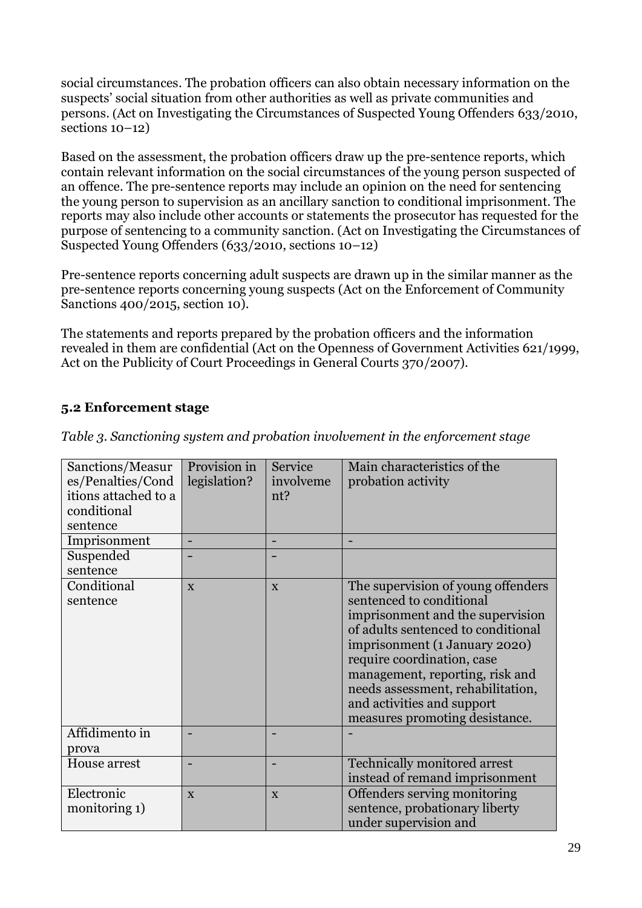social circumstances. The probation officers can also obtain necessary information on the suspects' social situation from other authorities as well as private communities and persons. (Act on Investigating the Circumstances of Suspected Young Offenders 633/2010, sections 10–12)

Based on the assessment, the probation officers draw up the pre-sentence reports, which contain relevant information on the social circumstances of the young person suspected of an offence. The pre-sentence reports may include an opinion on the need for sentencing the young person to supervision as an ancillary sanction to conditional imprisonment. The reports may also include other accounts or statements the prosecutor has requested for the purpose of sentencing to a community sanction. (Act on Investigating the Circumstances of Suspected Young Offenders (633/2010, sections 10–12)

Pre-sentence reports concerning adult suspects are drawn up in the similar manner as the pre-sentence reports concerning young suspects (Act on the Enforcement of Community Sanctions 400/2015, section 10).

The statements and reports prepared by the probation officers and the information revealed in them are confidential (Act on the Openness of Government Activities 621/1999, Act on the Publicity of Court Proceedings in General Courts 370/2007).

### 5.2 Enforcement stage

*Table 3. Sanctioning system and probation involvement in the enforcement stage*

| Sanctions/Measures/Penalties/Conditions attached to a conditional sentence | Provision in legislation? | Service involvement? | Main characteristics of the probation activity |
|---|---|---|---|
| Imprisonment | - | - | - |
| Suspended sentence | – | – | |
| Conditional sentence | x | x | The supervision of young offenders sentenced to conditional imprisonment and the supervision of adults sentenced to conditional imprisonment (1 January 2020) require coordination, case management, reporting, risk and needs assessment, rehabilitation, and activities and support measures promoting desistance. |
| Affidimento in prova | - | - | - |
| House arrest | - | - | Technically monitored arrest instead of remand imprisonment |
| Electronic monitoring 1) | x | x | Offenders serving monitoring sentence, probationary liberty under supervision and |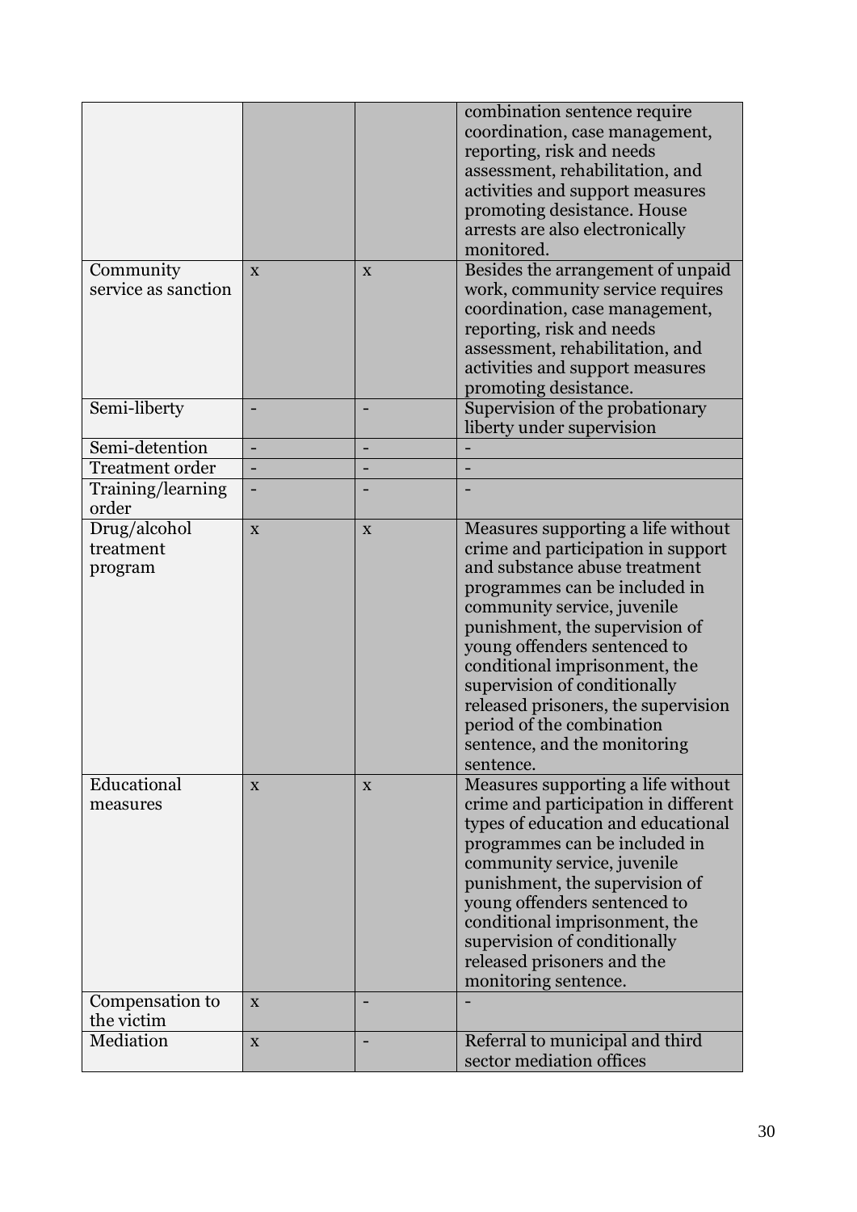| | | | |
|---|---|---|---|
| | | | combination sentence require coordination, case management, reporting, risk and needs assessment, rehabilitation, and activities and support measures promoting desistance. House arrests are also electronically monitored. |
| Community service as sanction | x | x | Besides the arrangement of unpaid work, community service requires coordination, case management, reporting, risk and needs assessment, rehabilitation, and activities and support measures promoting desistance. |
| Semi-liberty | - | - | Supervision of the probationary liberty under supervision |
| Semi-detention | - | - | - |
| Treatment order | - | - | - |
| Training/learning order | - | - | - |
| Drug/alcohol treatment program | x | x | Measures supporting a life without crime and participation in support and substance abuse treatment programmes can be included in community service, juvenile punishment, the supervision of young offenders sentenced to conditional imprisonment, the supervision of conditionally released prisoners, the supervision period of the combination sentence, and the monitoring sentence. |
| Educational measures | x | x | Measures supporting a life without crime and participation in different types of education and educational programmes can be included in community service, juvenile punishment, the supervision of young offenders sentenced to conditional imprisonment, the supervision of conditionally released prisoners and the monitoring sentence. |
| Compensation to the victim | x | - | - |
| Mediation | x | - | Referral to municipal and third sector mediation offices |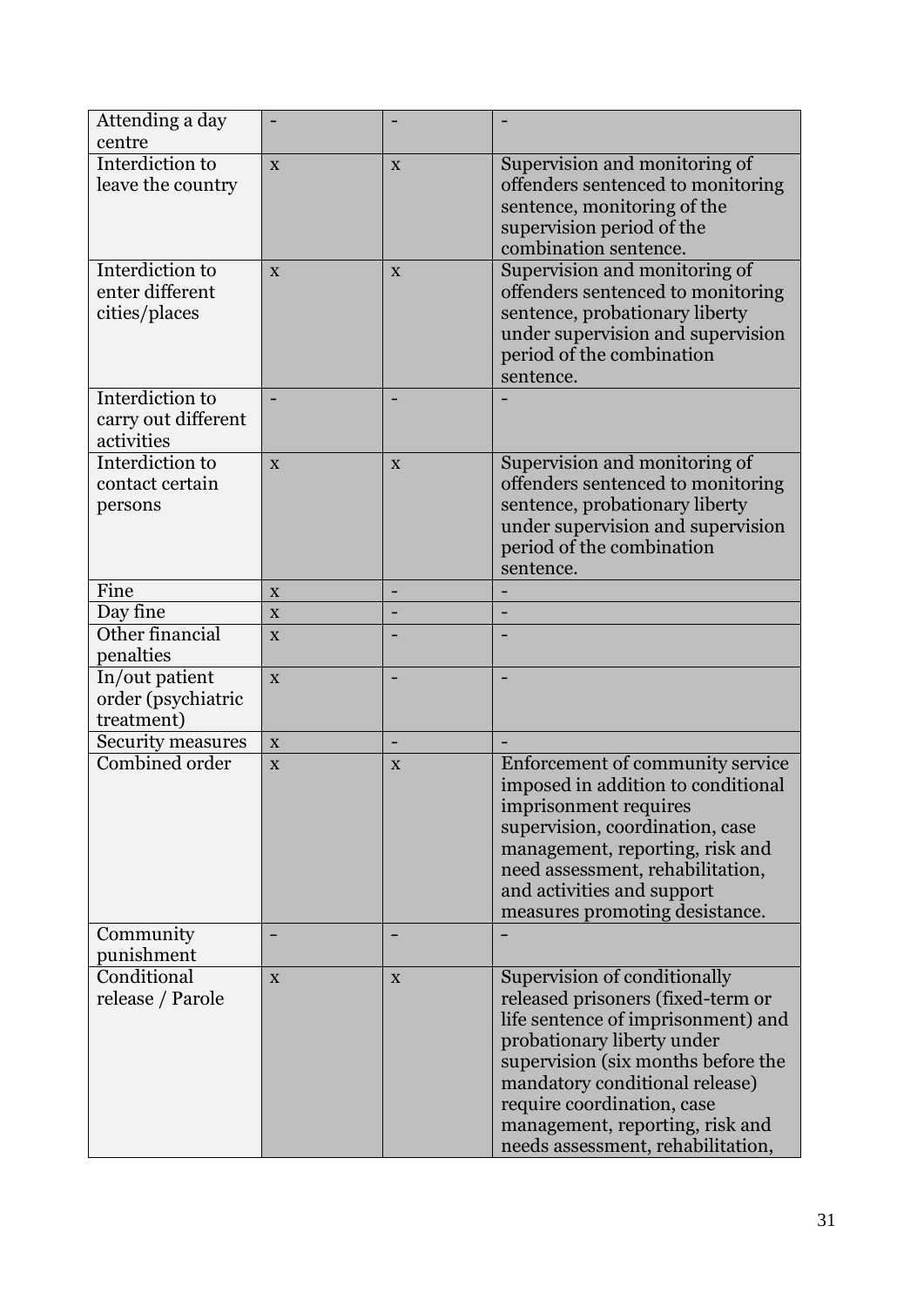| | | | |
|---|---|---|---|
| Attending a day centre | - | - | - |
| Interdiction to leave the country | x | x | Supervision and monitoring of offenders sentenced to monitoring sentence, monitoring of the supervision period of the combination sentence. |
| Interdiction to enter different cities/places | x | x | Supervision and monitoring of offenders sentenced to monitoring sentence, probationary liberty under supervision and supervision period of the combination sentence. |
| Interdiction to carry out different activities | - | - | - |
| Interdiction to contact certain persons | x | x | Supervision and monitoring of offenders sentenced to monitoring sentence, probationary liberty under supervision and supervision period of the combination sentence. |
| Fine | x | - | - |
| Day fine | x | - | - |
| Other financial penalties | x | - | - |
| In/out patient order (psychiatric treatment) | x | - | - |
| Security measures | x | - | - |
| Combined order | x | x | Enforcement of community service imposed in addition to conditional imprisonment requires supervision, coordination, case management, reporting, risk and need assessment, rehabilitation, and activities and support measures promoting desistance. |
| Community punishment | - | - | - |
| Conditional release / Parole | x | x | Supervision of conditionally released prisoners (fixed-term or life sentence of imprisonment) and probationary liberty under supervision (six months before the mandatory conditional release) require coordination, case management, reporting, risk and needs assessment, rehabilitation, |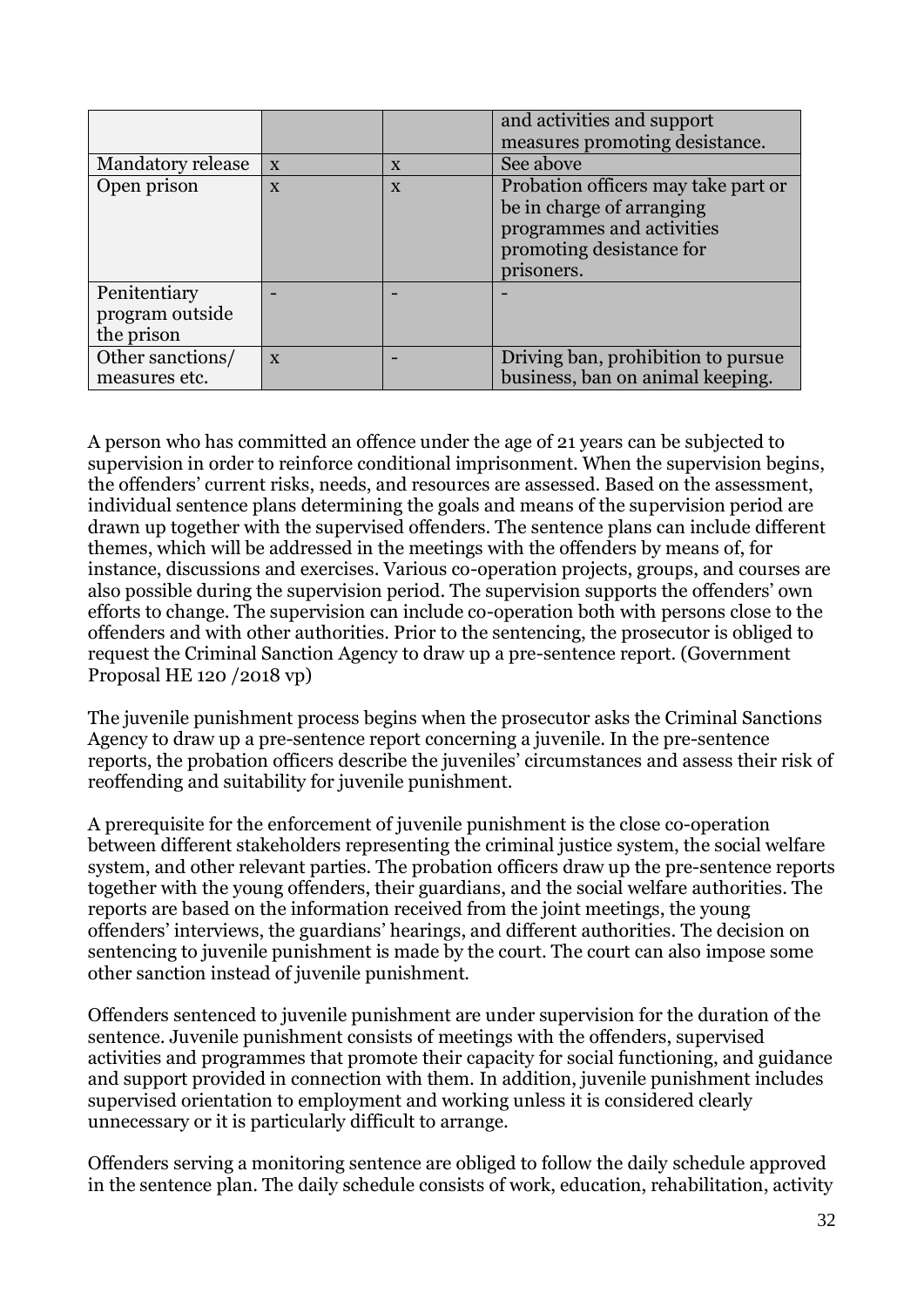| | | | |
|---|---|---|---|
| | | | and activities and support measures promoting desistance. |
| Mandatory release | x | x | See above |
| Open prison | x | x | Probation officers may take part or be in charge of arranging programmes and activities promoting desistance for prisoners. |
| Penitentiary program outside the prison | - | - | - |
| Other sanctions/ measures etc. | x | - | Driving ban, prohibition to pursue business, ban on animal keeping. |

A person who has committed an offence under the age of 21 years can be subjected to supervision in order to reinforce conditional imprisonment. When the supervision begins, the offenders' current risks, needs, and resources are assessed. Based on the assessment, individual sentence plans determining the goals and means of the supervision period are drawn up together with the supervised offenders. The sentence plans can include different themes, which will be addressed in the meetings with the offenders by means of, for instance, discussions and exercises. Various co-operation projects, groups, and courses are also possible during the supervision period. The supervision supports the offenders' own efforts to change. The supervision can include co-operation both with persons close to the offenders and with other authorities. Prior to the sentencing, the prosecutor is obliged to request the Criminal Sanction Agency to draw up a pre-sentence report. (Government Proposal HE 120 /2018 vp)

The juvenile punishment process begins when the prosecutor asks the Criminal Sanctions Agency to draw up a pre-sentence report concerning a juvenile. In the pre-sentence reports, the probation officers describe the juveniles' circumstances and assess their risk of reoffending and suitability for juvenile punishment.

A prerequisite for the enforcement of juvenile punishment is the close co-operation between different stakeholders representing the criminal justice system, the social welfare system, and other relevant parties. The probation officers draw up the pre-sentence reports together with the young offenders, their guardians, and the social welfare authorities. The reports are based on the information received from the joint meetings, the young offenders' interviews, the guardians' hearings, and different authorities. The decision on sentencing to juvenile punishment is made by the court. The court can also impose some other sanction instead of juvenile punishment.

Offenders sentenced to juvenile punishment are under supervision for the duration of the sentence. Juvenile punishment consists of meetings with the offenders, supervised activities and programmes that promote their capacity for social functioning, and guidance and support provided in connection with them. In addition, juvenile punishment includes supervised orientation to employment and working unless it is considered clearly unnecessary or it is particularly difficult to arrange.

Offenders serving a monitoring sentence are obliged to follow the daily schedule approved in the sentence plan. The daily schedule consists of work, education, rehabilitation, activity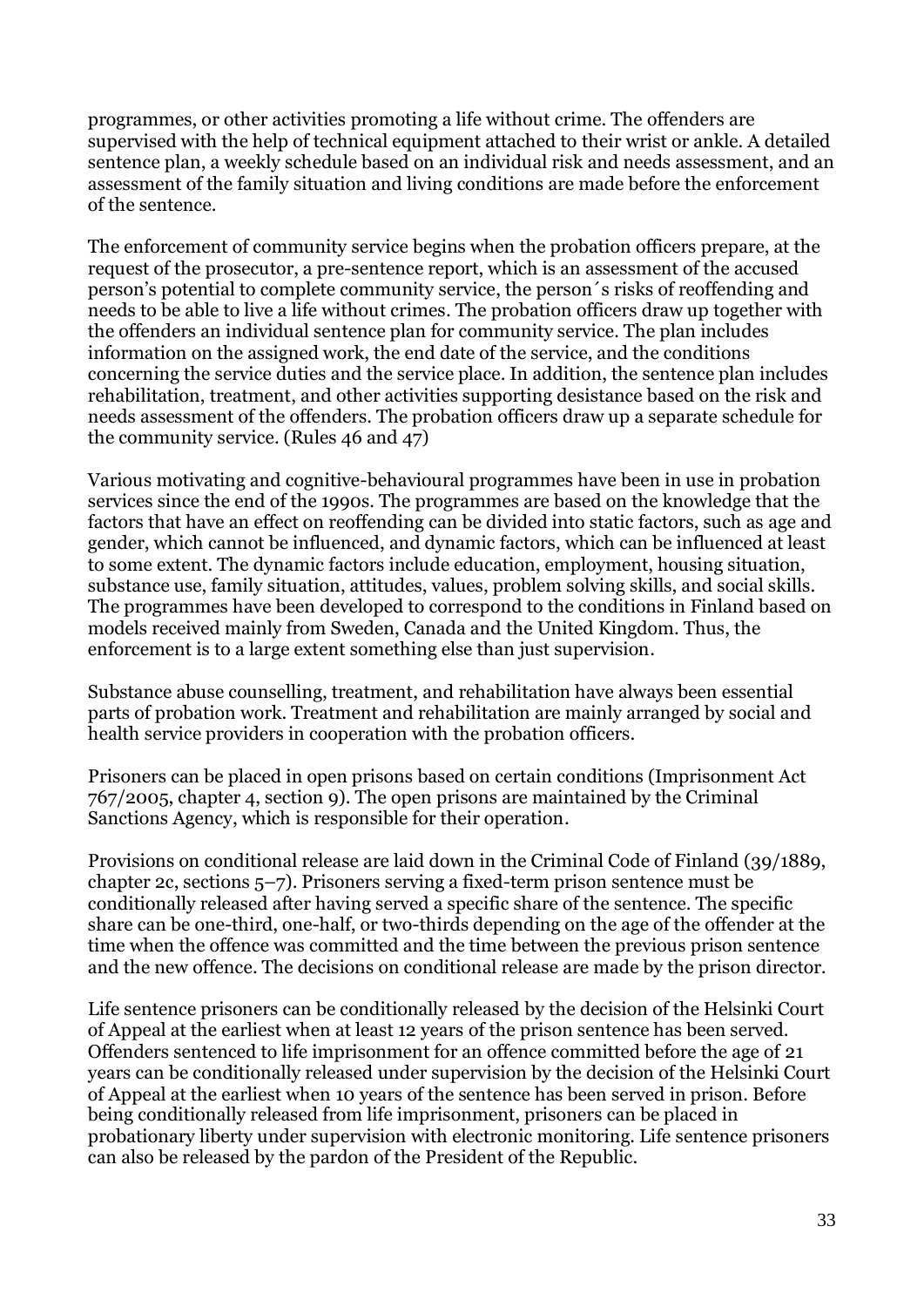programmes, or other activities promoting a life without crime. The offenders are supervised with the help of technical equipment attached to their wrist or ankle. A detailed sentence plan, a weekly schedule based on an individual risk and needs assessment, and an assessment of the family situation and living conditions are made before the enforcement of the sentence.

The enforcement of community service begins when the probation officers prepare, at the request of the prosecutor, a pre-sentence report, which is an assessment of the accused person's potential to complete community service, the person´s risks of reoffending and needs to be able to live a life without crimes. The probation officers draw up together with the offenders an individual sentence plan for community service. The plan includes information on the assigned work, the end date of the service, and the conditions concerning the service duties and the service place. In addition, the sentence plan includes rehabilitation, treatment, and other activities supporting desistance based on the risk and needs assessment of the offenders. The probation officers draw up a separate schedule for the community service. (Rules 46 and 47)

Various motivating and cognitive-behavioural programmes have been in use in probation services since the end of the 1990s. The programmes are based on the knowledge that the factors that have an effect on reoffending can be divided into static factors, such as age and gender, which cannot be influenced, and dynamic factors, which can be influenced at least to some extent. The dynamic factors include education, employment, housing situation, substance use, family situation, attitudes, values, problem solving skills, and social skills. The programmes have been developed to correspond to the conditions in Finland based on models received mainly from Sweden, Canada and the United Kingdom. Thus, the enforcement is to a large extent something else than just supervision.

Substance abuse counselling, treatment, and rehabilitation have always been essential parts of probation work. Treatment and rehabilitation are mainly arranged by social and health service providers in cooperation with the probation officers.

Prisoners can be placed in open prisons based on certain conditions (Imprisonment Act 767/2005, chapter 4, section 9). The open prisons are maintained by the Criminal Sanctions Agency, which is responsible for their operation.

Provisions on conditional release are laid down in the Criminal Code of Finland (39/1889, chapter 2c, sections 5–7). Prisoners serving a fixed-term prison sentence must be conditionally released after having served a specific share of the sentence. The specific share can be one-third, one-half, or two-thirds depending on the age of the offender at the time when the offence was committed and the time between the previous prison sentence and the new offence. The decisions on conditional release are made by the prison director.

Life sentence prisoners can be conditionally released by the decision of the Helsinki Court of Appeal at the earliest when at least 12 years of the prison sentence has been served. Offenders sentenced to life imprisonment for an offence committed before the age of 21 years can be conditionally released under supervision by the decision of the Helsinki Court of Appeal at the earliest when 10 years of the sentence has been served in prison. Before being conditionally released from life imprisonment, prisoners can be placed in probationary liberty under supervision with electronic monitoring. Life sentence prisoners can also be released by the pardon of the President of the Republic.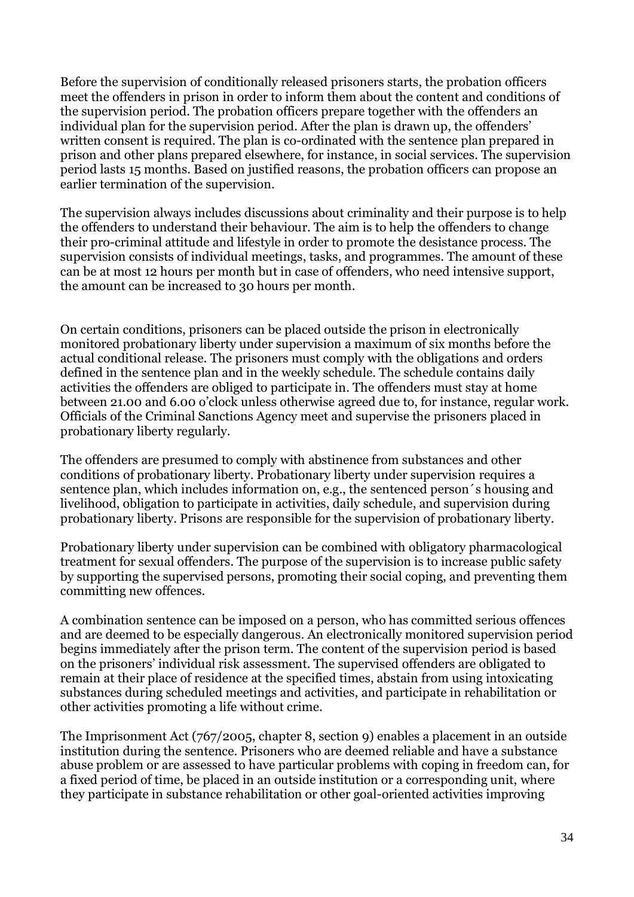Before the supervision of conditionally released prisoners starts, the probation officers meet the offenders in prison in order to inform them about the content and conditions of the supervision period. The probation officers prepare together with the offenders an individual plan for the supervision period. After the plan is drawn up, the offenders' written consent is required. The plan is co-ordinated with the sentence plan prepared in prison and other plans prepared elsewhere, for instance, in social services. The supervision period lasts 15 months. Based on justified reasons, the probation officers can propose an earlier termination of the supervision.

The supervision always includes discussions about criminality and their purpose is to help the offenders to understand their behaviour. The aim is to help the offenders to change their pro-criminal attitude and lifestyle in order to promote the desistance process. The supervision consists of individual meetings, tasks, and programmes. The amount of these can be at most 12 hours per month but in case of offenders, who need intensive support, the amount can be increased to 30 hours per month.

On certain conditions, prisoners can be placed outside the prison in electronically monitored probationary liberty under supervision a maximum of six months before the actual conditional release. The prisoners must comply with the obligations and orders defined in the sentence plan and in the weekly schedule. The schedule contains daily activities the offenders are obliged to participate in. The offenders must stay at home between 21.00 and 6.00 o'clock unless otherwise agreed due to, for instance, regular work. Officials of the Criminal Sanctions Agency meet and supervise the prisoners placed in probationary liberty regularly.

The offenders are presumed to comply with abstinence from substances and other conditions of probationary liberty. Probationary liberty under supervision requires a sentence plan, which includes information on, e.g., the sentenced person´s housing and livelihood, obligation to participate in activities, daily schedule, and supervision during probationary liberty. Prisons are responsible for the supervision of probationary liberty.

Probationary liberty under supervision can be combined with obligatory pharmacological treatment for sexual offenders. The purpose of the supervision is to increase public safety by supporting the supervised persons, promoting their social coping, and preventing them committing new offences.

A combination sentence can be imposed on a person, who has committed serious offences and are deemed to be especially dangerous. An electronically monitored supervision period begins immediately after the prison term. The content of the supervision period is based on the prisoners' individual risk assessment. The supervised offenders are obligated to remain at their place of residence at the specified times, abstain from using intoxicating substances during scheduled meetings and activities, and participate in rehabilitation or other activities promoting a life without crime.

The Imprisonment Act (767/2005, chapter 8, section 9) enables a placement in an outside institution during the sentence. Prisoners who are deemed reliable and have a substance abuse problem or are assessed to have particular problems with coping in freedom can, for a fixed period of time, be placed in an outside institution or a corresponding unit, where they participate in substance rehabilitation or other goal-oriented activities improving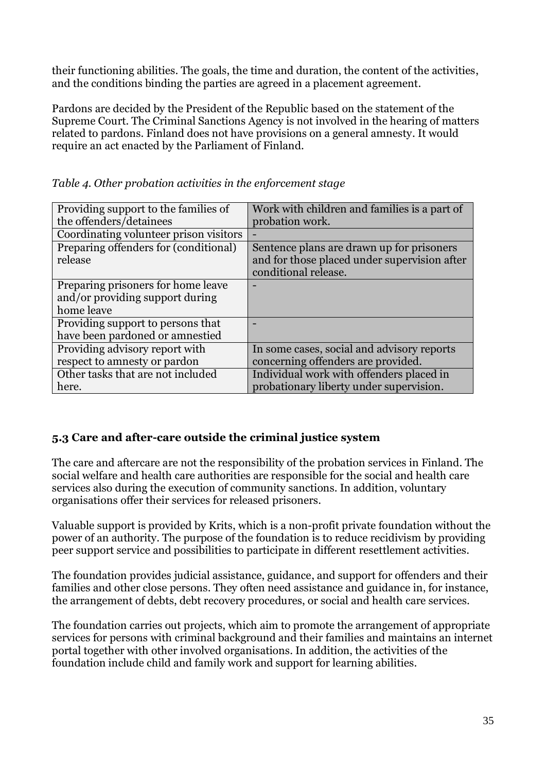their functioning abilities. The goals, the time and duration, the content of the activities, and the conditions binding the parties are agreed in a placement agreement.

Pardons are decided by the President of the Republic based on the statement of the Supreme Court. The Criminal Sanctions Agency is not involved in the hearing of matters related to pardons. Finland does not have provisions on a general amnesty. It would require an act enacted by the Parliament of Finland.

*Table 4. Other probation activities in the enforcement stage*

| | |
|---|---|
| Providing support to the families of the offenders/detainees | Work with children and families is a part of probation work. |
| Coordinating volunteer prison visitors | - |
| Preparing offenders for (conditional) release | Sentence plans are drawn up for prisoners and for those placed under supervision after conditional release. |
| Preparing prisoners for home leave and/or providing support during home leave | - |
| Providing support to persons that have been pardoned or amnestied | - |
| Providing advisory report with respect to amnesty or pardon | In some cases, social and advisory reports concerning offenders are provided. |
| Other tasks that are not included here. | Individual work with offenders placed in probationary liberty under supervision. |

### 5.3 Care and after-care outside the criminal justice system

The care and aftercare are not the responsibility of the probation services in Finland. The social welfare and health care authorities are responsible for the social and health care services also during the execution of community sanctions. In addition, voluntary organisations offer their services for released prisoners.

Valuable support is provided by Krits, which is a non-profit private foundation without the power of an authority. The purpose of the foundation is to reduce recidivism by providing peer support service and possibilities to participate in different resettlement activities.

The foundation provides judicial assistance, guidance, and support for offenders and their families and other close persons. They often need assistance and guidance in, for instance, the arrangement of debts, debt recovery procedures, or social and health care services.

The foundation carries out projects, which aim to promote the arrangement of appropriate services for persons with criminal background and their families and maintains an internet portal together with other involved organisations. In addition, the activities of the foundation include child and family work and support for learning abilities.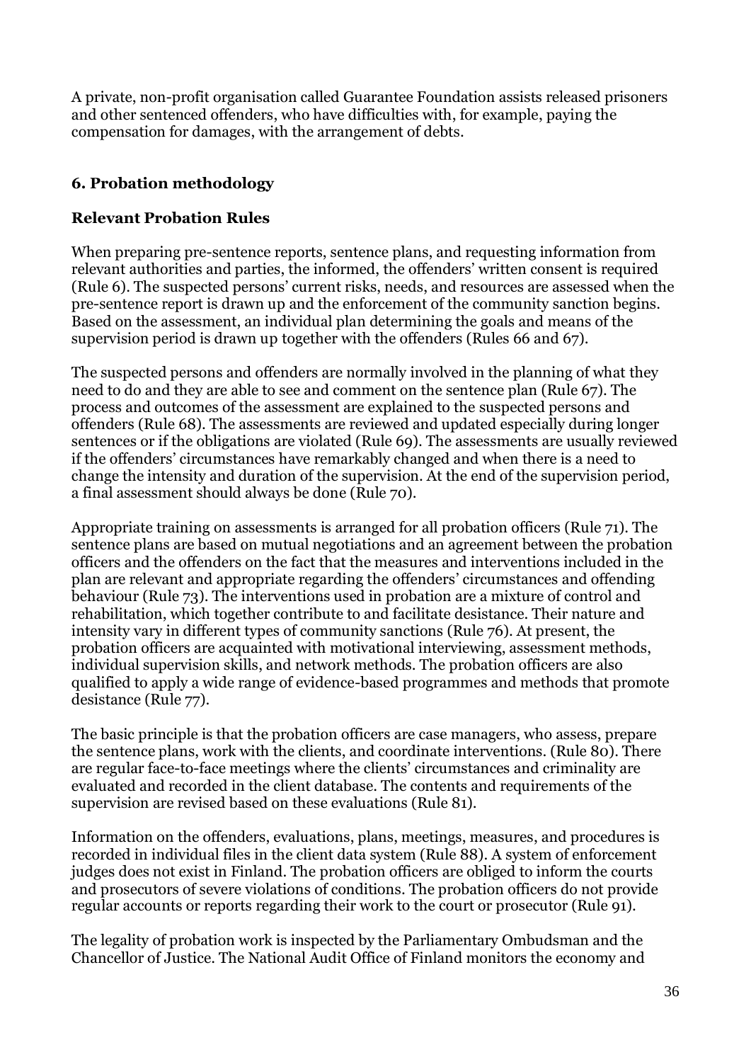A private, non-profit organisation called Guarantee Foundation assists released prisoners and other sentenced offenders, who have difficulties with, for example, paying the compensation for damages, with the arrangement of debts.

## 6. Probation methodology

### Relevant Probation Rules

When preparing pre-sentence reports, sentence plans, and requesting information from relevant authorities and parties, the informed, the offenders' written consent is required (Rule 6). The suspected persons' current risks, needs, and resources are assessed when the pre-sentence report is drawn up and the enforcement of the community sanction begins. Based on the assessment, an individual plan determining the goals and means of the supervision period is drawn up together with the offenders (Rules 66 and 67).

The suspected persons and offenders are normally involved in the planning of what they need to do and they are able to see and comment on the sentence plan (Rule 67). The process and outcomes of the assessment are explained to the suspected persons and offenders (Rule 68). The assessments are reviewed and updated especially during longer sentences or if the obligations are violated (Rule 69). The assessments are usually reviewed if the offenders' circumstances have remarkably changed and when there is a need to change the intensity and duration of the supervision. At the end of the supervision period, a final assessment should always be done (Rule 70).

Appropriate training on assessments is arranged for all probation officers (Rule 71). The sentence plans are based on mutual negotiations and an agreement between the probation officers and the offenders on the fact that the measures and interventions included in the plan are relevant and appropriate regarding the offenders' circumstances and offending behaviour (Rule 73). The interventions used in probation are a mixture of control and rehabilitation, which together contribute to and facilitate desistance. Their nature and intensity vary in different types of community sanctions (Rule 76). At present, the probation officers are acquainted with motivational interviewing, assessment methods, individual supervision skills, and network methods. The probation officers are also qualified to apply a wide range of evidence-based programmes and methods that promote desistance (Rule 77).

The basic principle is that the probation officers are case managers, who assess, prepare the sentence plans, work with the clients, and coordinate interventions. (Rule 80). There are regular face-to-face meetings where the clients' circumstances and criminality are evaluated and recorded in the client database. The contents and requirements of the supervision are revised based on these evaluations (Rule 81).

Information on the offenders, evaluations, plans, meetings, measures, and procedures is recorded in individual files in the client data system (Rule 88). A system of enforcement judges does not exist in Finland. The probation officers are obliged to inform the courts and prosecutors of severe violations of conditions. The probation officers do not provide regular accounts or reports regarding their work to the court or prosecutor (Rule 91).

The legality of probation work is inspected by the Parliamentary Ombudsman and the Chancellor of Justice. The National Audit Office of Finland monitors the economy and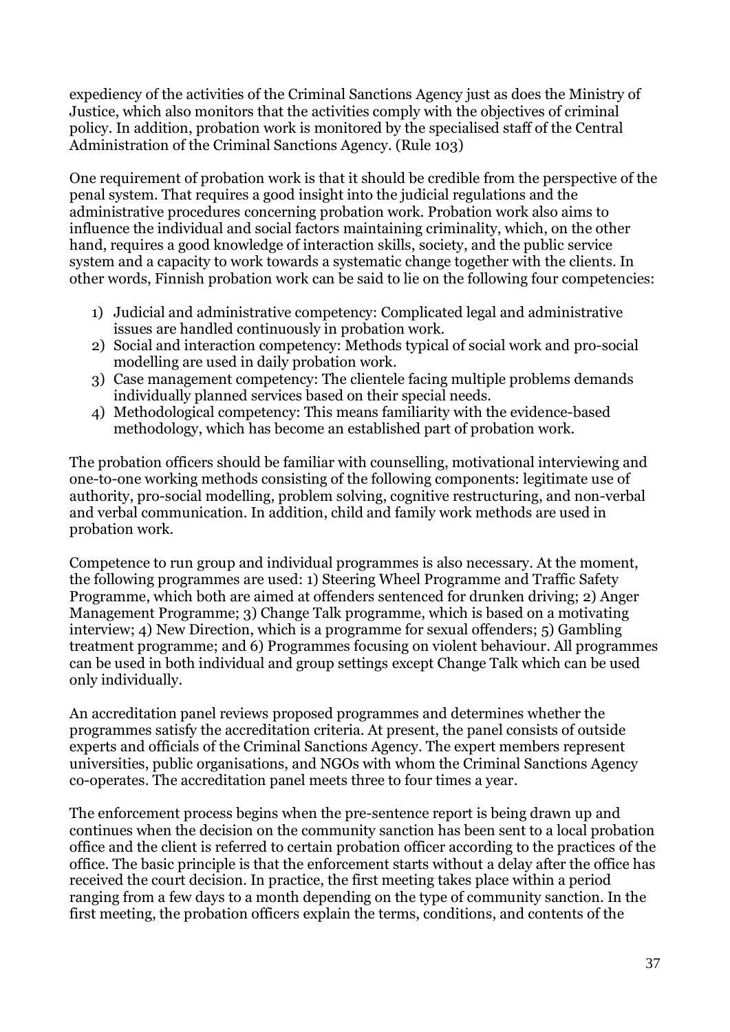expediency of the activities of the Criminal Sanctions Agency just as does the Ministry of Justice, which also monitors that the activities comply with the objectives of criminal policy. In addition, probation work is monitored by the specialised staff of the Central Administration of the Criminal Sanctions Agency. (Rule 103)

One requirement of probation work is that it should be credible from the perspective of the penal system. That requires a good insight into the judicial regulations and the administrative procedures concerning probation work. Probation work also aims to influence the individual and social factors maintaining criminality, which, on the other hand, requires a good knowledge of interaction skills, society, and the public service system and a capacity to work towards a systematic change together with the clients. In other words, Finnish probation work can be said to lie on the following four competencies:

1) Judicial and administrative competency: Complicated legal and administrative issues are handled continuously in probation work.
2) Social and interaction competency: Methods typical of social work and pro-social modelling are used in daily probation work.
3) Case management competency: The clientele facing multiple problems demands individually planned services based on their special needs.
4) Methodological competency: This means familiarity with the evidence-based methodology, which has become an established part of probation work.

The probation officers should be familiar with counselling, motivational interviewing and one-to-one working methods consisting of the following components: legitimate use of authority, pro-social modelling, problem solving, cognitive restructuring, and non-verbal and verbal communication. In addition, child and family work methods are used in probation work.

Competence to run group and individual programmes is also necessary. At the moment, the following programmes are used: 1) Steering Wheel Programme and Traffic Safety Programme, which both are aimed at offenders sentenced for drunken driving; 2) Anger Management Programme; 3) Change Talk programme, which is based on a motivating interview; 4) New Direction, which is a programme for sexual offenders; 5) Gambling treatment programme; and 6) Programmes focusing on violent behaviour. All programmes can be used in both individual and group settings except Change Talk which can be used only individually.

An accreditation panel reviews proposed programmes and determines whether the programmes satisfy the accreditation criteria. At present, the panel consists of outside experts and officials of the Criminal Sanctions Agency. The expert members represent universities, public organisations, and NGOs with whom the Criminal Sanctions Agency co-operates. The accreditation panel meets three to four times a year.

The enforcement process begins when the pre-sentence report is being drawn up and continues when the decision on the community sanction has been sent to a local probation office and the client is referred to certain probation officer according to the practices of the office. The basic principle is that the enforcement starts without a delay after the office has received the court decision. In practice, the first meeting takes place within a period ranging from a few days to a month depending on the type of community sanction. In the first meeting, the probation officers explain the terms, conditions, and contents of the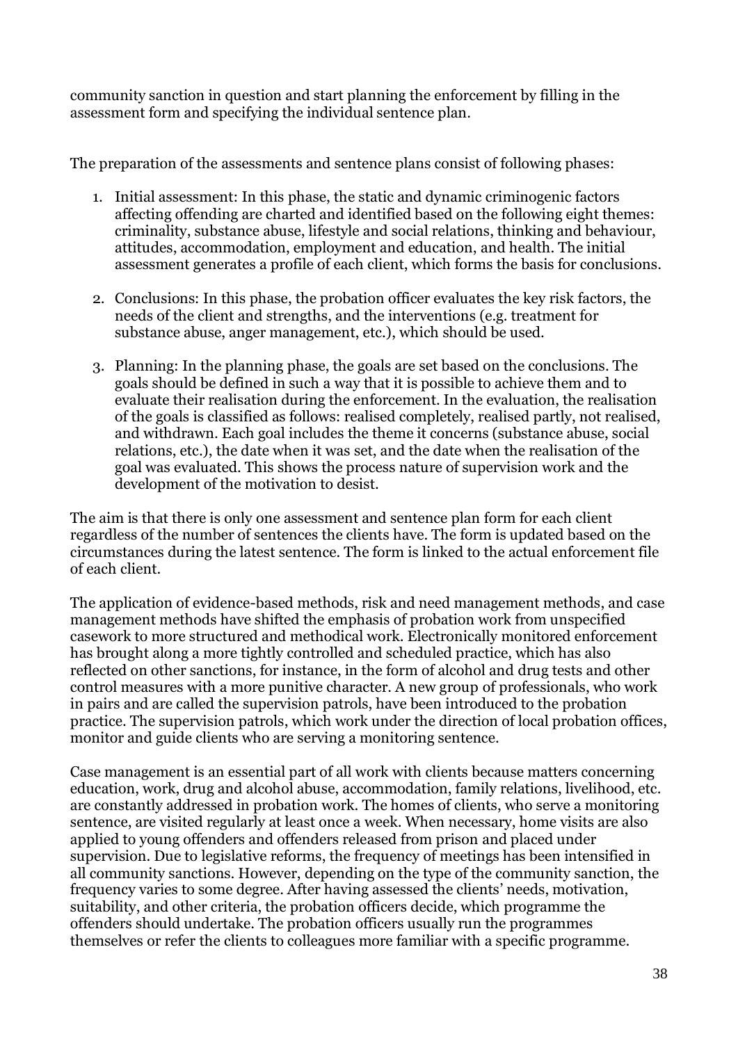community sanction in question and start planning the enforcement by filling in the assessment form and specifying the individual sentence plan.

The preparation of the assessments and sentence plans consist of following phases:

1. Initial assessment: In this phase, the static and dynamic criminogenic factors affecting offending are charted and identified based on the following eight themes: criminality, substance abuse, lifestyle and social relations, thinking and behaviour, attitudes, accommodation, employment and education, and health. The initial assessment generates a profile of each client, which forms the basis for conclusions.

2. Conclusions: In this phase, the probation officer evaluates the key risk factors, the needs of the client and strengths, and the interventions (e.g. treatment for substance abuse, anger management, etc.), which should be used.

3. Planning: In the planning phase, the goals are set based on the conclusions. The goals should be defined in such a way that it is possible to achieve them and to evaluate their realisation during the enforcement. In the evaluation, the realisation of the goals is classified as follows: realised completely, realised partly, not realised, and withdrawn. Each goal includes the theme it concerns (substance abuse, social relations, etc.), the date when it was set, and the date when the realisation of the goal was evaluated. This shows the process nature of supervision work and the development of the motivation to desist.

The aim is that there is only one assessment and sentence plan form for each client regardless of the number of sentences the clients have. The form is updated based on the circumstances during the latest sentence. The form is linked to the actual enforcement file of each client.

The application of evidence-based methods, risk and need management methods, and case management methods have shifted the emphasis of probation work from unspecified casework to more structured and methodical work. Electronically monitored enforcement has brought along a more tightly controlled and scheduled practice, which has also reflected on other sanctions, for instance, in the form of alcohol and drug tests and other control measures with a more punitive character. A new group of professionals, who work in pairs and are called the supervision patrols, have been introduced to the probation practice. The supervision patrols, which work under the direction of local probation offices, monitor and guide clients who are serving a monitoring sentence.

Case management is an essential part of all work with clients because matters concerning education, work, drug and alcohol abuse, accommodation, family relations, livelihood, etc. are constantly addressed in probation work. The homes of clients, who serve a monitoring sentence, are visited regularly at least once a week. When necessary, home visits are also applied to young offenders and offenders released from prison and placed under supervision. Due to legislative reforms, the frequency of meetings has been intensified in all community sanctions. However, depending on the type of the community sanction, the frequency varies to some degree. After having assessed the clients' needs, motivation, suitability, and other criteria, the probation officers decide, which programme the offenders should undertake. The probation officers usually run the programmes themselves or refer the clients to colleagues more familiar with a specific programme.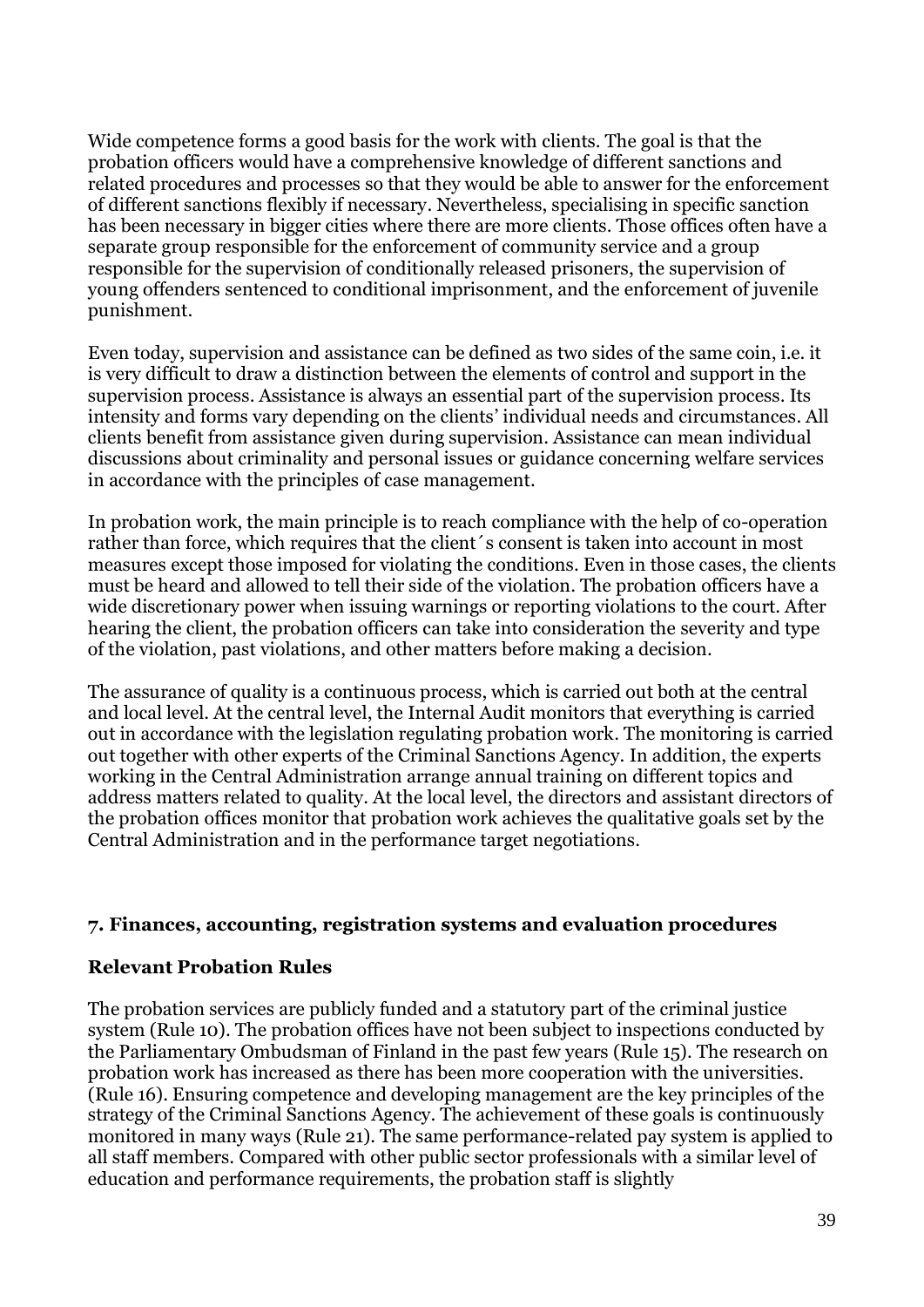Wide competence forms a good basis for the work with clients. The goal is that the probation officers would have a comprehensive knowledge of different sanctions and related procedures and processes so that they would be able to answer for the enforcement of different sanctions flexibly if necessary. Nevertheless, specialising in specific sanction has been necessary in bigger cities where there are more clients. Those offices often have a separate group responsible for the enforcement of community service and a group responsible for the supervision of conditionally released prisoners, the supervision of young offenders sentenced to conditional imprisonment, and the enforcement of juvenile punishment.

Even today, supervision and assistance can be defined as two sides of the same coin, i.e. it is very difficult to draw a distinction between the elements of control and support in the supervision process. Assistance is always an essential part of the supervision process. Its intensity and forms vary depending on the clients' individual needs and circumstances. All clients benefit from assistance given during supervision. Assistance can mean individual discussions about criminality and personal issues or guidance concerning welfare services in accordance with the principles of case management.

In probation work, the main principle is to reach compliance with the help of co-operation rather than force, which requires that the client´s consent is taken into account in most measures except those imposed for violating the conditions. Even in those cases, the clients must be heard and allowed to tell their side of the violation. The probation officers have a wide discretionary power when issuing warnings or reporting violations to the court. After hearing the client, the probation officers can take into consideration the severity and type of the violation, past violations, and other matters before making a decision.

The assurance of quality is a continuous process, which is carried out both at the central and local level. At the central level, the Internal Audit monitors that everything is carried out in accordance with the legislation regulating probation work. The monitoring is carried out together with other experts of the Criminal Sanctions Agency. In addition, the experts working in the Central Administration arrange annual training on different topics and address matters related to quality. At the local level, the directors and assistant directors of the probation offices monitor that probation work achieves the qualitative goals set by the Central Administration and in the performance target negotiations.

## 7. Finances, accounting, registration systems and evaluation procedures

### Relevant Probation Rules

The probation services are publicly funded and a statutory part of the criminal justice system (Rule 10). The probation offices have not been subject to inspections conducted by the Parliamentary Ombudsman of Finland in the past few years (Rule 15). The research on probation work has increased as there has been more cooperation with the universities. (Rule 16). Ensuring competence and developing management are the key principles of the strategy of the Criminal Sanctions Agency. The achievement of these goals is continuously monitored in many ways (Rule 21). The same performance-related pay system is applied to all staff members. Compared with other public sector professionals with a similar level of education and performance requirements, the probation staff is slightly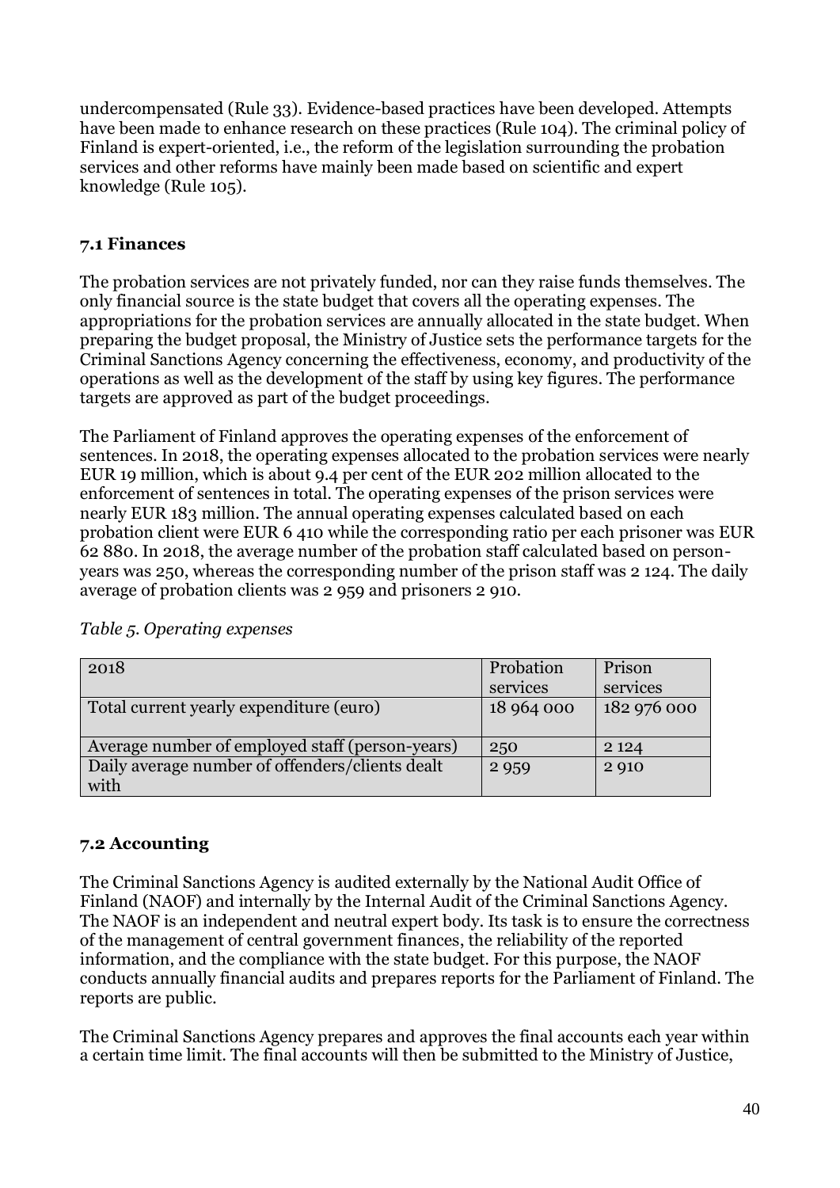undercompensated (Rule 33). Evidence-based practices have been developed. Attempts have been made to enhance research on these practices (Rule 104). The criminal policy of Finland is expert-oriented, i.e., the reform of the legislation surrounding the probation services and other reforms have mainly been made based on scientific and expert knowledge (Rule 105).

### 7.1 Finances

The probation services are not privately funded, nor can they raise funds themselves. The only financial source is the state budget that covers all the operating expenses. The appropriations for the probation services are annually allocated in the state budget. When preparing the budget proposal, the Ministry of Justice sets the performance targets for the Criminal Sanctions Agency concerning the effectiveness, economy, and productivity of the operations as well as the development of the staff by using key figures. The performance targets are approved as part of the budget proceedings.

The Parliament of Finland approves the operating expenses of the enforcement of sentences. In 2018, the operating expenses allocated to the probation services were nearly EUR 19 million, which is about 9.4 per cent of the EUR 202 million allocated to the enforcement of sentences in total. The operating expenses of the prison services were nearly EUR 183 million. The annual operating expenses calculated based on each probation client were EUR 6 410 while the corresponding ratio per each prisoner was EUR 62 880. In 2018, the average number of the probation staff calculated based on person-years was 250, whereas the corresponding number of the prison staff was 2 124. The daily average of probation clients was 2 959 and prisoners 2 910.

*Table 5. Operating expenses*

| 2018 | Probation services | Prison services |
|---|---|---|
| Total current yearly expenditure (euro) | 18 964 000 | 182 976 000 |
| Average number of employed staff (person-years) | 250 | 2 124 |
| Daily average number of offenders/clients dealt with | 2 959 | 2 910 |

### 7.2 Accounting

The Criminal Sanctions Agency is audited externally by the National Audit Office of Finland (NAOF) and internally by the Internal Audit of the Criminal Sanctions Agency. The NAOF is an independent and neutral expert body. Its task is to ensure the correctness of the management of central government finances, the reliability of the reported information, and the compliance with the state budget. For this purpose, the NAOF conducts annually financial audits and prepares reports for the Parliament of Finland. The reports are public.

The Criminal Sanctions Agency prepares and approves the final accounts each year within a certain time limit. The final accounts will then be submitted to the Ministry of Justice,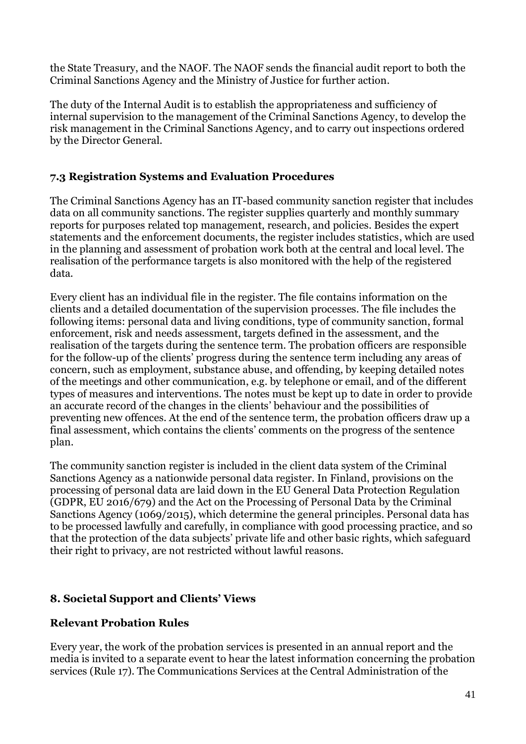the State Treasury, and the NAOF. The NAOF sends the financial audit report to both the Criminal Sanctions Agency and the Ministry of Justice for further action.

The duty of the Internal Audit is to establish the appropriateness and sufficiency of internal supervision to the management of the Criminal Sanctions Agency, to develop the risk management in the Criminal Sanctions Agency, and to carry out inspections ordered by the Director General.

### 7.3 Registration Systems and Evaluation Procedures

The Criminal Sanctions Agency has an IT-based community sanction register that includes data on all community sanctions. The register supplies quarterly and monthly summary reports for purposes related top management, research, and policies. Besides the expert statements and the enforcement documents, the register includes statistics, which are used in the planning and assessment of probation work both at the central and local level. The realisation of the performance targets is also monitored with the help of the registered data.

Every client has an individual file in the register. The file contains information on the clients and a detailed documentation of the supervision processes. The file includes the following items: personal data and living conditions, type of community sanction, formal enforcement, risk and needs assessment, targets defined in the assessment, and the realisation of the targets during the sentence term. The probation officers are responsible for the follow-up of the clients' progress during the sentence term including any areas of concern, such as employment, substance abuse, and offending, by keeping detailed notes of the meetings and other communication, e.g. by telephone or email, and of the different types of measures and interventions. The notes must be kept up to date in order to provide an accurate record of the changes in the clients' behaviour and the possibilities of preventing new offences. At the end of the sentence term, the probation officers draw up a final assessment, which contains the clients' comments on the progress of the sentence plan.

The community sanction register is included in the client data system of the Criminal Sanctions Agency as a nationwide personal data register. In Finland, provisions on the processing of personal data are laid down in the EU General Data Protection Regulation (GDPR, EU 2016/679) and the Act on the Processing of Personal Data by the Criminal Sanctions Agency (1069/2015), which determine the general principles. Personal data has to be processed lawfully and carefully, in compliance with good processing practice, and so that the protection of the data subjects' private life and other basic rights, which safeguard their right to privacy, are not restricted without lawful reasons.

## 8. Societal Support and Clients' Views

### Relevant Probation Rules

Every year, the work of the probation services is presented in an annual report and the media is invited to a separate event to hear the latest information concerning the probation services (Rule 17). The Communications Services at the Central Administration of the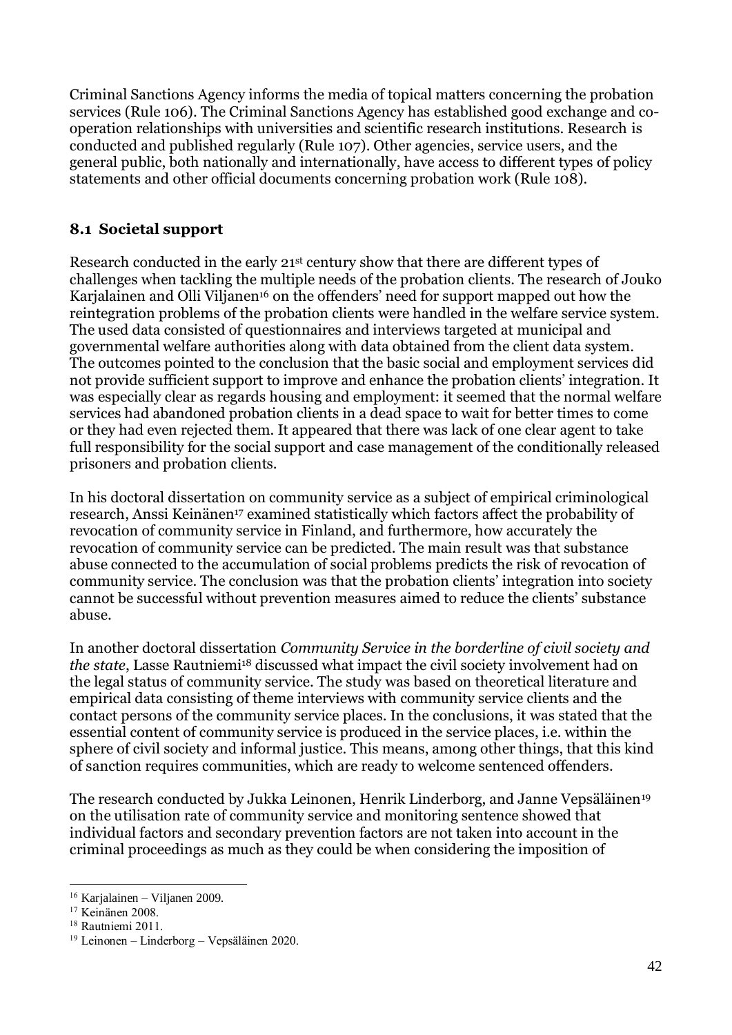Criminal Sanctions Agency informs the media of topical matters concerning the probation services (Rule 106). The Criminal Sanctions Agency has established good exchange and co-operation relationships with universities and scientific research institutions. Research is conducted and published regularly (Rule 107). Other agencies, service users, and the general public, both nationally and internationally, have access to different types of policy statements and other official documents concerning probation work (Rule 108).

## 8.1 Societal support

Research conducted in the early 21st century show that there are different types of challenges when tackling the multiple needs of the probation clients. The research of Jouko Karjalainen and Olli Viljanen[16] on the offenders' need for support mapped out how the reintegration problems of the probation clients were handled in the welfare service system. The used data consisted of questionnaires and interviews targeted at municipal and governmental welfare authorities along with data obtained from the client data system. The outcomes pointed to the conclusion that the basic social and employment services did not provide sufficient support to improve and enhance the probation clients' integration. It was especially clear as regards housing and employment: it seemed that the normal welfare services had abandoned probation clients in a dead space to wait for better times to come or they had even rejected them. It appeared that there was lack of one clear agent to take full responsibility for the social support and case management of the conditionally released prisoners and probation clients.

In his doctoral dissertation on community service as a subject of empirical criminological research, Anssi Keinänen[17] examined statistically which factors affect the probability of revocation of community service in Finland, and furthermore, how accurately the revocation of community service can be predicted. The main result was that substance abuse connected to the accumulation of social problems predicts the risk of revocation of community service. The conclusion was that the probation clients' integration into society cannot be successful without prevention measures aimed to reduce the clients' substance abuse.

In another doctoral dissertation *Community Service in the borderline of civil society and the state*, Lasse Rautniemi[18] discussed what impact the civil society involvement had on the legal status of community service. The study was based on theoretical literature and empirical data consisting of theme interviews with community service clients and the contact persons of the community service places. In the conclusions, it was stated that the essential content of community service is produced in the service places, i.e. within the sphere of civil society and informal justice. This means, among other things, that this kind of sanction requires communities, which are ready to welcome sentenced offenders.

The research conducted by Jukka Leinonen, Henrik Linderborg, and Janne Vepsäläinen[19] on the utilisation rate of community service and monitoring sentence showed that individual factors and secondary prevention factors are not taken into account in the criminal proceedings as much as they could be when considering the imposition of

---

[16] Karjalainen – Viljanen 2009.

[17] Keinänen 2008.

[18] Rautniemi 2011.

[19] Leinonen – Linderborg – Vepsäläinen 2020.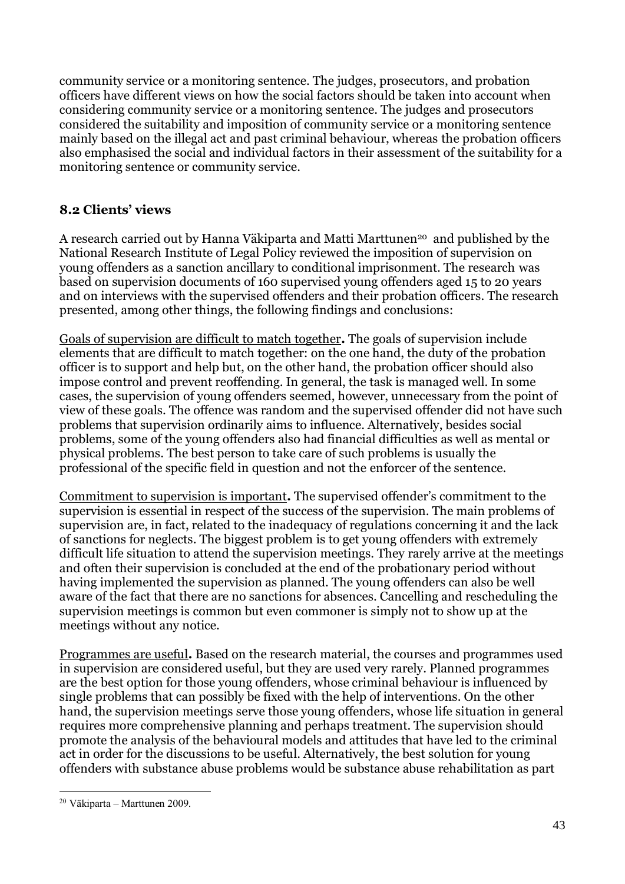community service or a monitoring sentence. The judges, prosecutors, and probation officers have different views on how the social factors should be taken into account when considering community service or a monitoring sentence. The judges and prosecutors considered the suitability and imposition of community service or a monitoring sentence mainly based on the illegal act and past criminal behaviour, whereas the probation officers also emphasised the social and individual factors in their assessment of the suitability for a monitoring sentence or community service.

### 8.2 Clients' views

A research carried out by Hanna Väkiparta and Matti Marttunen[20] and published by the National Research Institute of Legal Policy reviewed the imposition of supervision on young offenders as a sanction ancillary to conditional imprisonment. The research was based on supervision documents of 160 supervised young offenders aged 15 to 20 years and on interviews with the supervised offenders and their probation officers. The research presented, among other things, the following findings and conclusions:

<u>Goals of supervision are difficult to match together</u>**.** The goals of supervision include elements that are difficult to match together: on the one hand, the duty of the probation officer is to support and help but, on the other hand, the probation officer should also impose control and prevent reoffending. In general, the task is managed well. In some cases, the supervision of young offenders seemed, however, unnecessary from the point of view of these goals. The offence was random and the supervised offender did not have such problems that supervision ordinarily aims to influence. Alternatively, besides social problems, some of the young offenders also had financial difficulties as well as mental or physical problems. The best person to take care of such problems is usually the professional of the specific field in question and not the enforcer of the sentence.

<u>Commitment to supervision is important</u>**.** The supervised offender's commitment to the supervision is essential in respect of the success of the supervision. The main problems of supervision are, in fact, related to the inadequacy of regulations concerning it and the lack of sanctions for neglects. The biggest problem is to get young offenders with extremely difficult life situation to attend the supervision meetings. They rarely arrive at the meetings and often their supervision is concluded at the end of the probationary period without having implemented the supervision as planned. The young offenders can also be well aware of the fact that there are no sanctions for absences. Cancelling and rescheduling the supervision meetings is common but even commoner is simply not to show up at the meetings without any notice.

<u>Programmes are useful</u>**.** Based on the research material, the courses and programmes used in supervision are considered useful, but they are used very rarely. Planned programmes are the best option for those young offenders, whose criminal behaviour is influenced by single problems that can possibly be fixed with the help of interventions. On the other hand, the supervision meetings serve those young offenders, whose life situation in general requires more comprehensive planning and perhaps treatment. The supervision should promote the analysis of the behavioural models and attitudes that have led to the criminal act in order for the discussions to be useful. Alternatively, the best solution for young offenders with substance abuse problems would be substance abuse rehabilitation as part

---

[20] Väkiparta – Marttunen 2009.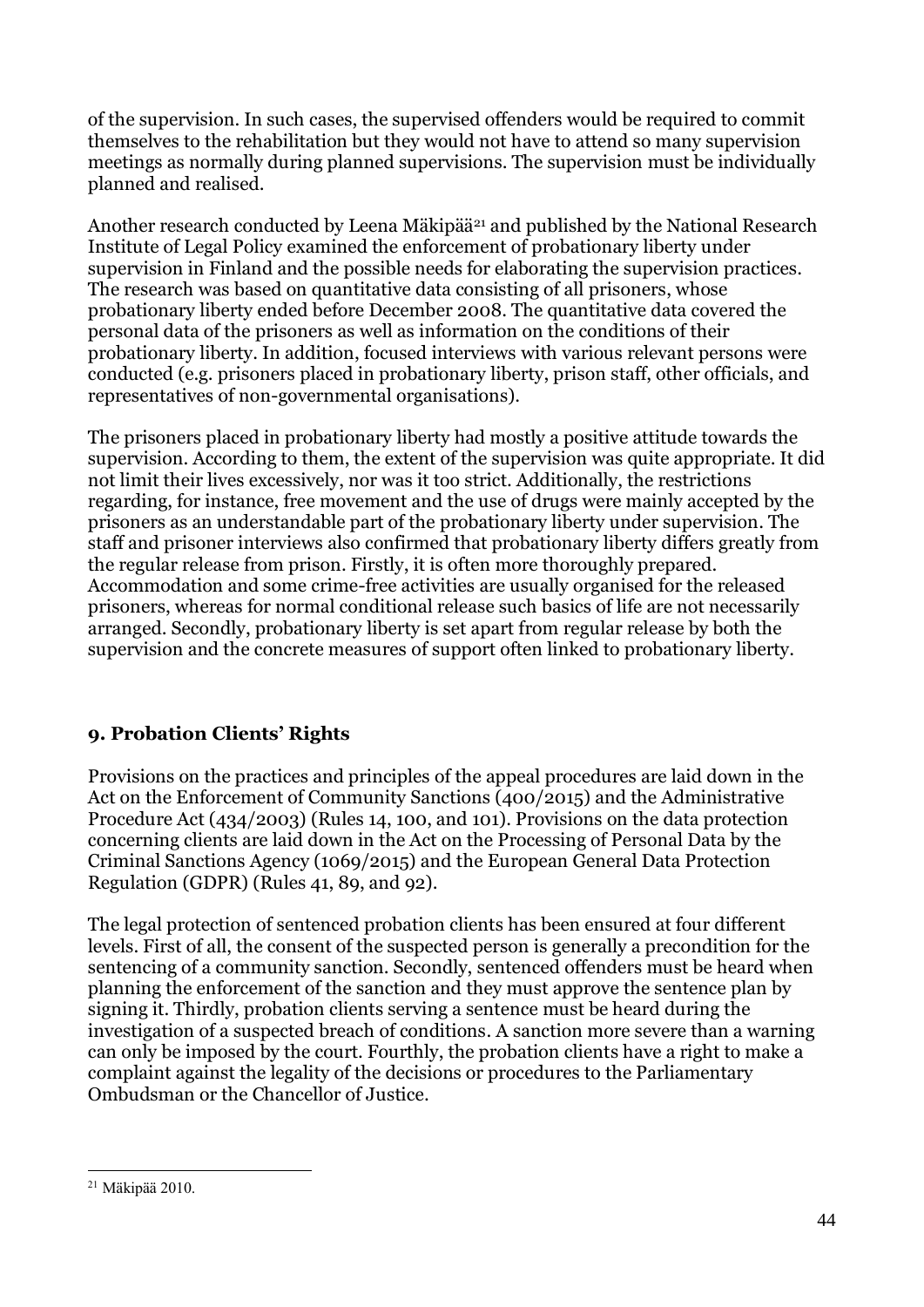of the supervision. In such cases, the supervised offenders would be required to commit themselves to the rehabilitation but they would not have to attend so many supervision meetings as normally during planned supervisions. The supervision must be individually planned and realised.

Another research conducted by Leena Mäkipää[21] and published by the National Research Institute of Legal Policy examined the enforcement of probationary liberty under supervision in Finland and the possible needs for elaborating the supervision practices. The research was based on quantitative data consisting of all prisoners, whose probationary liberty ended before December 2008. The quantitative data covered the personal data of the prisoners as well as information on the conditions of their probationary liberty. In addition, focused interviews with various relevant persons were conducted (e.g. prisoners placed in probationary liberty, prison staff, other officials, and representatives of non-governmental organisations).

The prisoners placed in probationary liberty had mostly a positive attitude towards the supervision. According to them, the extent of the supervision was quite appropriate. It did not limit their lives excessively, nor was it too strict. Additionally, the restrictions regarding, for instance, free movement and the use of drugs were mainly accepted by the prisoners as an understandable part of the probationary liberty under supervision. The staff and prisoner interviews also confirmed that probationary liberty differs greatly from the regular release from prison. Firstly, it is often more thoroughly prepared. Accommodation and some crime-free activities are usually organised for the released prisoners, whereas for normal conditional release such basics of life are not necessarily arranged. Secondly, probationary liberty is set apart from regular release by both the supervision and the concrete measures of support often linked to probationary liberty.

## 9. Probation Clients' Rights

Provisions on the practices and principles of the appeal procedures are laid down in the Act on the Enforcement of Community Sanctions (400/2015) and the Administrative Procedure Act (434/2003) (Rules 14, 100, and 101). Provisions on the data protection concerning clients are laid down in the Act on the Processing of Personal Data by the Criminal Sanctions Agency (1069/2015) and the European General Data Protection Regulation (GDPR) (Rules 41, 89, and 92).

The legal protection of sentenced probation clients has been ensured at four different levels. First of all, the consent of the suspected person is generally a precondition for the sentencing of a community sanction. Secondly, sentenced offenders must be heard when planning the enforcement of the sanction and they must approve the sentence plan by signing it. Thirdly, probation clients serving a sentence must be heard during the investigation of a suspected breach of conditions. A sanction more severe than a warning can only be imposed by the court. Fourthly, the probation clients have a right to make a complaint against the legality of the decisions or procedures to the Parliamentary Ombudsman or the Chancellor of Justice.

[21] Mäkipää 2010.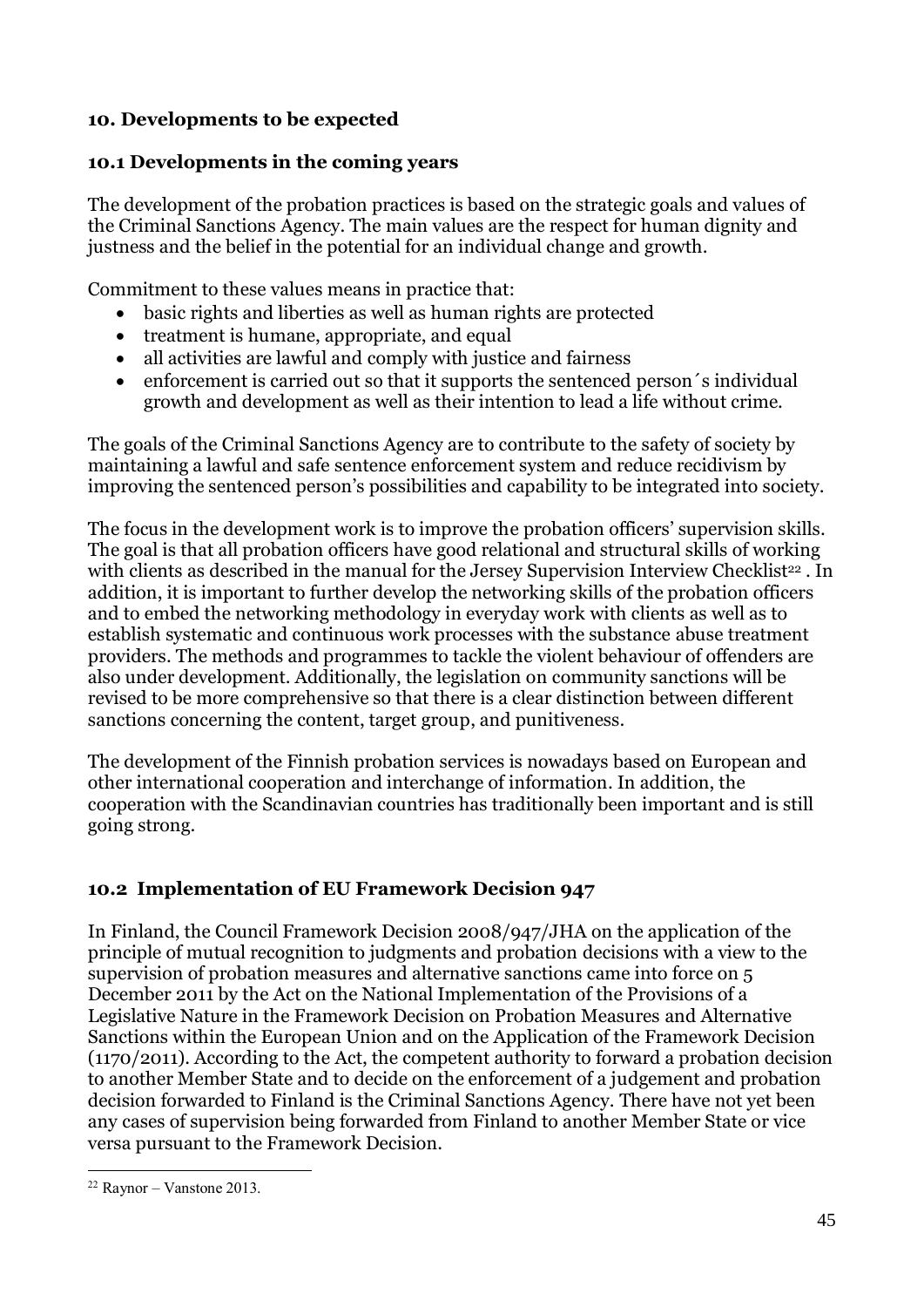## 10. Developments to be expected

### 10.1 Developments in the coming years

The development of the probation practices is based on the strategic goals and values of the Criminal Sanctions Agency. The main values are the respect for human dignity and justness and the belief in the potential for an individual change and growth.

Commitment to these values means in practice that:

- basic rights and liberties as well as human rights are protected
- treatment is humane, appropriate, and equal
- all activities are lawful and comply with justice and fairness
- enforcement is carried out so that it supports the sentenced person´s individual growth and development as well as their intention to lead a life without crime.

The goals of the Criminal Sanctions Agency are to contribute to the safety of society by maintaining a lawful and safe sentence enforcement system and reduce recidivism by improving the sentenced person's possibilities and capability to be integrated into society.

The focus in the development work is to improve the probation officers' supervision skills. The goal is that all probation officers have good relational and structural skills of working with clients as described in the manual for the Jersey Supervision Interview Checklist[22] . In addition, it is important to further develop the networking skills of the probation officers and to embed the networking methodology in everyday work with clients as well as to establish systematic and continuous work processes with the substance abuse treatment providers. The methods and programmes to tackle the violent behaviour of offenders are also under development. Additionally, the legislation on community sanctions will be revised to be more comprehensive so that there is a clear distinction between different sanctions concerning the content, target group, and punitiveness.

The development of the Finnish probation services is nowadays based on European and other international cooperation and interchange of information. In addition, the cooperation with the Scandinavian countries has traditionally been important and is still going strong.

### 10.2 Implementation of EU Framework Decision 947

In Finland, the Council Framework Decision 2008/947/JHA on the application of the principle of mutual recognition to judgments and probation decisions with a view to the supervision of probation measures and alternative sanctions came into force on 5 December 2011 by the Act on the National Implementation of the Provisions of a Legislative Nature in the Framework Decision on Probation Measures and Alternative Sanctions within the European Union and on the Application of the Framework Decision (1170/2011). According to the Act, the competent authority to forward a probation decision to another Member State and to decide on the enforcement of a judgement and probation decision forwarded to Finland is the Criminal Sanctions Agency. There have not yet been any cases of supervision being forwarded from Finland to another Member State or vice versa pursuant to the Framework Decision.

[22] Raynor – Vanstone 2013.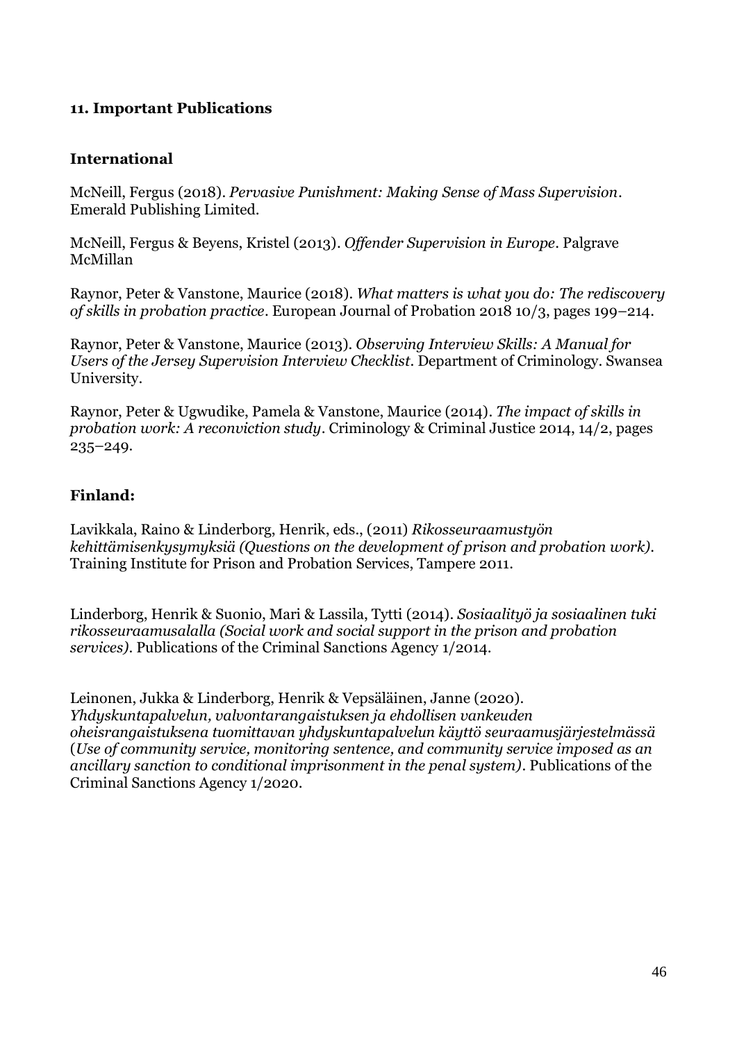## 11. Important Publications

### International

McNeill, Fergus (2018). *Pervasive Punishment: Making Sense of Mass Supervision*. Emerald Publishing Limited.

McNeill, Fergus & Beyens, Kristel (2013). *Offender Supervision in Europe*. Palgrave McMillan

Raynor, Peter & Vanstone, Maurice (2018). *What matters is what you do: The rediscovery of skills in probation practice*. European Journal of Probation 2018 10/3, pages 199–214.

Raynor, Peter & Vanstone, Maurice (2013). *Observing Interview Skills: A Manual for Users of the Jersey Supervision Interview Checklist*. Department of Criminology. Swansea University.

Raynor, Peter & Ugwudike, Pamela & Vanstone, Maurice (2014). *The impact of skills in probation work: A reconviction study*. Criminology & Criminal Justice 2014, 14/2, pages 235–249.

### Finland:

Lavikkala, Raino & Linderborg, Henrik, eds., (2011) *Rikosseuraamustyön kehittämisenkysymyksiä (Questions on the development of prison and probation work).* Training Institute for Prison and Probation Services, Tampere 2011.

Linderborg, Henrik & Suonio, Mari & Lassila, Tytti (2014). *Sosiaalityö ja sosiaalinen tuki rikosseuraamusalalla (Social work and social support in the prison and probation services).* Publications of the Criminal Sanctions Agency 1/2014.

Leinonen, Jukka & Linderborg, Henrik & Vepsäläinen, Janne (2020). *Yhdyskuntapalvelun, valvontarangaistuksen ja ehdollisen vankeuden oheisrangaistuksena tuomittavan yhdyskuntapalvelun käyttö seuraamusjärjestelmässä* (*Use of community service, monitoring sentence, and community service imposed as an ancillary sanction to conditional imprisonment in the penal system)*. Publications of the Criminal Sanctions Agency 1/2020.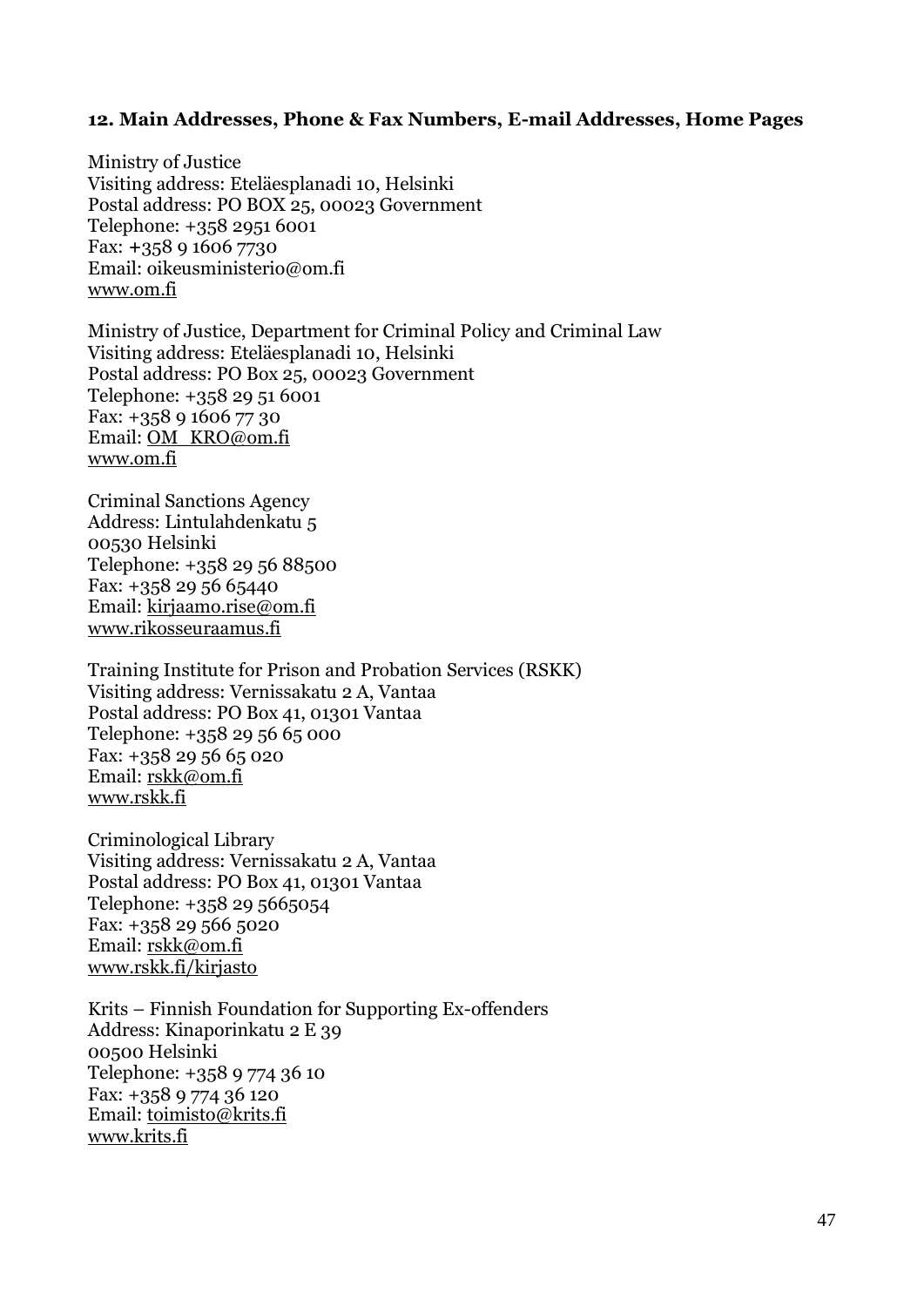### 12. Main Addresses, Phone & Fax Numbers, E-mail Addresses, Home Pages

Ministry of Justice  
Visiting address: Eteläesplanadi 10, Helsinki  
Postal address: PO BOX 25, 00023 Government  
Telephone: +358 2951 6001  
Fax: +358 9 1606 7730  
Email: oikeusministerio@om.fi  
www.om.fi

Ministry of Justice, Department for Criminal Policy and Criminal Law  
Visiting address: Eteläesplanadi 10, Helsinki  
Postal address: PO Box 25, 00023 Government  
Telephone: +358 29 51 6001  
Fax: +358 9 1606 77 30  
Email: OM_KRO@om.fi  
www.om.fi

Criminal Sanctions Agency  
Address: Lintulahdenkatu 5  
00530 Helsinki  
Telephone: +358 29 56 88500  
Fax: +358 29 56 65440  
Email: kirjaamo.rise@om.fi  
www.rikosseuraamus.fi

Training Institute for Prison and Probation Services (RSKK)  
Visiting address: Vernissakatu 2 A, Vantaa  
Postal address: PO Box 41, 01301 Vantaa  
Telephone: +358 29 56 65 000  
Fax: +358 29 56 65 020  
Email: rskk@om.fi  
www.rskk.fi

Criminological Library  
Visiting address: Vernissakatu 2 A, Vantaa  
Postal address: PO Box 41, 01301 Vantaa  
Telephone: +358 29 5665054  
Fax: +358 29 566 5020  
Email: rskk@om.fi  
www.rskk.fi/kirjasto

Krits – Finnish Foundation for Supporting Ex-offenders  
Address: Kinaporinkatu 2 E 39  
00500 Helsinki  
Telephone: +358 9 774 36 10  
Fax: +358 9 774 36 120  
Email: toimisto@krits.fi  
www.krits.fi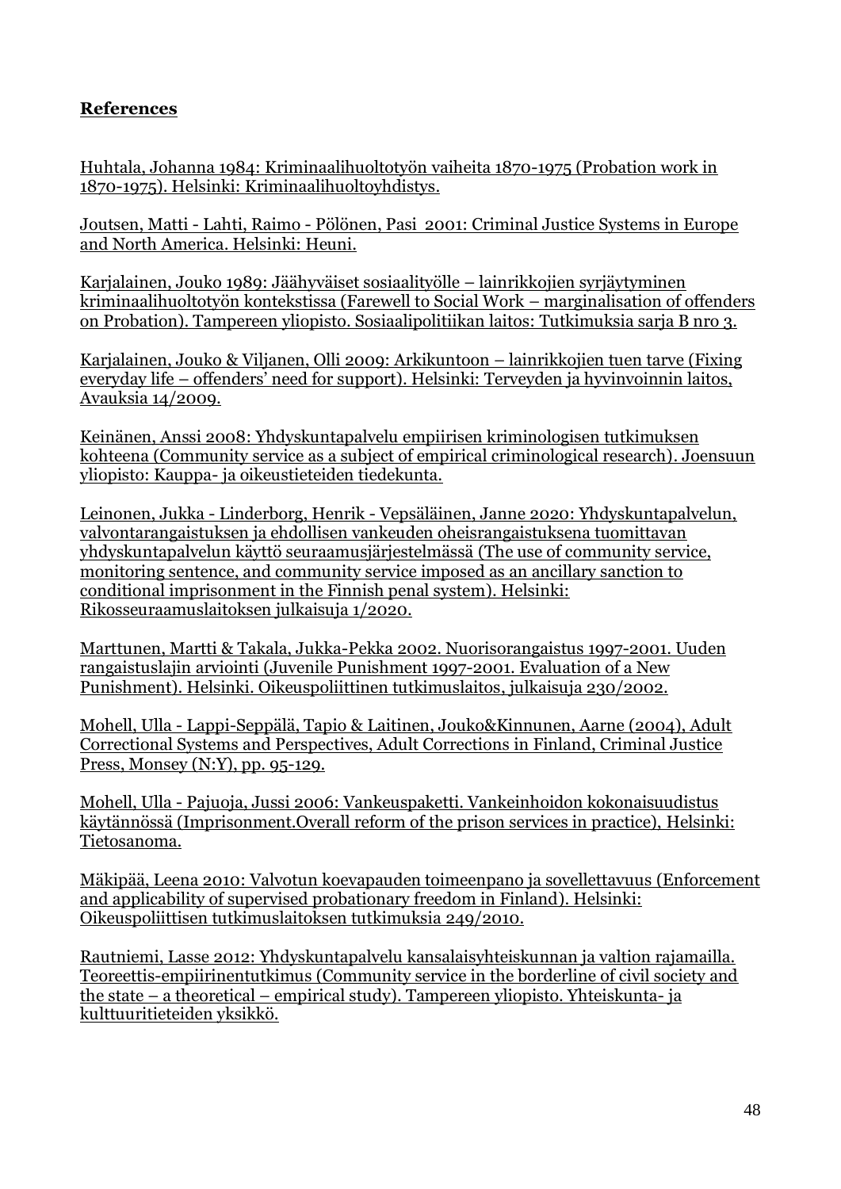## References

Huhtala, Johanna 1984: Kriminaalihuoltotyön vaiheita 1870-1975 (Probation work in 1870-1975). Helsinki: Kriminaalihuoltoyhdistys.

Joutsen, Matti - Lahti, Raimo - Pölönen, Pasi 2001: Criminal Justice Systems in Europe and North America. Helsinki: Heuni.

Karjalainen, Jouko 1989: Jäähyväiset sosiaalityölle – lainrikkojien syrjäytyminen kriminaalihuoltotyön kontekstissa (Farewell to Social Work – marginalisation of offenders on Probation). Tampereen yliopisto. Sosiaalipolitiikan laitos: Tutkimuksia sarja B nro 3.

Karjalainen, Jouko & Viljanen, Olli 2009: Arkikuntoon – lainrikkojien tuen tarve (Fixing everyday life – offenders' need for support). Helsinki: Terveyden ja hyvinvoinnin laitos, Avauksia 14/2009.

Keinänen, Anssi 2008: Yhdyskuntapalvelu empiirisen kriminologisen tutkimuksen kohteena (Community service as a subject of empirical criminological research). Joensuun yliopisto: Kauppa- ja oikeustieteiden tiedekunta.

Leinonen, Jukka - Linderborg, Henrik - Vepsäläinen, Janne 2020: Yhdyskuntapalvelun, valvontarangaistuksen ja ehdollisen vankeuden oheisrangaistuksena tuomittavan yhdyskuntapalvelun käyttö seuraamusjärjestelmässä (The use of community service, monitoring sentence, and community service imposed as an ancillary sanction to conditional imprisonment in the Finnish penal system). Helsinki: Rikosseuraamuslaitoksen julkaisuja 1/2020.

Marttunen, Martti & Takala, Jukka-Pekka 2002. Nuorisorangaistus 1997-2001. Uuden rangaistuslajin arviointi (Juvenile Punishment 1997-2001. Evaluation of a New Punishment). Helsinki. Oikeuspoliittinen tutkimuslaitos, julkaisuja 230/2002.

Mohell, Ulla - Lappi-Seppälä, Tapio & Laitinen, Jouko&Kinnunen, Aarne (2004), Adult Correctional Systems and Perspectives, Adult Corrections in Finland, Criminal Justice Press, Monsey (N:Y), pp. 95-129.

Mohell, Ulla - Pajuoja, Jussi 2006: Vankeuspaketti. Vankeinhoidon kokonaisuudistus käytännössä (Imprisonment.Overall reform of the prison services in practice), Helsinki: Tietosanoma.

Mäkipää, Leena 2010: Valvotun koevapauden toimeenpano ja sovellettavuus (Enforcement and applicability of supervised probationary freedom in Finland). Helsinki: Oikeuspoliittisen tutkimuslaitoksen tutkimuksia 249/2010.

Rautniemi, Lasse 2012: Yhdyskuntapalvelu kansalaisyhteiskunnan ja valtion rajamailla. Teoreettis-empiirinentutkimus (Community service in the borderline of civil society and the state – a theoretical – empirical study). Tampereen yliopisto. Yhteiskunta- ja kulttuuritieteiden yksikkö.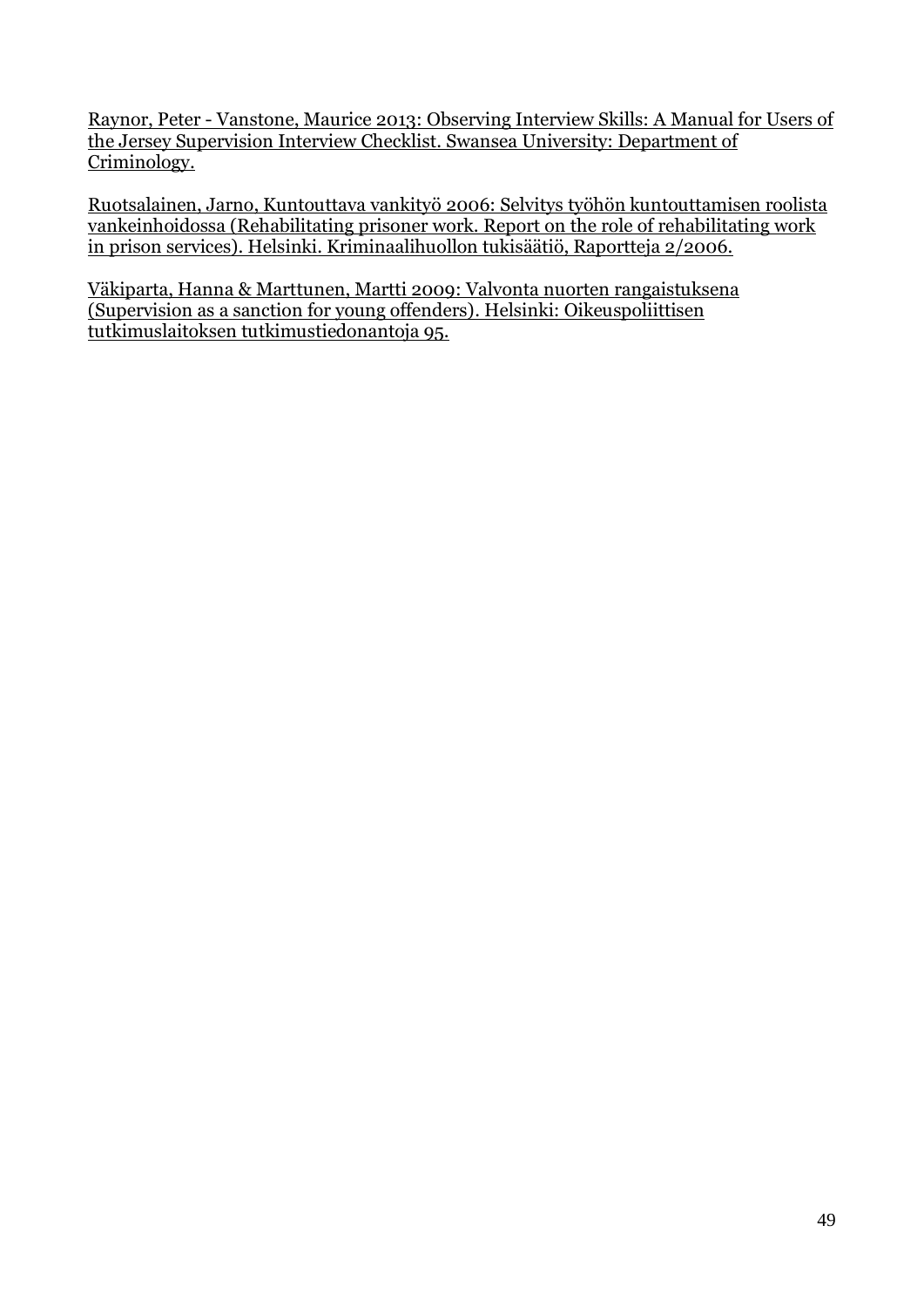Raynor, Peter - Vanstone, Maurice 2013: Observing Interview Skills: A Manual for Users of the Jersey Supervision Interview Checklist. Swansea University: Department of Criminology.

Ruotsalainen, Jarno, Kuntouttava vankityö 2006: Selvitys työhön kuntouttamisen roolista vankeinhoidossa (Rehabilitating prisoner work. Report on the role of rehabilitating work in prison services). Helsinki. Kriminaalihuollon tukisäätiö, Raportteja 2/2006.

Väkiparta, Hanna & Marttunen, Martti 2009: Valvonta nuorten rangaistuksena (Supervision as a sanction for young offenders). Helsinki: Oikeuspoliittisen tutkimuslaitoksen tutkimustiedonantoja 95.